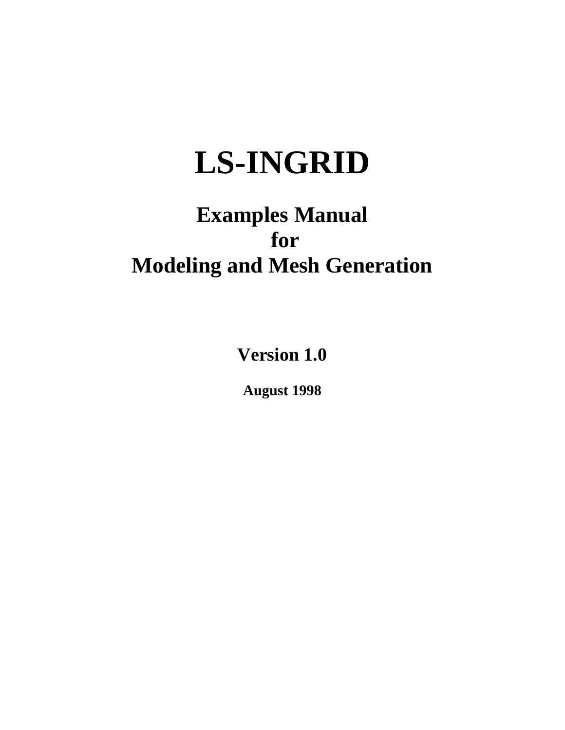# LS-INGRID

## Examples Manual
## for
## Modeling and Mesh Generation

**Version 1.0**

**August 1998**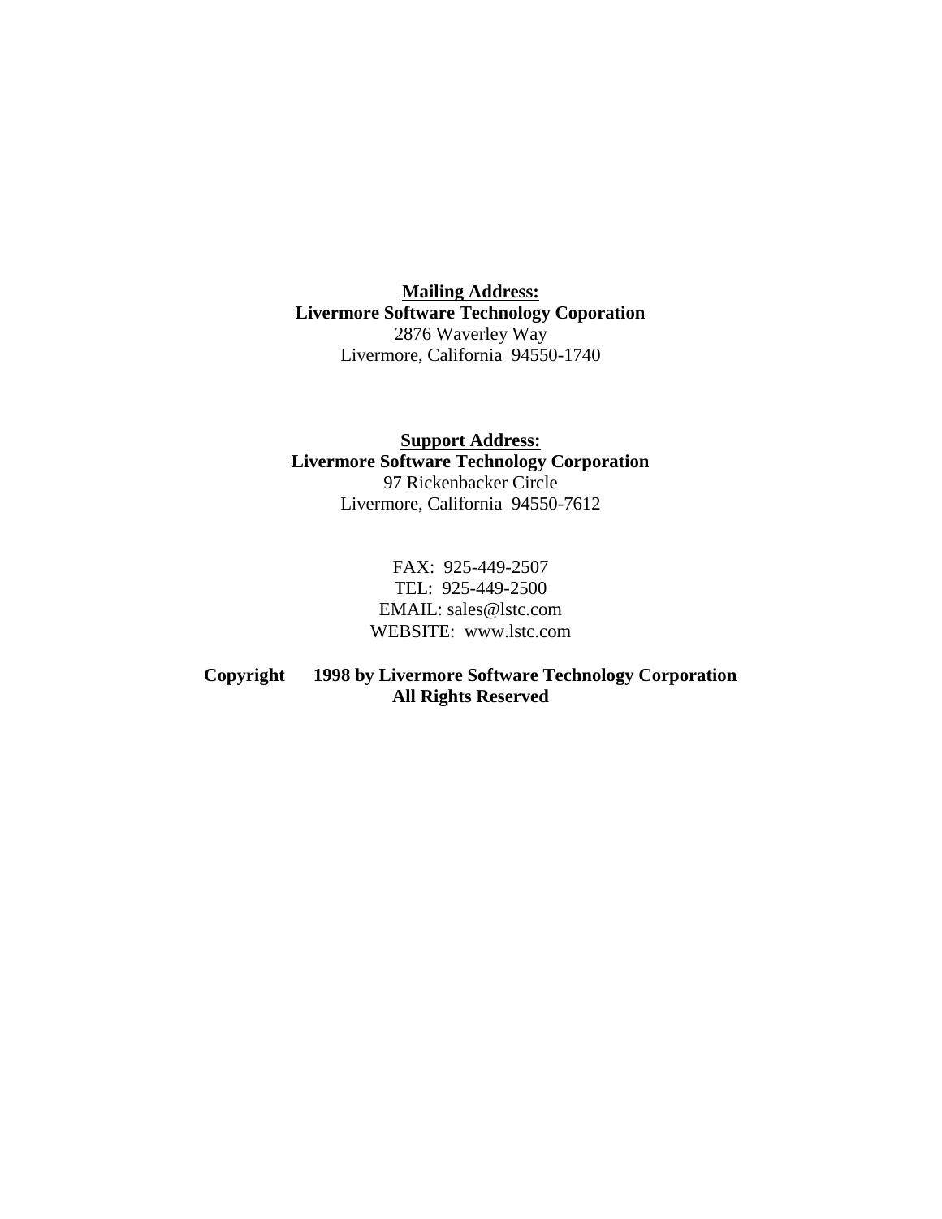**<u>Mailing Address:</u>**
**Livermore Software Technology Coporation**
2876 Waverley Way
Livermore, California 94550-1740

**<u>Support Address:</u>**
**Livermore Software Technology Corporation**
97 Rickenbacker Circle
Livermore, California 94550-7612

FAX: 925-449-2507
TEL: 925-449-2500
EMAIL: sales@lstc.com
WEBSITE: www.lstc.com

**Copyright 1998 by Livermore Software Technology Corporation**
**All Rights Reserved**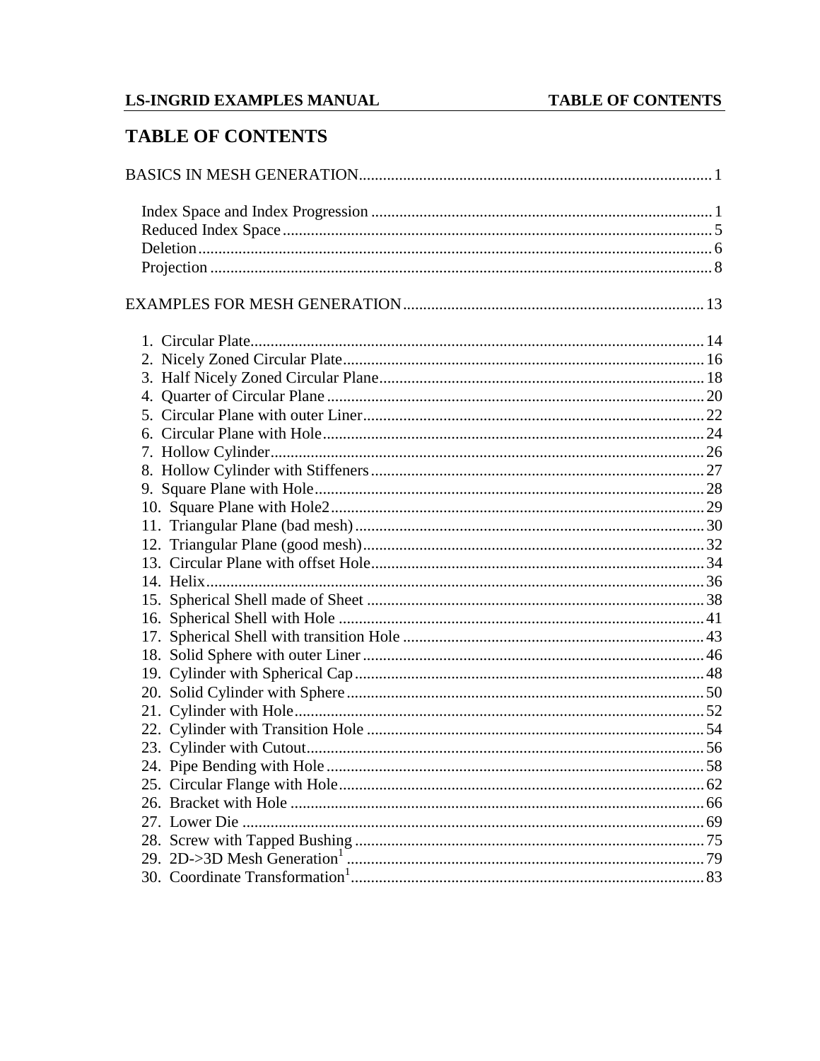# TABLE OF CONTENTS

BASICS IN MESH GENERATION........................................................................................1

- Index Space and Index Progression ....................................................................................1
- Reduced Index Space..........................................................................................................5
- Deletion...............................................................................................................................6
- Projection ............................................................................................................................8

EXAMPLES FOR MESH GENERATION...........................................................................13

1. Circular Plate.................................................................................................................14
2. Nicely Zoned Circular Plate..........................................................................................16
3. Half Nicely Zoned Circular Plane.................................................................................18
4. Quarter of Circular Plane..............................................................................................20
5. Circular Plane with outer Liner.....................................................................................22
6. Circular Plane with Hole...............................................................................................24
7. Hollow Cylinder............................................................................................................26
8. Hollow Cylinder with Stiffeners...................................................................................27
9. Square Plane with Hole.................................................................................................28
10. Square Plane with Hole2............................................................................................29
11. Triangular Plane (bad mesh)......................................................................................30
12. Triangular Plane (good mesh)....................................................................................32
13. Circular Plane with offset Hole...................................................................................34
14. Helix...........................................................................................................................36
15. Spherical Shell made of Sheet....................................................................................38
16. Spherical Shell with Hole...........................................................................................41
17. Spherical Shell with transition Hole...........................................................................43
18. Solid Sphere with outer Liner.....................................................................................46
19. Cylinder with Spherical Cap.......................................................................................48
20. Solid Cylinder with Sphere.........................................................................................50
21. Cylinder with Hole......................................................................................................52
22. Cylinder with Transition Hole.....................................................................................54
23. Cylinder with Cutout...................................................................................................56
24. Pipe Bending with Hole...............................................................................................58
25. Circular Flange with Hole...........................................................................................62
26. Bracket with Hole........................................................................................................66
27. Lower Die....................................................................................................................69
28. Screw with Tapped Bushing........................................................................................75
29. 2D->3D Mesh Generation[1]........................................................................................79
30. Coordinate Transformation[1]......................................................................................83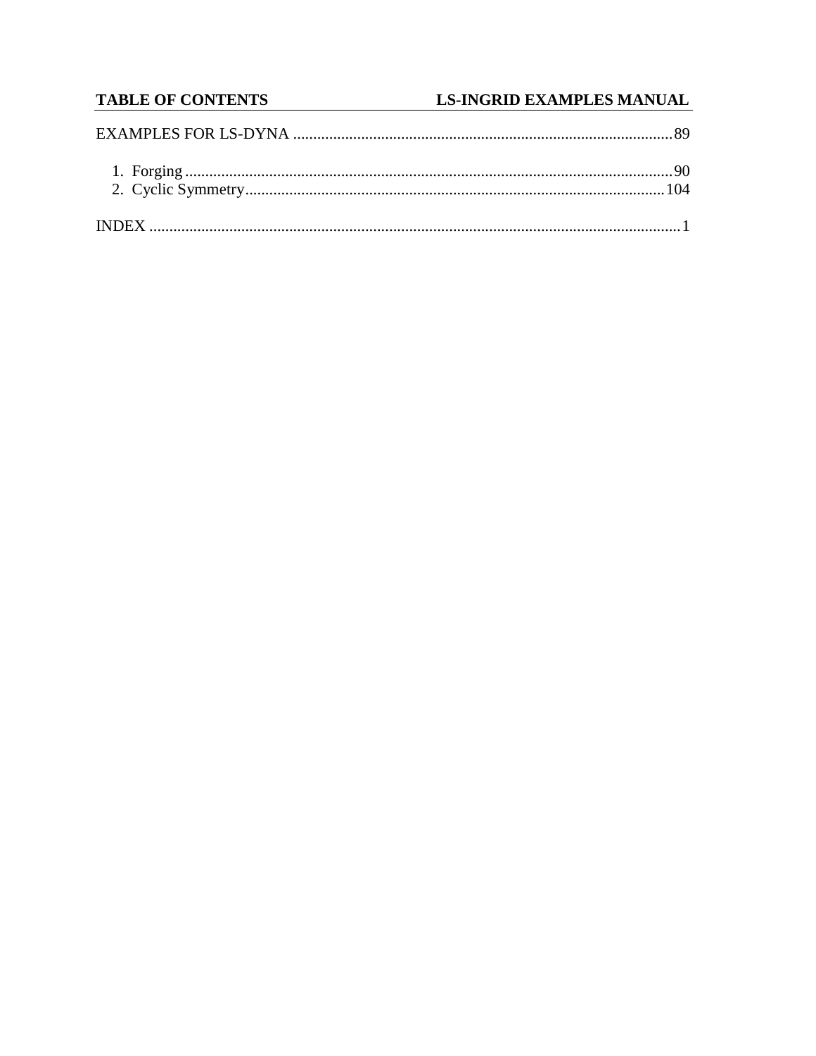EXAMPLES FOR LS-DYNA ........................................................................................89

1. Forging ........................................................................................................90
2. Cyclic Symmetry.........................................................................................104

INDEX ....................................................................................................................1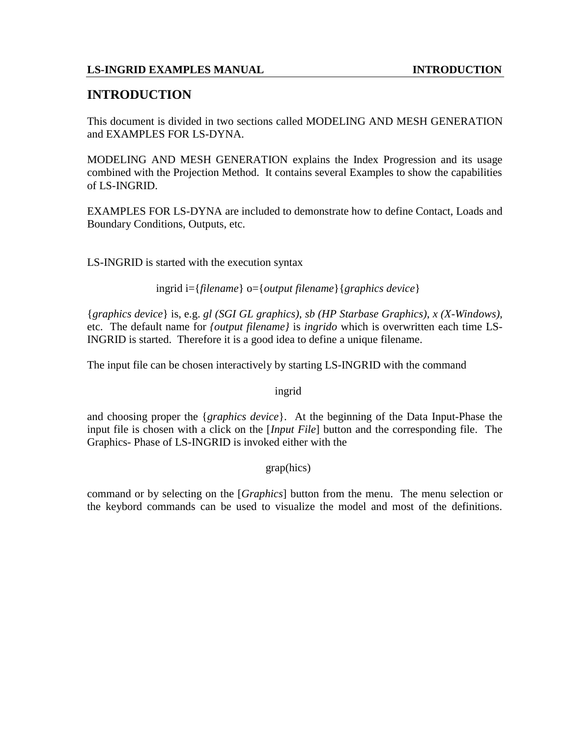# INTRODUCTION

This document is divided in two sections called MODELING AND MESH GENERATION and EXAMPLES FOR LS-DYNA.

MODELING AND MESH GENERATION explains the Index Progression and its usage combined with the Projection Method. It contains several Examples to show the capabilities of LS-INGRID.

EXAMPLES FOR LS-DYNA are included to demonstrate how to define Contact, Loads and Boundary Conditions, Outputs, etc.

LS-INGRID is started with the execution syntax

ingrid i={*filename*} o={*output filename*}{*graphics device*}

{*graphics device*} is, e.g. *gl (SGI GL graphics)*, *sb (HP Starbase Graphics)*, *x (X-Windows)*, etc. The default name for *{output filename}* is *ingrido* which is overwritten each time LS-INGRID is started. Therefore it is a good idea to define a unique filename.

The input file can be chosen interactively by starting LS-INGRID with the command

ingrid

and choosing proper the {*graphics device*}. At the beginning of the Data Input-Phase the input file is chosen with a click on the [*Input File*] button and the corresponding file. The Graphics- Phase of LS-INGRID is invoked either with the

grap(hics)

command or by selecting on the [*Graphics*] button from the menu. The menu selection or the keybord commands can be used to visualize the model and most of the definitions.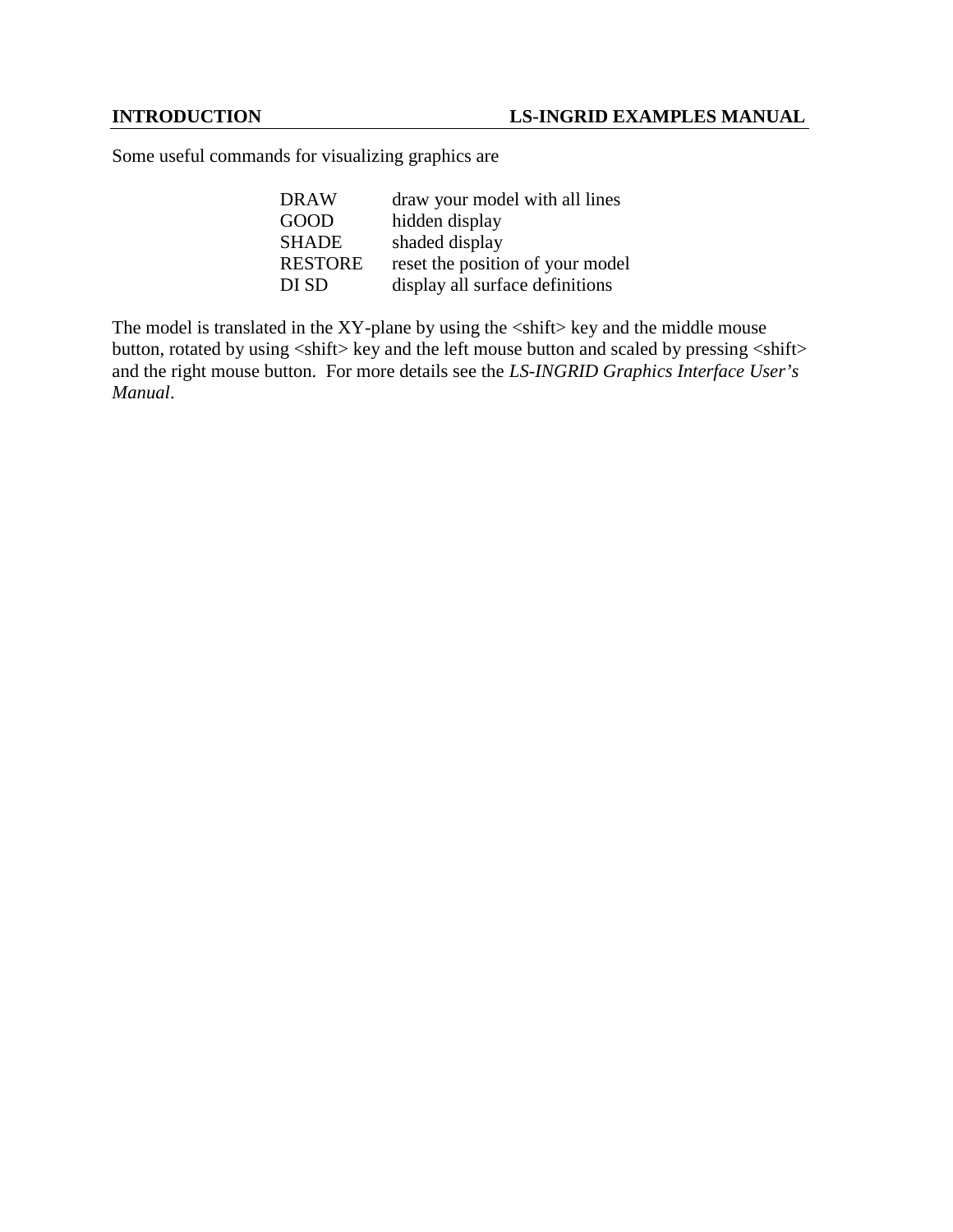Some useful commands for visualizing graphics are

| | |
|---|---|
| DRAW | draw your model with all lines |
| GOOD | hidden display |
| SHADE | shaded display |
| RESTORE | reset the position of your model |
| DI SD | display all surface definitions |

The model is translated in the XY-plane by using the <shift> key and the middle mouse button, rotated by using <shift> key and the left mouse button and scaled by pressing <shift> and the right mouse button. For more details see the *LS-INGRID Graphics Interface User's Manual*.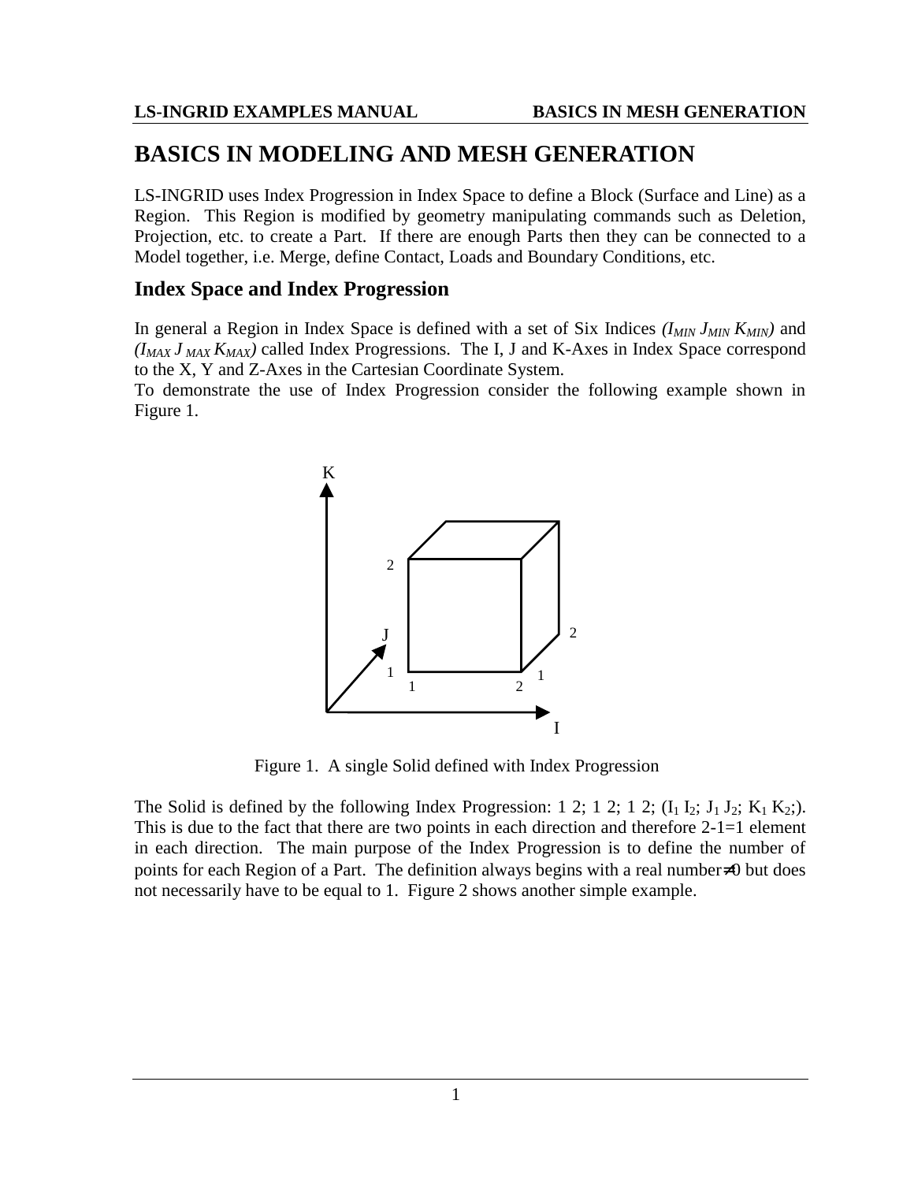# BASICS IN MODELING AND MESH GENERATION

LS-INGRID uses Index Progression in Index Space to define a Block (Surface and Line) as a Region. This Region is modified by geometry manipulating commands such as Deletion, Projection, etc. to create a Part. If there are enough Parts then they can be connected to a Model together, i.e. Merge, define Contact, Loads and Boundary Conditions, etc.

## Index Space and Index Progression

In general a Region in Index Space is defined with a set of Six Indices *($I_{MIN}$ $J_{MIN}$ $K_{MIN}$)* and *($I_{MAX}$ $J_{MAX}$ $K_{MAX}$)* called Index Progressions. The I, J and K-Axes in Index Space correspond to the X, Y and Z-Axes in the Cartesian Coordinate System.

To demonstrate the use of Index Progression consider the following example shown in Figure 1.

Figure 1. A single Solid defined with Index Progression

The Solid is defined by the following Index Progression: 1 2; 1 2; 1 2; ($I_1$ $I_2$; $J_1$ $J_2$; $K_1$ $K_2$;). This is due to the fact that there are two points in each direction and therefore 2-1=1 element in each direction. The main purpose of the Index Progression is to define the number of points for each Region of a Part. The definition always begins with a real number $\neq 0$ but does not necessarily have to be equal to 1. Figure 2 shows another simple example.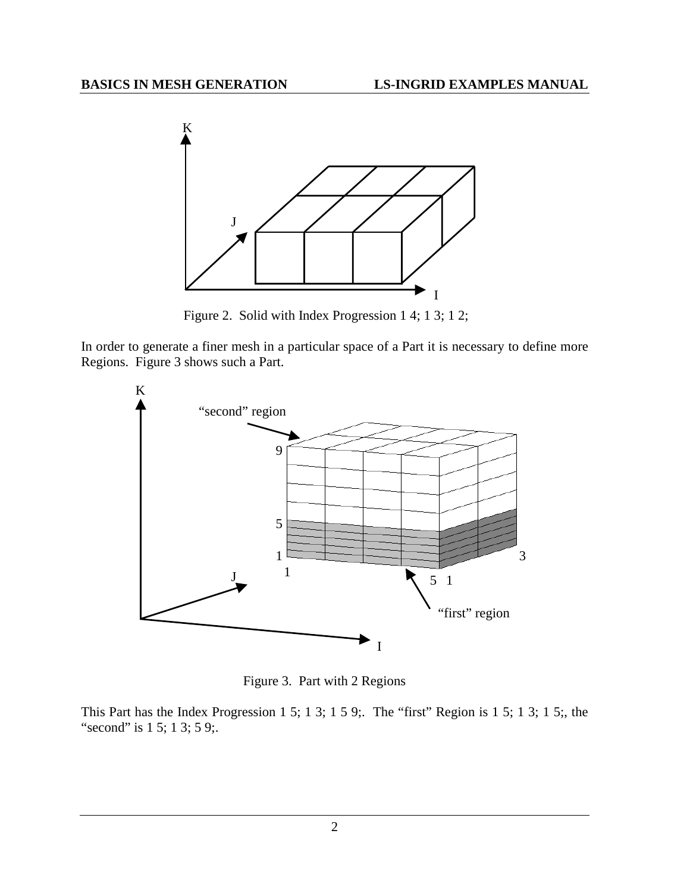Figure 2. Solid with Index Progression 1 4; 1 3; 1 2;

In order to generate a finer mesh in a particular space of a Part it is necessary to define more Regions. Figure 3 shows such a Part.

Figure 3. Part with 2 Regions

This Part has the Index Progression 1 5; 1 3; 1 5 9;. The "first" Region is 1 5; 1 3; 1 5;, the "second" is 1 5; 1 3; 5 9;.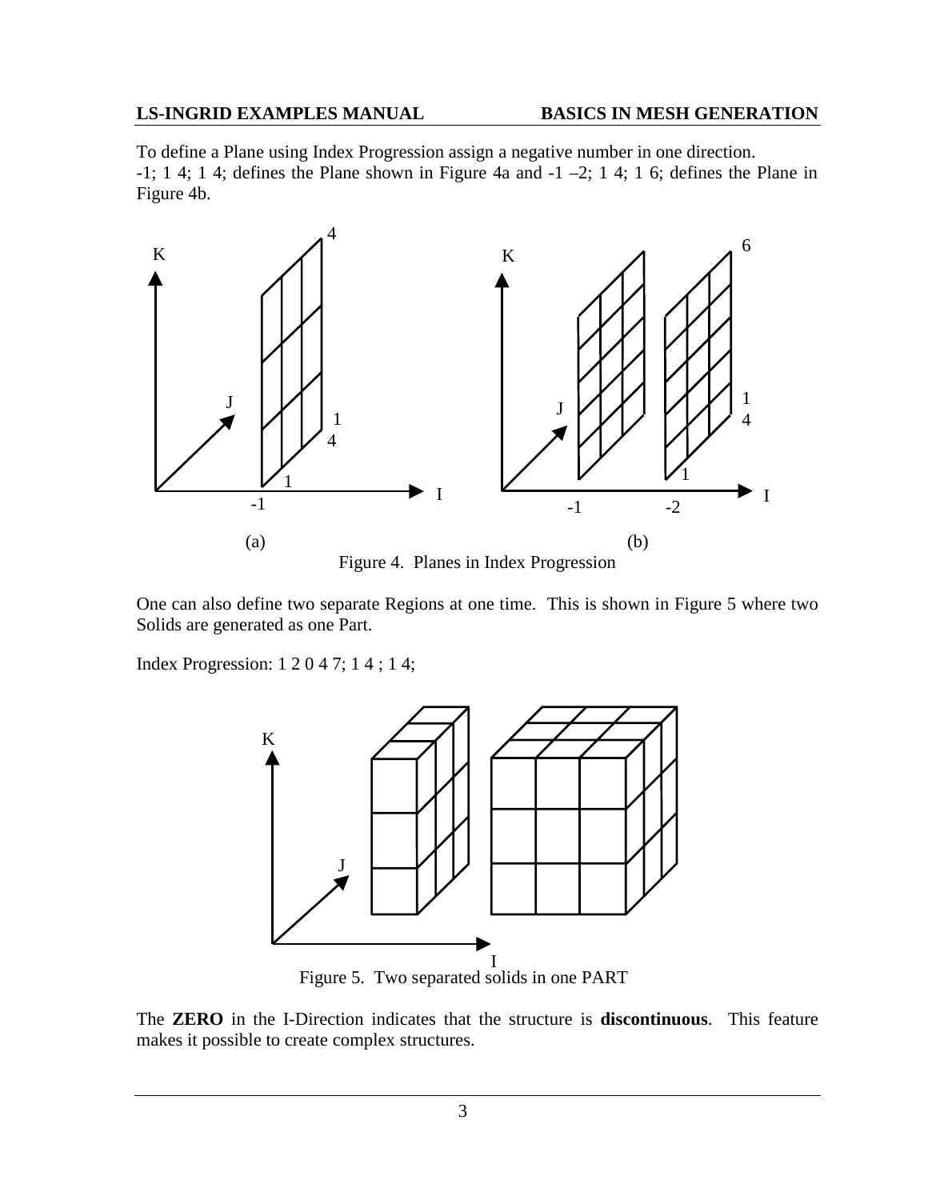To define a Plane using Index Progression assign a negative number in one direction.
-1; 1 4; 1 4; defines the Plane shown in Figure 4a and -1 –2; 1 4; 1 6; defines the Plane in Figure 4b.

Figure 4. Planes in Index Progression

One can also define two separate Regions at one time. This is shown in Figure 5 where two Solids are generated as one Part.

Index Progression: 1 2 0 4 7; 1 4 ; 1 4;

Figure 5. Two separated solids in one PART

The **ZERO** in the I-Direction indicates that the structure is **discontinuous**. This feature makes it possible to create complex structures.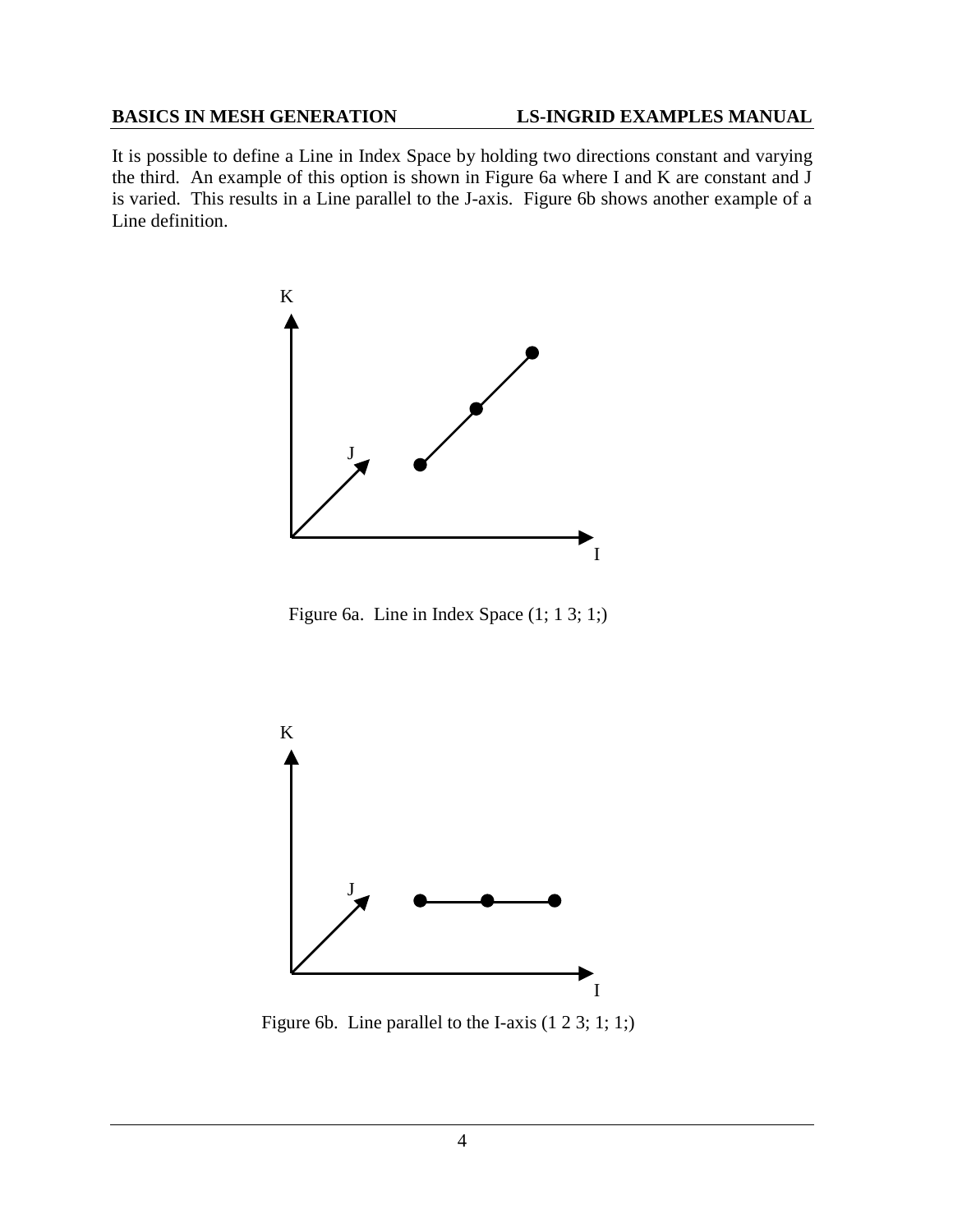It is possible to define a Line in Index Space by holding two directions constant and varying the third. An example of this option is shown in Figure 6a where I and K are constant and J is varied. This results in a Line parallel to the J-axis. Figure 6b shows another example of a Line definition.

Figure 6a. Line in Index Space (1; 1 3; 1;)

Figure 6b. Line parallel to the I-axis (1 2 3; 1; 1;)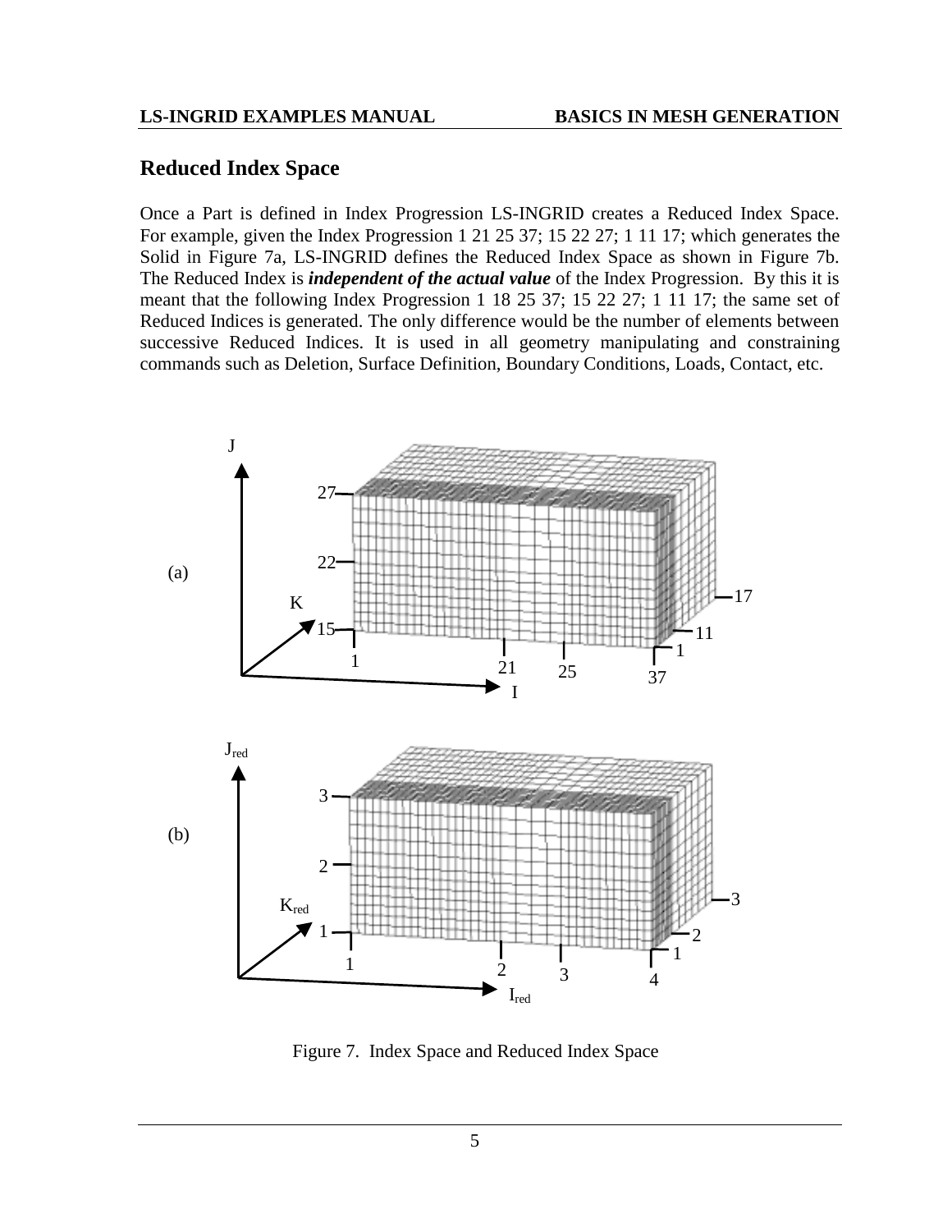## Reduced Index Space

Once a Part is defined in Index Progression LS-INGRID creates a Reduced Index Space. For example, given the Index Progression 1 21 25 37; 15 22 27; 1 11 17; which generates the Solid in Figure 7a, LS-INGRID defines the Reduced Index Space as shown in Figure 7b. The Reduced Index is ***independent of the actual value*** of the Index Progression. By this it is meant that the following Index Progression 1 18 25 37; 15 22 27; 1 11 17; the same set of Reduced Indices is generated. The only difference would be the number of elements between successive Reduced Indices. It is used in all geometry manipulating and constraining commands such as Deletion, Surface Definition, Boundary Conditions, Loads, Contact, etc.

Figure 7. Index Space and Reduced Index Space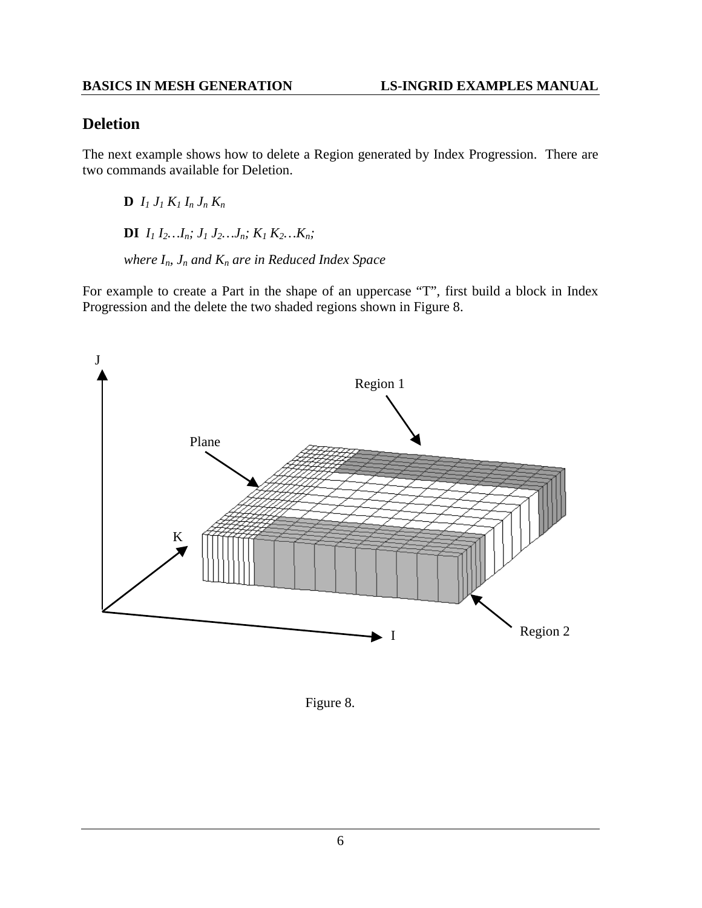## Deletion

The next example shows how to delete a Region generated by Index Progression. There are two commands available for Deletion.

**D** $I_1$ $J_1$ $K_1$ $I_n$ $J_n$ $K_n$

**DI** $I_1$ $I_2 \ldots I_n$; $J_1$ $J_2 \ldots J_n$; $K_1$ $K_2 \ldots K_n$;

*where* $I_n$, $J_n$ *and* $K_n$ *are in Reduced Index Space*

For example to create a Part in the shape of an uppercase "T", first build a block in Index Progression and the delete the two shaded regions shown in Figure 8.

Figure 8.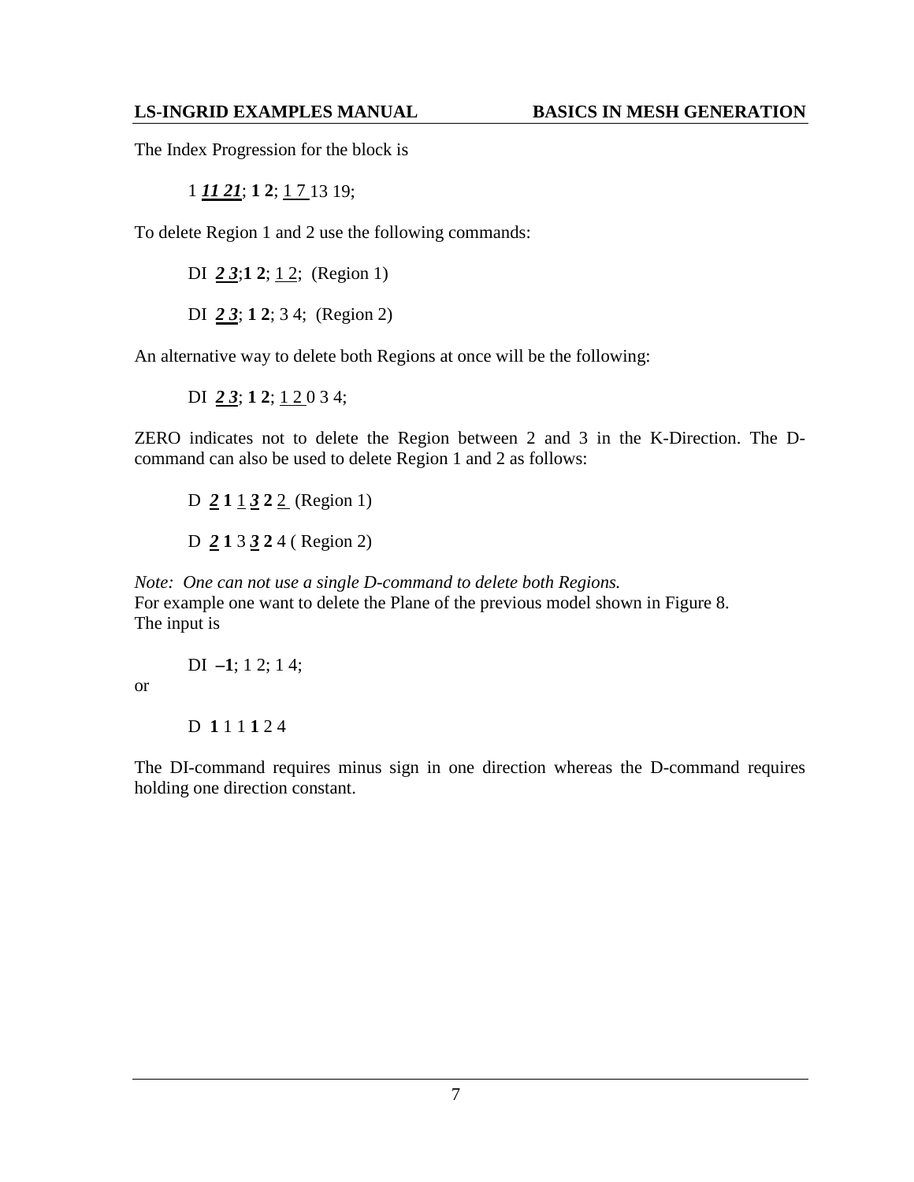The Index Progression for the block is

1 ***11 21***; **1 2**; 1 7 13 19;

To delete Region 1 and 2 use the following commands:

DI ***2 3***;**1 2**; 1 2; (Region 1)

DI ***2 3***; **1 2**; 3 4; (Region 2)

An alternative way to delete both Regions at once will be the following:

DI ***2 3***; **1 2**; 1 2 0 3 4;

ZERO indicates not to delete the Region between 2 and 3 in the K-Direction. The D-command can also be used to delete Region 1 and 2 as follows:

D ***2*** **1** 1 ***3*** **2** 2 (Region 1)

D ***2*** **1** 3 ***3*** **2** 4 ( Region 2)

*Note: One can not use a single D-command to delete both Regions.*
For example one want to delete the Plane of the previous model shown in Figure 8.
The input is

DI **–1**; 1 2; 1 4;

or

D **1** 1 1 **1** 2 4

The DI-command requires minus sign in one direction whereas the D-command requires holding one direction constant.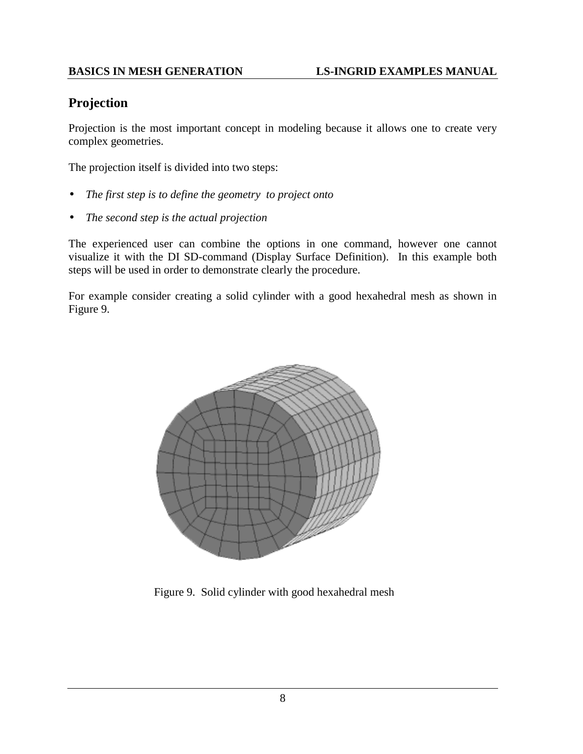## Projection

Projection is the most important concept in modeling because it allows one to create very complex geometries.

The projection itself is divided into two steps:

- *The first step is to define the geometry to project onto*
- *The second step is the actual projection*

The experienced user can combine the options in one command, however one cannot visualize it with the DI SD-command (Display Surface Definition). In this example both steps will be used in order to demonstrate clearly the procedure.

For example consider creating a solid cylinder with a good hexahedral mesh as shown in Figure 9.

Figure 9. Solid cylinder with good hexahedral mesh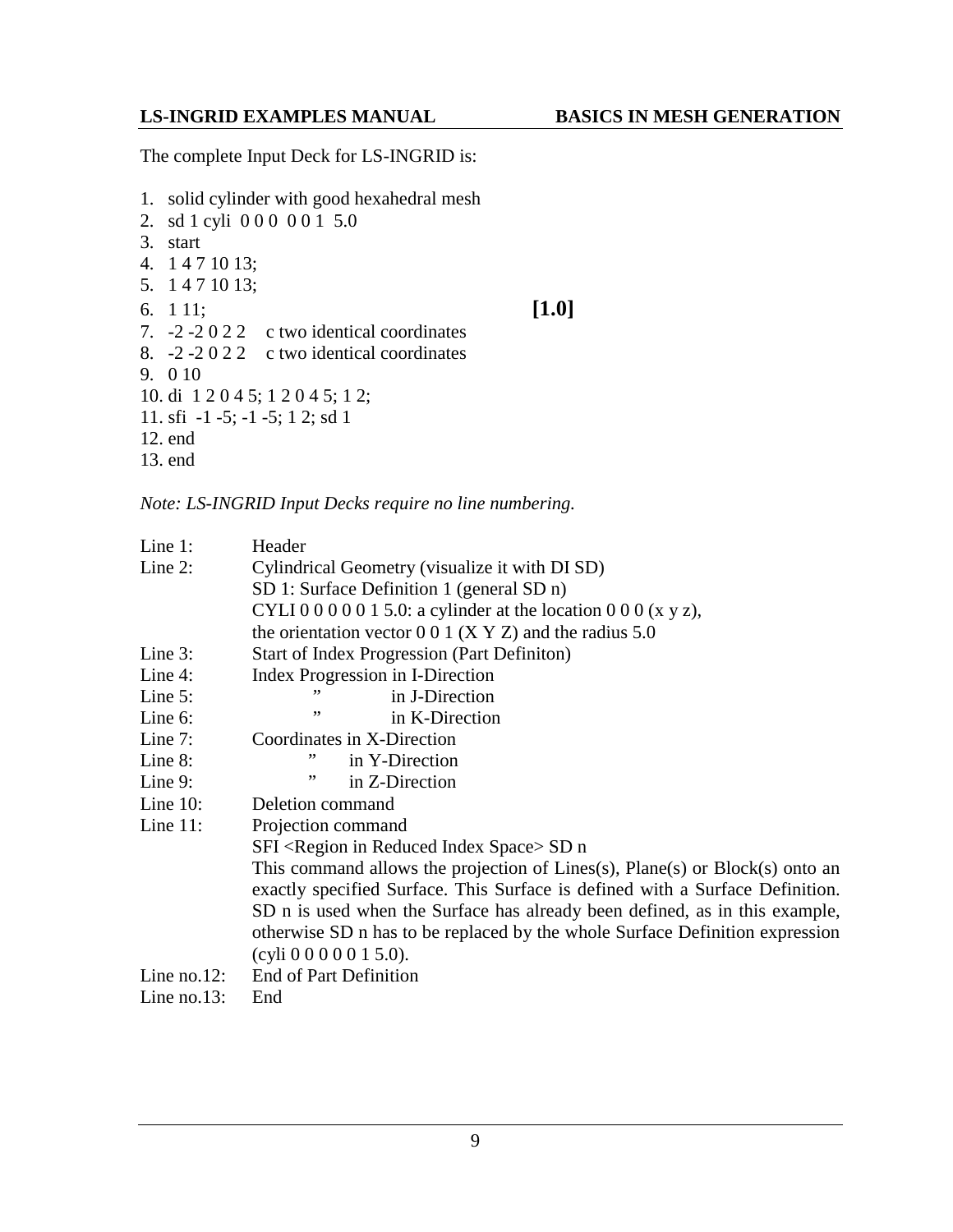The complete Input Deck for LS-INGRID is:

1. solid cylinder with good hexahedral mesh
2. sd 1 cyli 0 0 0 0 0 1 5.0
3. start
4. 1 4 7 10 13;
5. 1 4 7 10 13;
6. 1 11; **[1.0]**
7. -2 -2 0 2 2 c two identical coordinates
8. -2 -2 0 2 2 c two identical coordinates
9. 0 10
10. di 1 2 0 4 5; 1 2 0 4 5; 1 2;
11. sfi -1 -5; -1 -5; 1 2; sd 1
12. end
13. end

*Note: LS-INGRID Input Decks require no line numbering.*

| | |
|---|---|
| Line 1: | Header |
| Line 2: | Cylindrical Geometry (visualize it with DI SD)<br>SD 1: Surface Definition 1 (general SD n)<br>CYLI 0 0 0 0 0 1 5.0: a cylinder at the location 0 0 0 (x y z), the orientation vector 0 0 1 (X Y Z) and the radius 5.0 |
| Line 3: | Start of Index Progression (Part Definiton) |
| Line 4: | Index Progression in I-Direction |
| Line 5: | " in J-Direction |
| Line 6: | " in K-Direction |
| Line 7: | Coordinates in X-Direction |
| Line 8: | " in Y-Direction |
| Line 9: | " in Z-Direction |
| Line 10: | Deletion command |
| Line 11: | Projection command<br>SFI <Region in Reduced Index Space> SD n<br>This command allows the projection of Lines(s), Plane(s) or Block(s) onto an exactly specified Surface. This Surface is defined with a Surface Definition. SD n is used when the Surface has already been defined, as in this example, otherwise SD n has to be replaced by the whole Surface Definition expression (cyli 0 0 0 0 0 1 5.0). |
| Line no.12: | End of Part Definition |
| Line no.13: | End |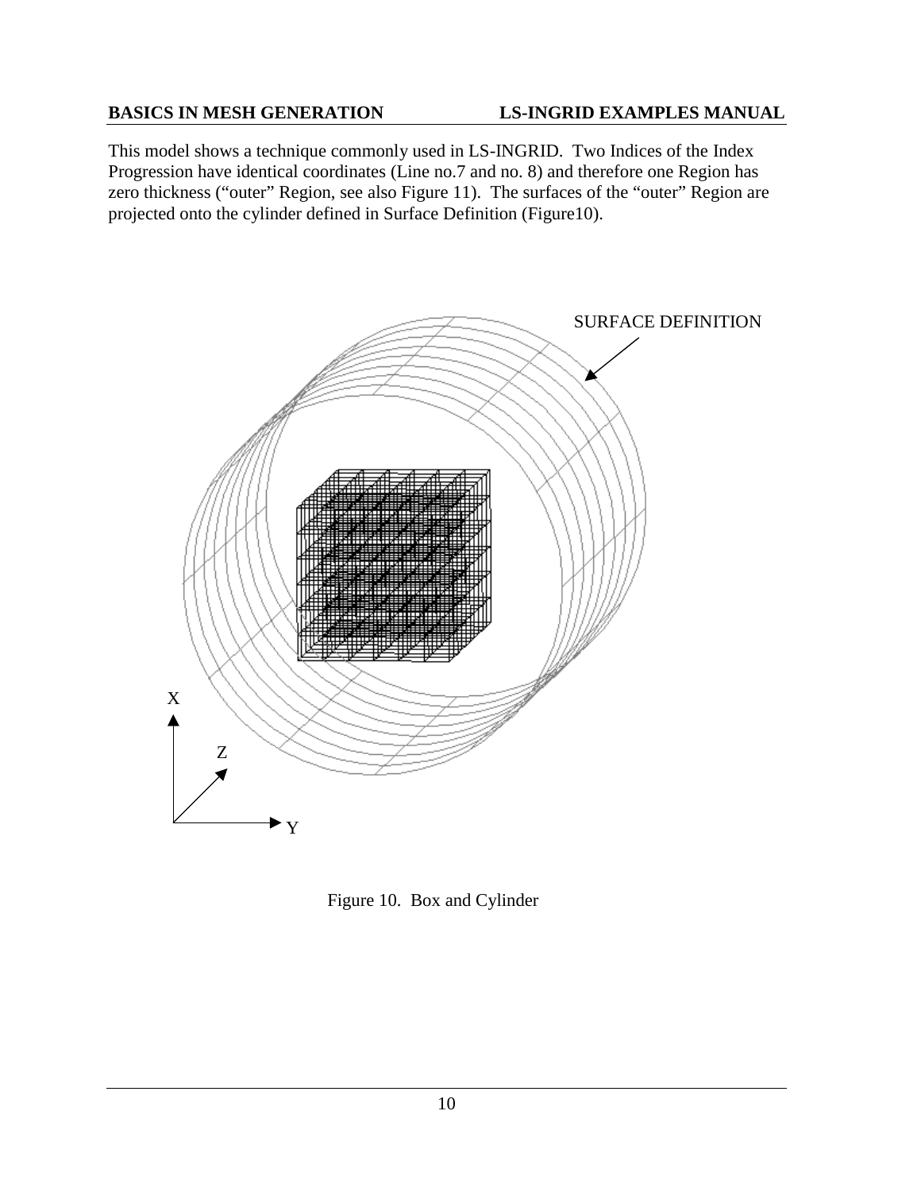This model shows a technique commonly used in LS-INGRID. Two Indices of the Index Progression have identical coordinates (Line no.7 and no. 8) and therefore one Region has zero thickness ("outer" Region, see also Figure 11). The surfaces of the "outer" Region are projected onto the cylinder defined in Surface Definition (Figure10).

Figure 10. Box and Cylinder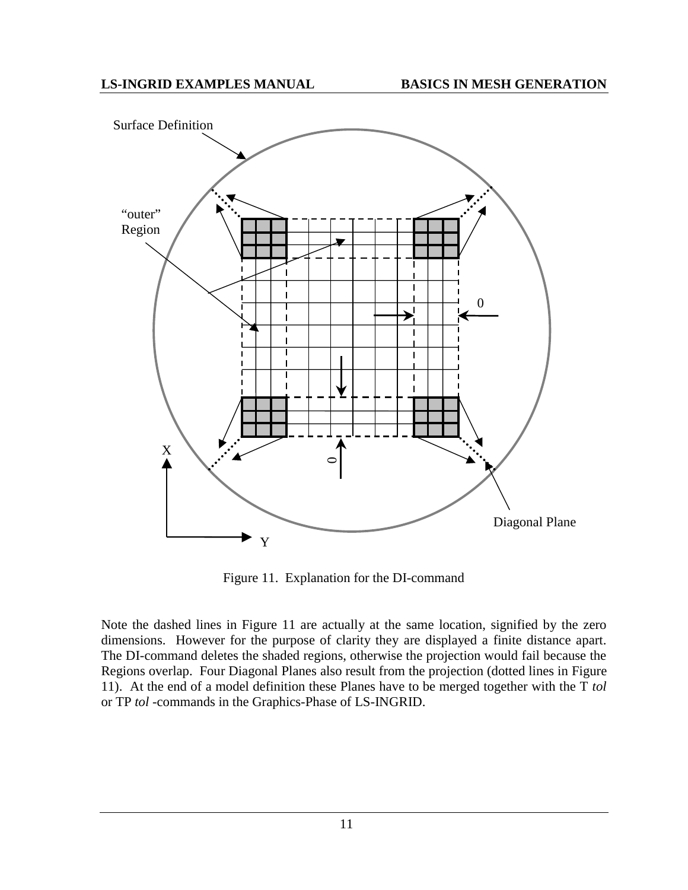Figure 11. Explanation for the DI-command

Note the dashed lines in Figure 11 are actually at the same location, signified by the zero dimensions. However for the purpose of clarity they are displayed a finite distance apart. The DI-command deletes the shaded regions, otherwise the projection would fail because the Regions overlap. Four Diagonal Planes also result from the projection (dotted lines in Figure 11). At the end of a model definition these Planes have to be merged together with the T *tol* or TP *tol* -commands in the Graphics-Phase of LS-INGRID.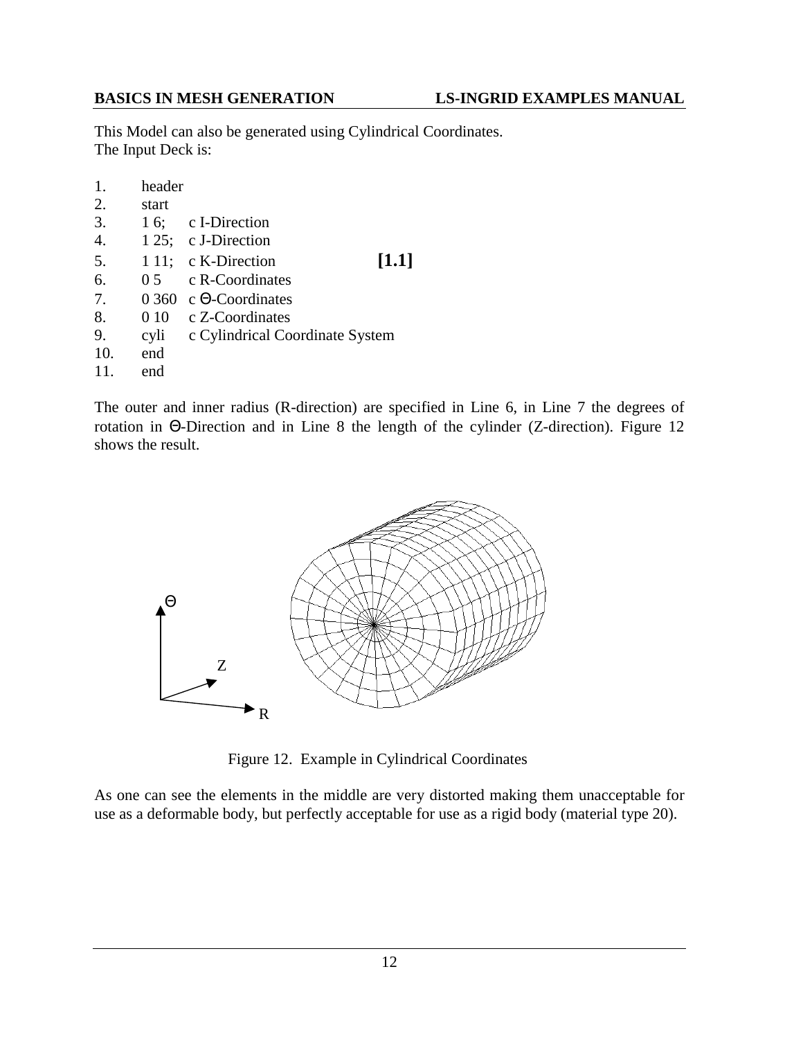This Model can also be generated using Cylindrical Coordinates.
The Input Deck is:

```
1.   header
2.   start
3.   1 6;    c I-Direction
4.   1 25;   c J-Direction
5.   1 11;   c K-Direction            [1.1]
6.   0 5     c R-Coordinates
7.   0 360   c Θ-Coordinates
8.   0 10    c Z-Coordinates
9.   cyli    c Cylindrical Coordinate System
10.  end
11.  end
```

The outer and inner radius (R-direction) are specified in Line 6, in Line 7 the degrees of rotation in Θ-Direction and in Line 8 the length of the cylinder (Z-direction). Figure 12 shows the result.

Figure 12. Example in Cylindrical Coordinates

As one can see the elements in the middle are very distorted making them unacceptable for use as a deformable body, but perfectly acceptable for use as a rigid body (material type 20).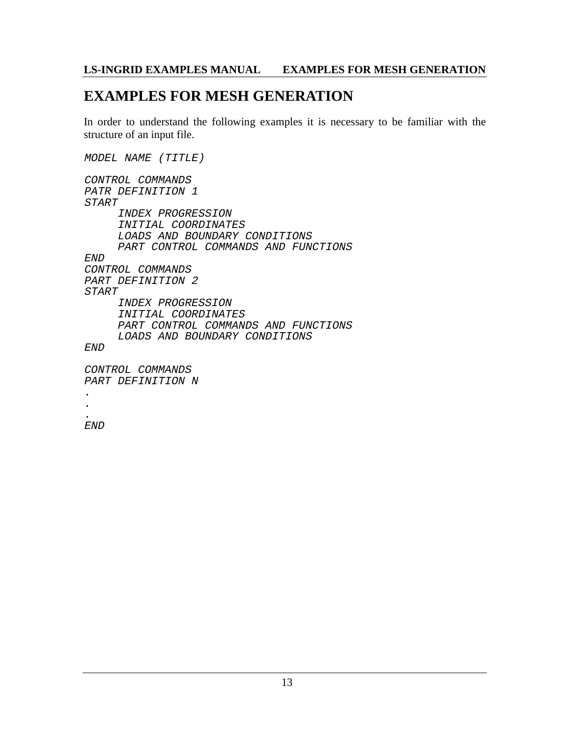# EXAMPLES FOR MESH GENERATION

In order to understand the following examples it is necessary to be familiar with the structure of an input file.

```
MODEL NAME (TITLE)

CONTROL COMMANDS
PATR DEFINITION 1
START
     INDEX PROGRESSION
     INITIAL COORDINATES
     LOADS AND BOUNDARY CONDITIONS
     PART CONTROL COMMANDS AND FUNCTIONS
END
CONTROL COMMANDS
PART DEFINITION 2
START
     INDEX PROGRESSION
     INITIAL COORDINATES
     PART CONTROL COMMANDS AND FUNCTIONS
     LOADS AND BOUNDARY CONDITIONS
END

CONTROL COMMANDS
PART DEFINITION N
.
.
.
END
```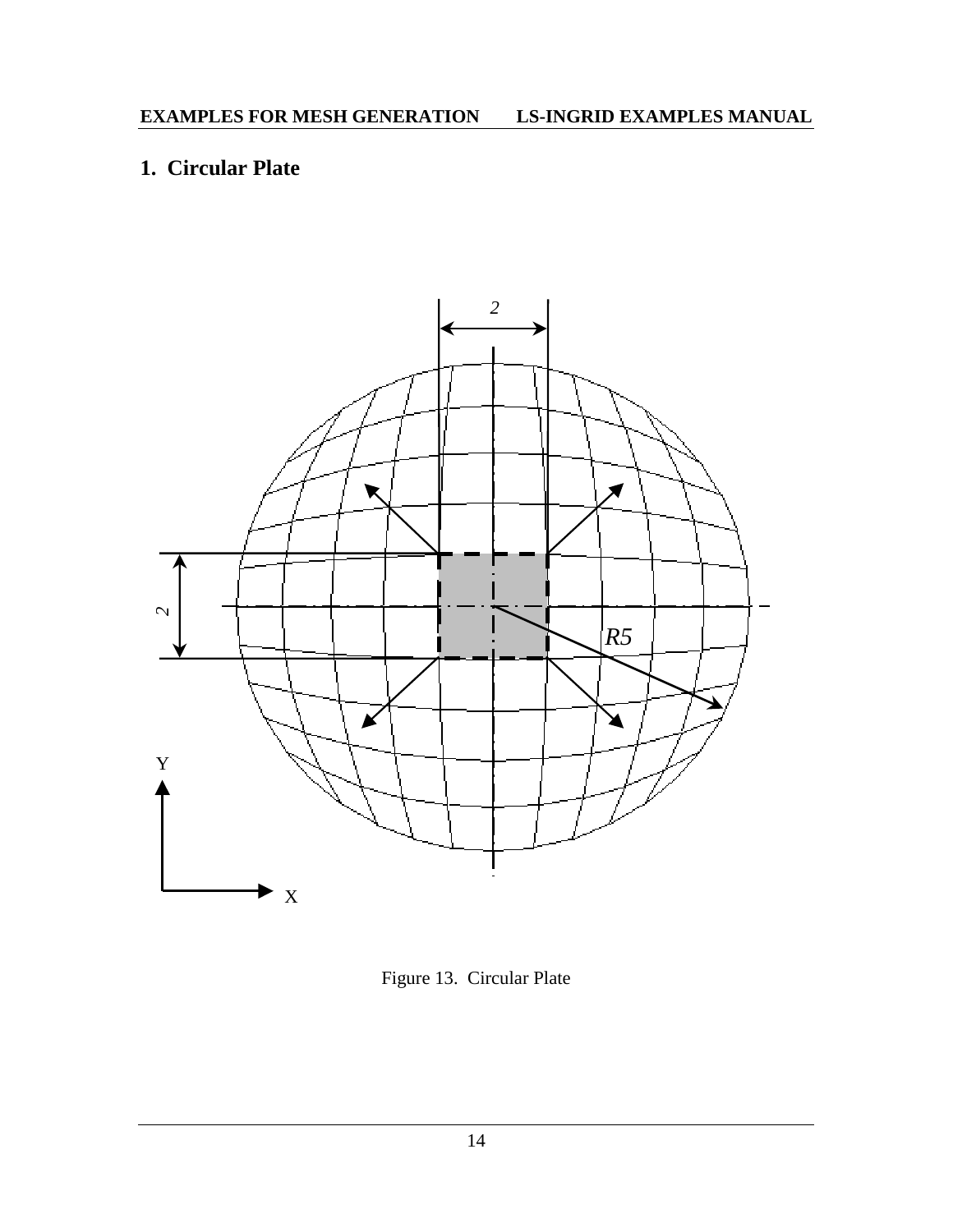## 1. Circular Plate

Figure 13. Circular Plate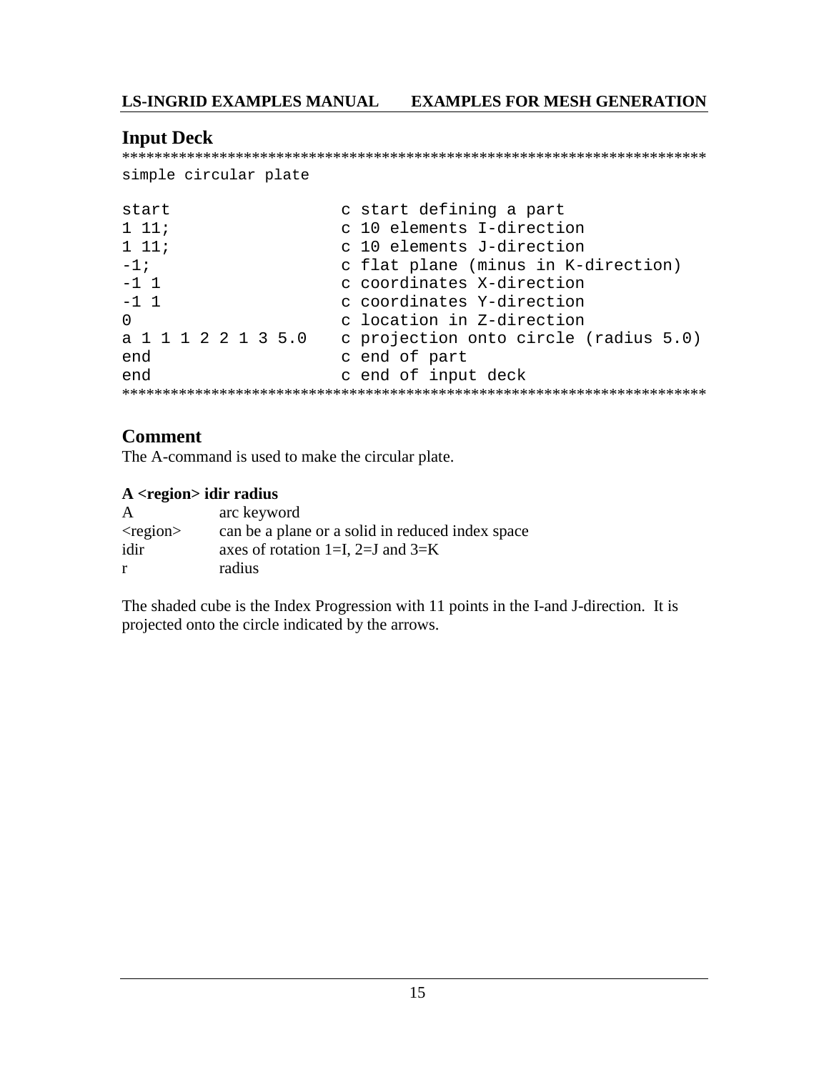## Input Deck

```
************************************************************************
simple circular plate

start                   c start defining a part
1 11;                   c 10 elements I-direction
1 11;                   c 10 elements J-direction
-1;                     c flat plane (minus in K-direction)
-1 1                    c coordinates X-direction
-1 1                    c coordinates Y-direction
0                       c location in Z-direction
a 1 1 1 2 2 1 3 5.0     c projection onto circle (radius 5.0)
end                     c end of part
end                     c end of input deck
************************************************************************
```

## Comment

The A-command is used to make the circular plate.

**A <region> idir radius**

| | |
|---|---|
| A | arc keyword |
| <region> | can be a plane or a solid in reduced index space |
| idir | axes of rotation 1=I, 2=J and 3=K |
| r | radius |

The shaded cube is the Index Progression with 11 points in the I-and J-direction. It is projected onto the circle indicated by the arrows.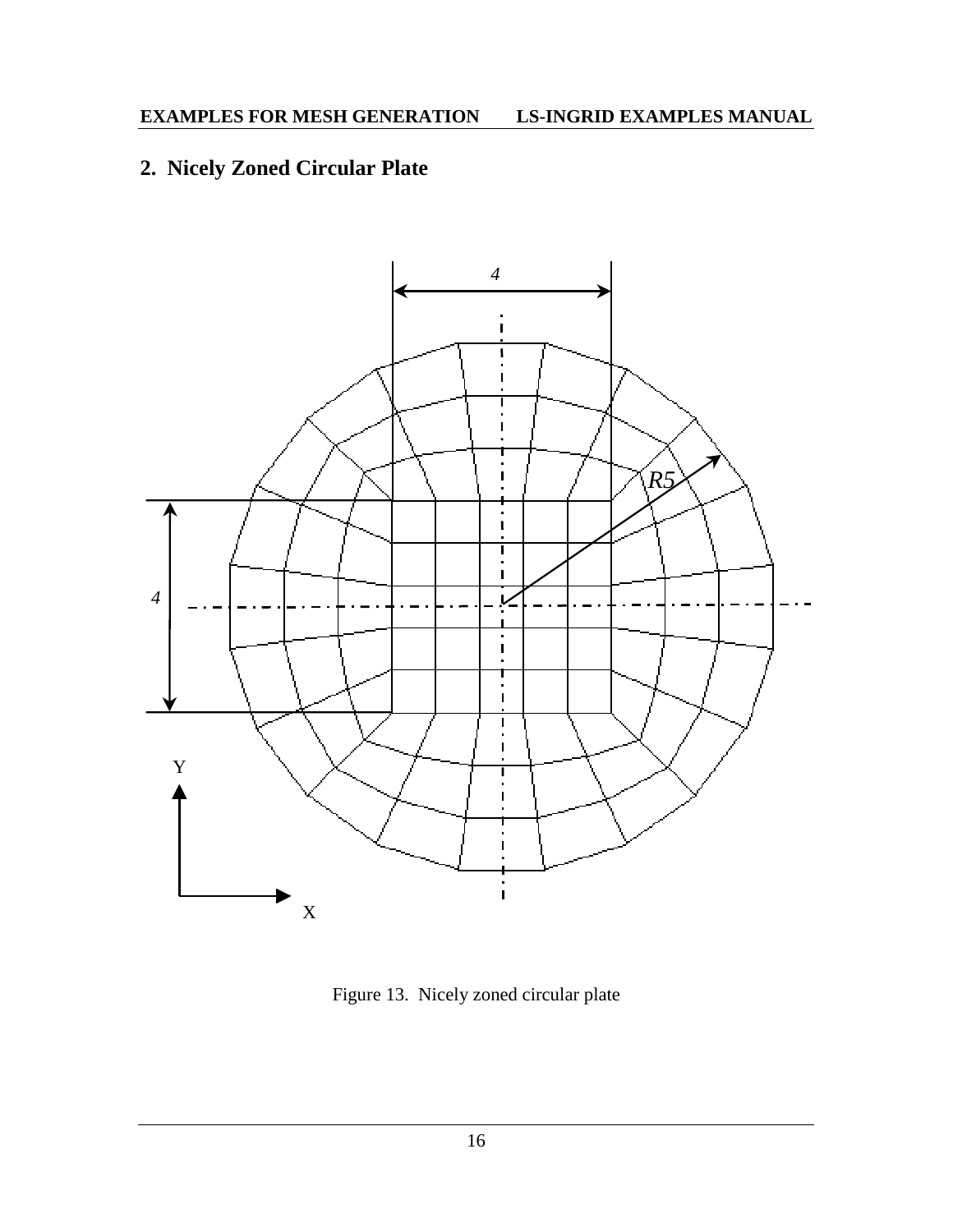## 2. Nicely Zoned Circular Plate

Figure 13. Nicely zoned circular plate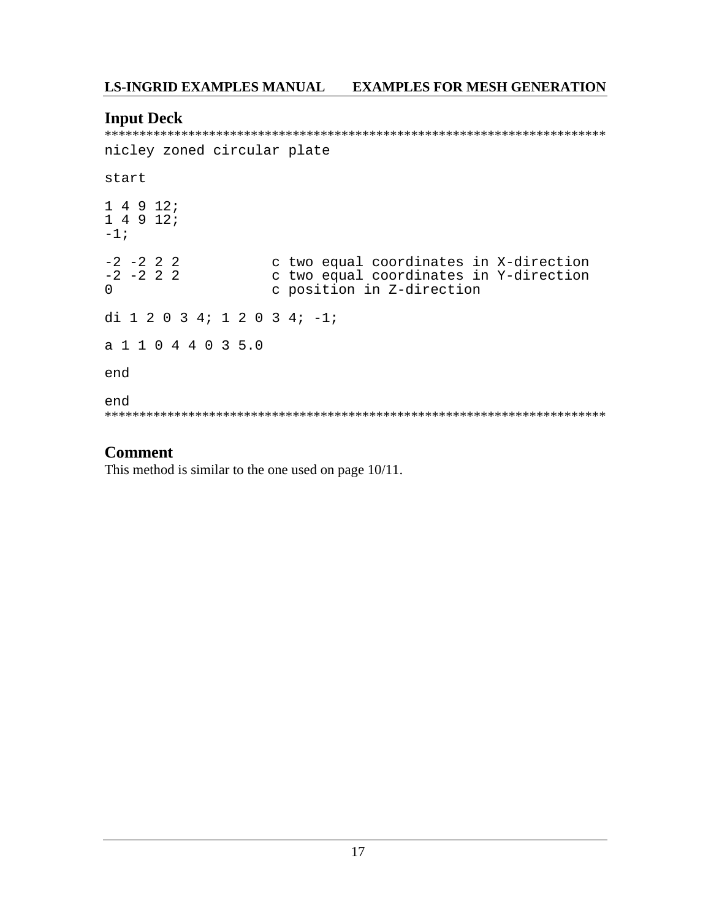## Input Deck

```
*************************************************************************
nicley zoned circular plate

start

1 4 9 12;
1 4 9 12;
-1;

-2 -2 2 2          c two equal coordinates in X-direction
-2 -2 2 2          c two equal coordinates in Y-direction
0                  c position in Z-direction

di 1 2 0 3 4; 1 2 0 3 4; -1;

a 1 1 0 4 4 0 3 5.0

end

end
*************************************************************************
```

## Comment

This method is similar to the one used on page 10/11.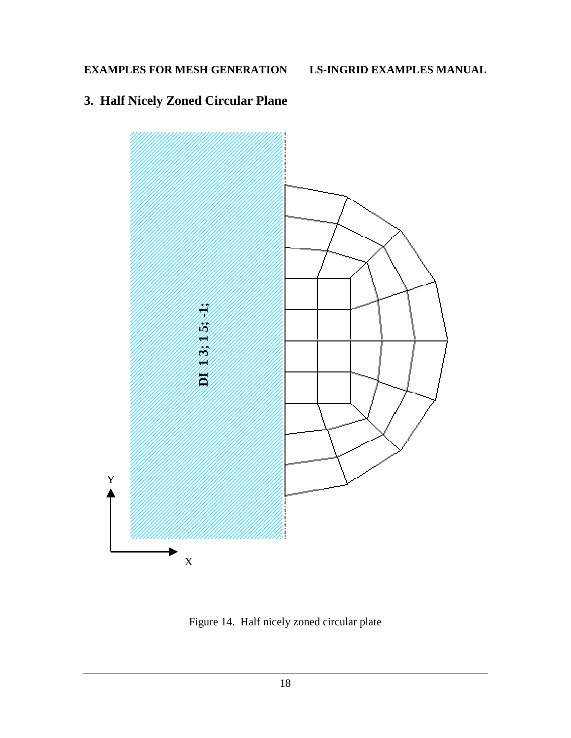## 3. Half Nicely Zoned Circular Plane

Figure 14. Half nicely zoned circular plate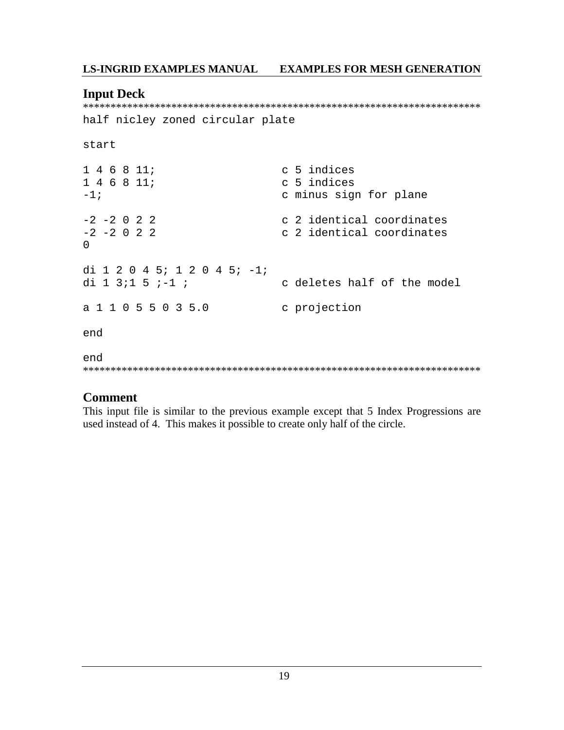## Input Deck

```
************************************************************************
half nicley zoned circular plate

start

1 4 6 8 11;                  c 5 indices
1 4 6 8 11;                  c 5 indices
-1;                          c minus sign for plane

-2 -2 0 2 2                  c 2 identical coordinates
-2 -2 0 2 2                  c 2 identical coordinates
0

di 1 2 0 4 5; 1 2 0 4 5; -1;
di 1 3;1 5 ;-1 ;             c deletes half of the model

a 1 1 0 5 5 0 3 5.0          c projection

end

end
************************************************************************
```

## Comment

This input file is similar to the previous example except that 5 Index Progressions are used instead of 4. This makes it possible to create only half of the circle.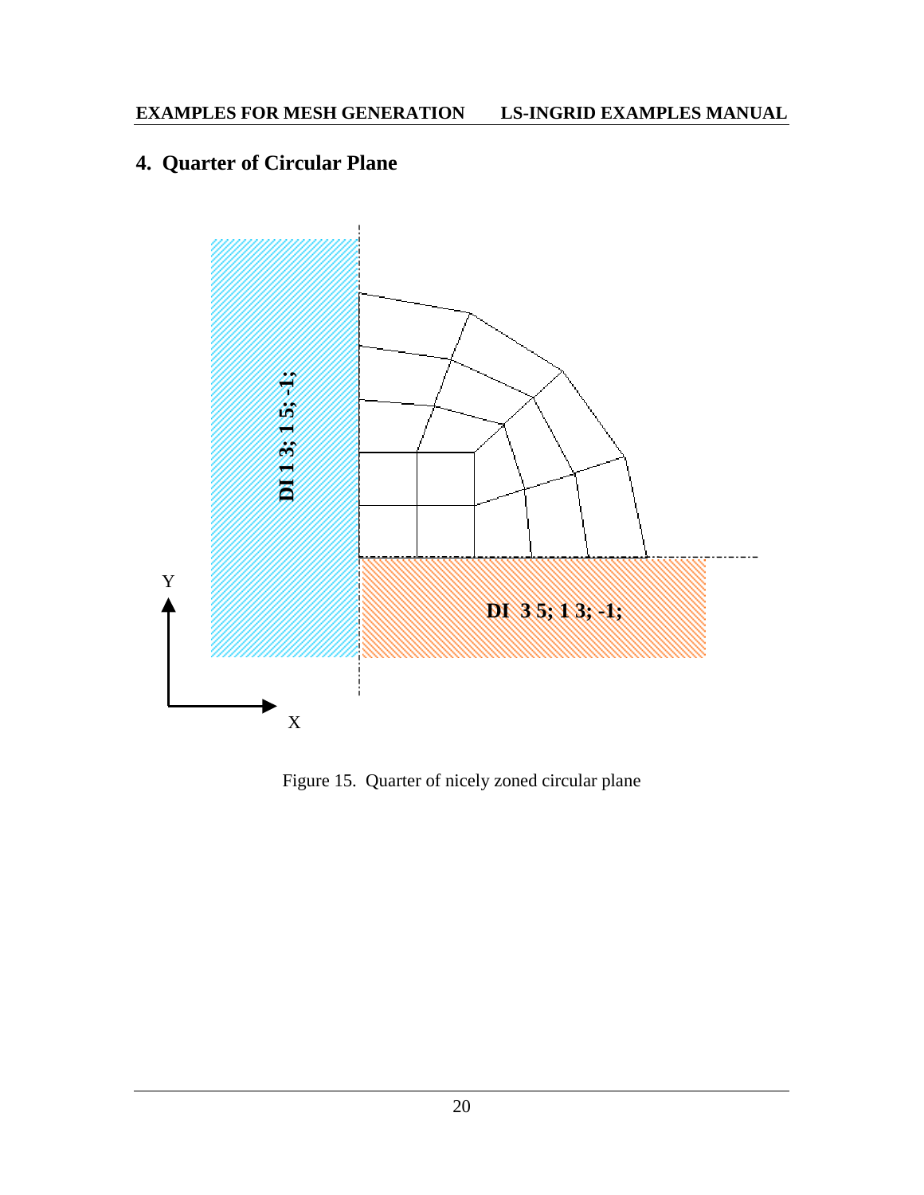## 4. Quarter of Circular Plane

Figure 15. Quarter of nicely zoned circular plane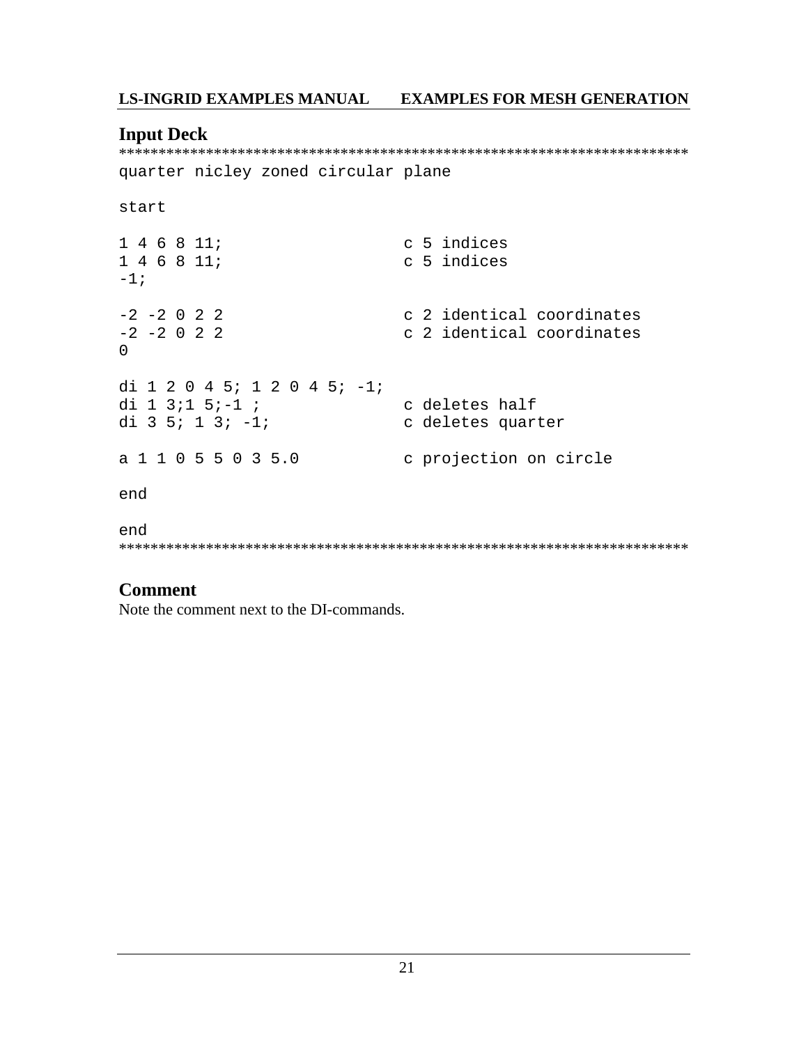## Input Deck

```
*************************************************************************
quarter nicley zoned circular plane

start

1 4 6 8 11;                    c 5 indices
1 4 6 8 11;                    c 5 indices
-1;

-2 -2 0 2 2                    c 2 identical coordinates
-2 -2 0 2 2                    c 2 identical coordinates
0

di 1 2 0 4 5; 1 2 0 4 5; -1;
di 1 3;1 5;-1 ;                c deletes half
di 3 5; 1 3; -1;               c deletes quarter

a 1 1 0 5 5 0 3 5.0            c projection on circle

end

end
*************************************************************************
```

## Comment

Note the comment next to the DI-commands.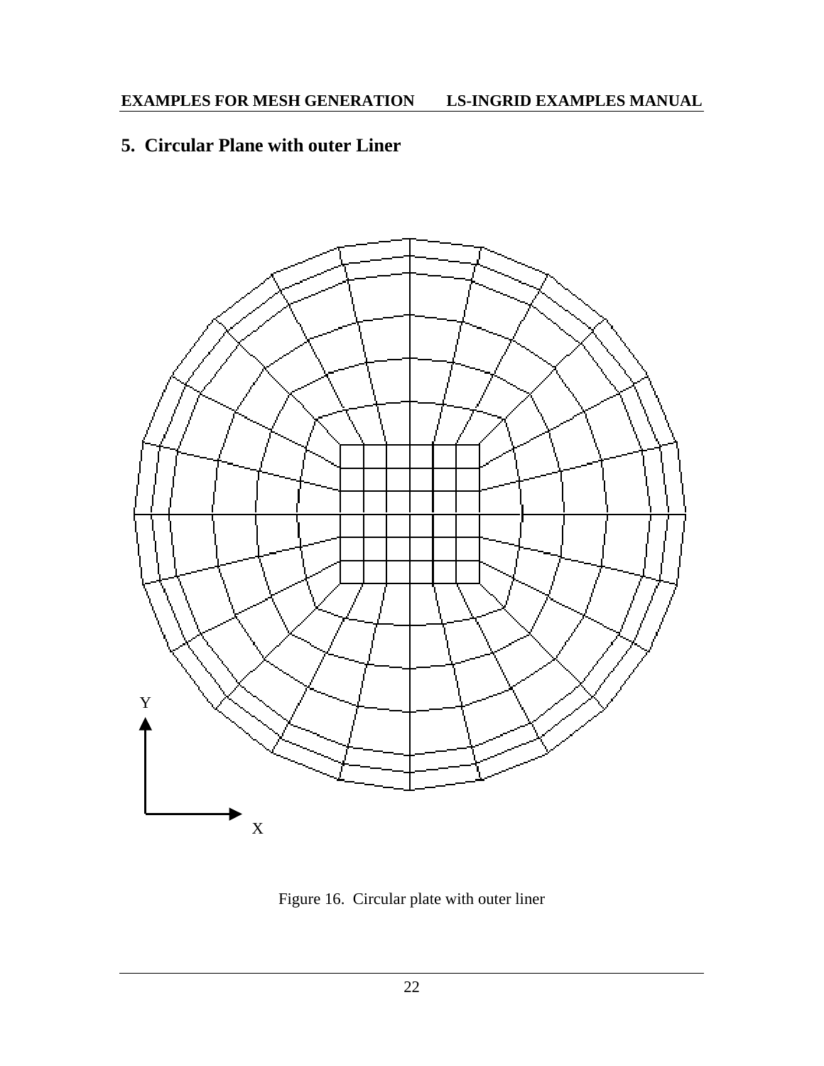## 5. Circular Plane with outer Liner

Figure 16. Circular plate with outer liner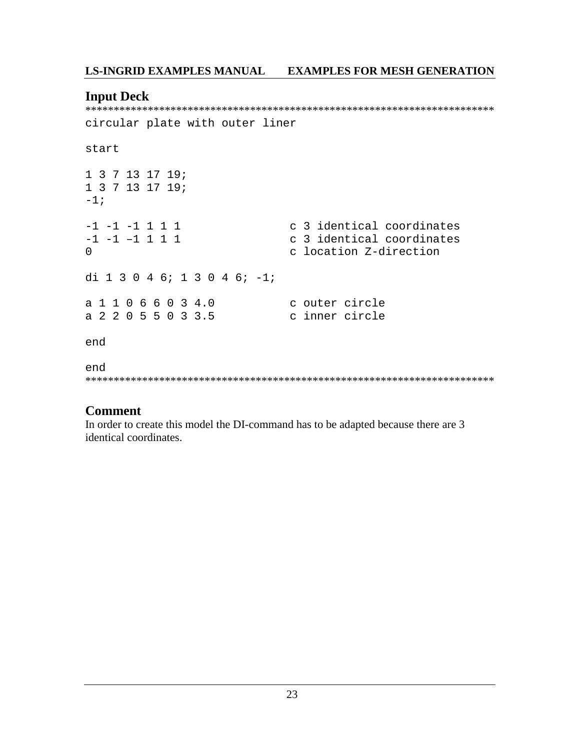## Input Deck

```
**************************************************************************
circular plate with outer liner

start

1 3 7 13 17 19;
1 3 7 13 17 19;
-1;

-1 -1 -1 1 1 1                c 3 identical coordinates
-1 -1 –1 1 1 1                c 3 identical coordinates
0                             c location Z-direction

di 1 3 0 4 6; 1 3 0 4 6; -1;

a 1 1 0 6 6 0 3 4.0           c outer circle
a 2 2 0 5 5 0 3 3.5           c inner circle

end

end
**************************************************************************
```

## Comment

In order to create this model the DI-command has to be adapted because there are 3 identical coordinates.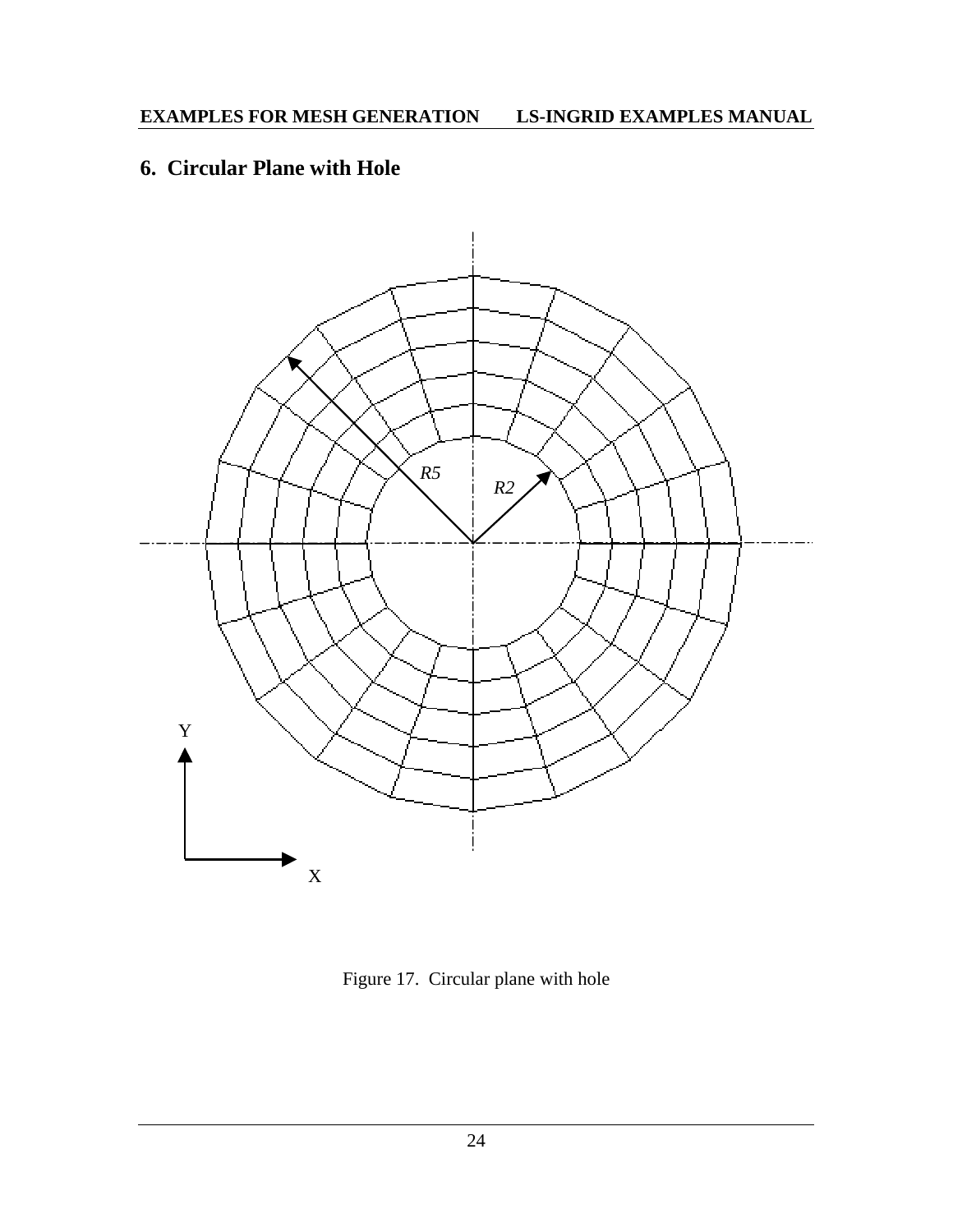## 6. Circular Plane with Hole

Figure 17. Circular plane with hole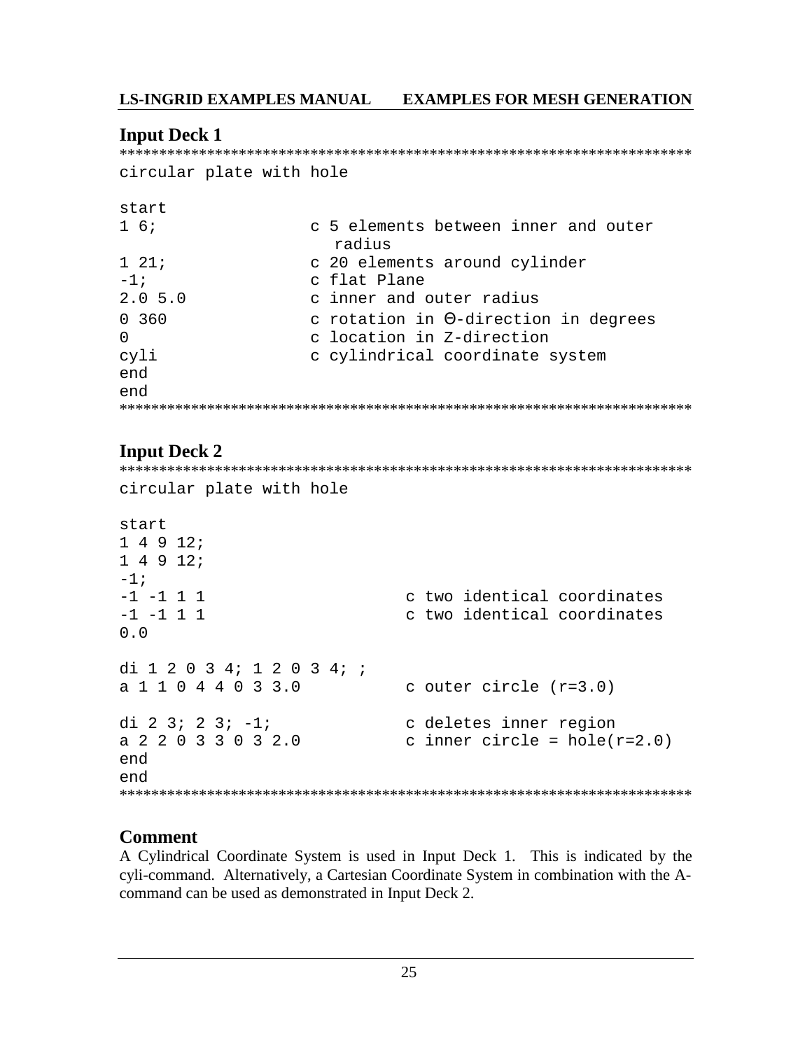## Input Deck 1

```
************************************************************************
circular plate with hole

start
1 6;              c 5 elements between inner and outer
                    radius
1 21;             c 20 elements around cylinder
-1;               c flat Plane
2.0 5.0           c inner and outer radius
0 360             c rotation in Θ-direction in degrees
0                 c location in Z-direction
cyli              c cylindrical coordinate system
end
end
************************************************************************
```

## Input Deck 2

```
************************************************************************
circular plate with hole

start
1 4 9 12;
1 4 9 12;
-1;
-1 -1 1 1                   c two identical coordinates
-1 -1 1 1                   c two identical coordinates
0.0

di 1 2 0 3 4; 1 2 0 3 4; ;
a 1 1 0 4 4 0 3 3.0         c outer circle (r=3.0)

di 2 3; 2 3; -1;            c deletes inner region
a 2 2 0 3 3 0 3 2.0         c inner circle = hole(r=2.0)
end
end
************************************************************************
```

## Comment

A Cylindrical Coordinate System is used in Input Deck 1. This is indicated by the cyli-command. Alternatively, a Cartesian Coordinate System in combination with the A-command can be used as demonstrated in Input Deck 2.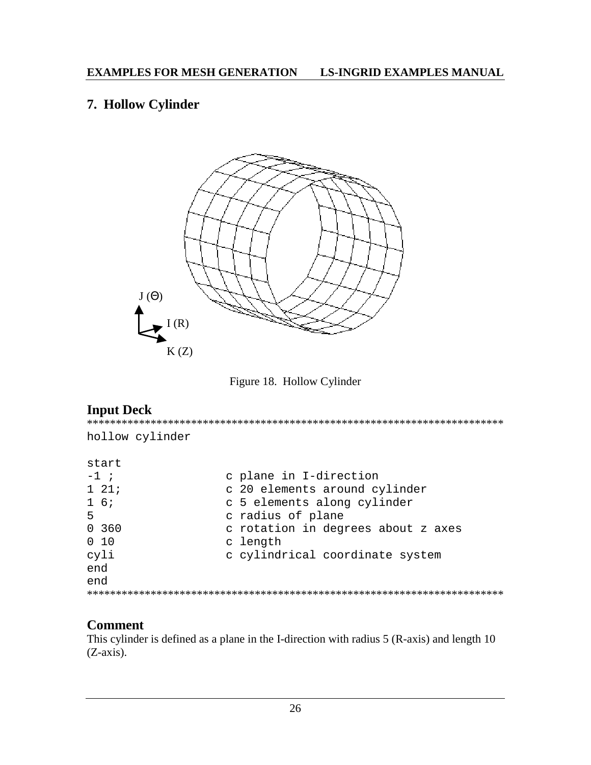# 7. Hollow Cylinder

J (Θ)

I (R)

K (Z)

Figure 18. Hollow Cylinder

## Input Deck

```
*************************************************************************
hollow cylinder

start
-1 ;                c plane in I-direction
1 21;               c 20 elements around cylinder
1 6;                c 5 elements along cylinder
5                   c radius of plane
0 360               c rotation in degrees about z axes
0 10                c length
cyli                c cylindrical coordinate system
end
end
*************************************************************************
```

## Comment

This cylinder is defined as a plane in the I-direction with radius 5 (R-axis) and length 10 (Z-axis).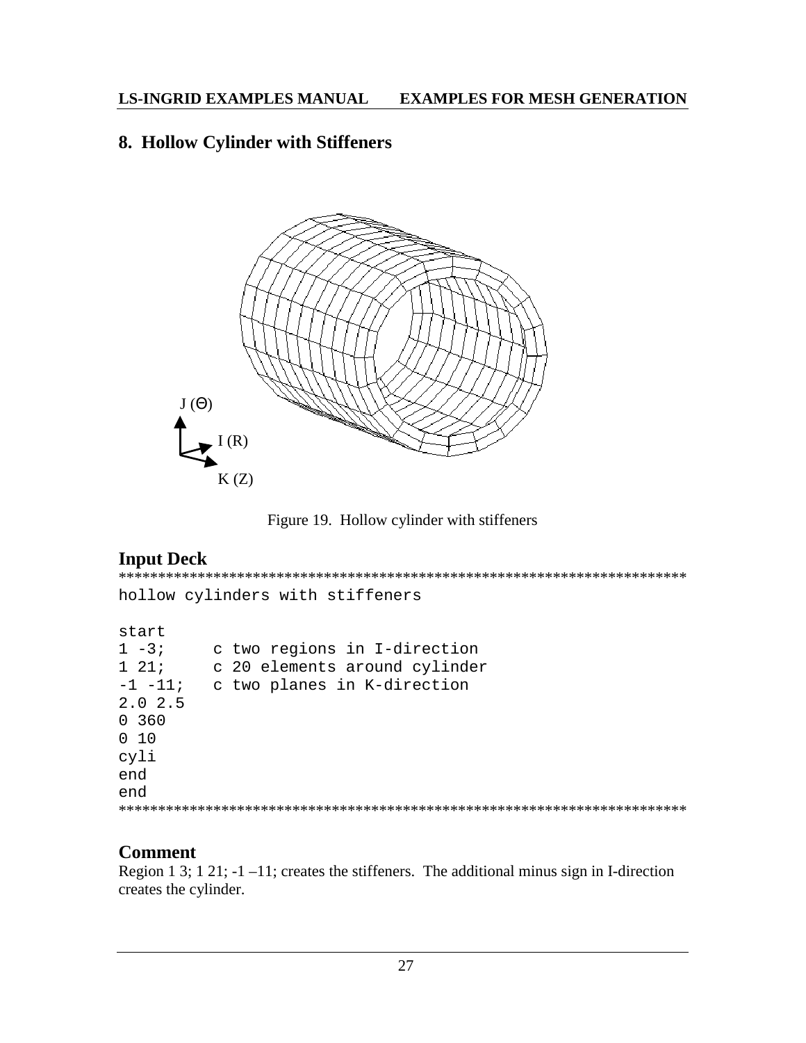## 8. Hollow Cylinder with Stiffeners

J (Θ)

I (R)

K (Z)

Figure 19. Hollow cylinder with stiffeners

## Input Deck

```
************************************************************************
hollow cylinders with stiffeners

start
1 -3;      c two regions in I-direction
1 21;      c 20 elements around cylinder
-1 -11;    c two planes in K-direction
2.0 2.5
0 360
0 10
cyli
end
end
************************************************************************
```

## Comment

Region 1 3; 1 21; -1 –11; creates the stiffeners. The additional minus sign in I-direction creates the cylinder.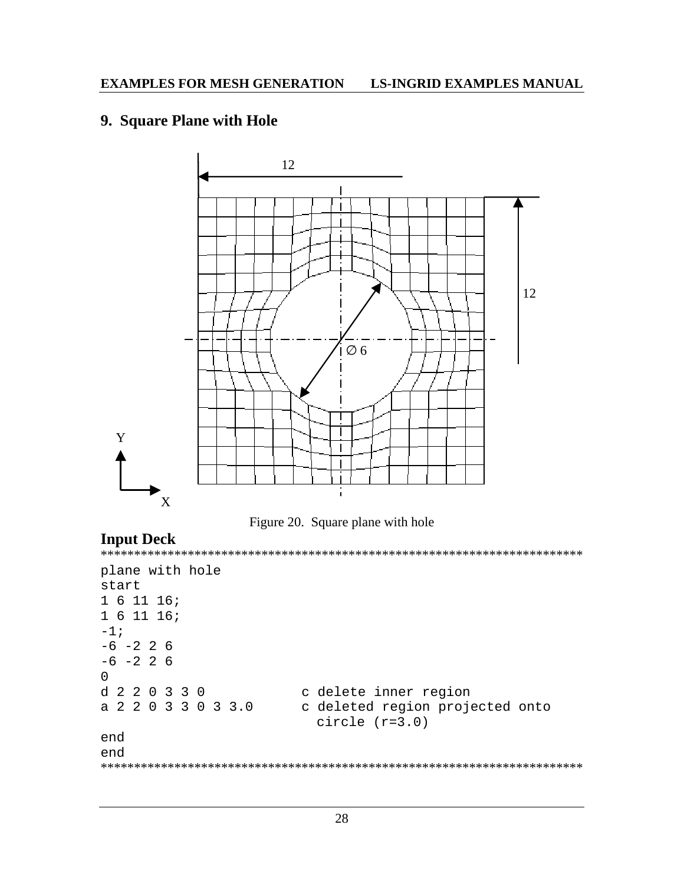## 9. Square Plane with Hole

Figure 20. Square plane with hole

### Input Deck

```
************************************************************************
plane with hole
start
1 6 11 16;
1 6 11 16;
-1;
-6 -2 2 6
-6 -2 2 6
0
d 2 2 0 3 3 0           c delete inner region
a 2 2 0 3 3 0 3 3.0     c deleted region projected onto
                          circle (r=3.0)
end
end
************************************************************************
```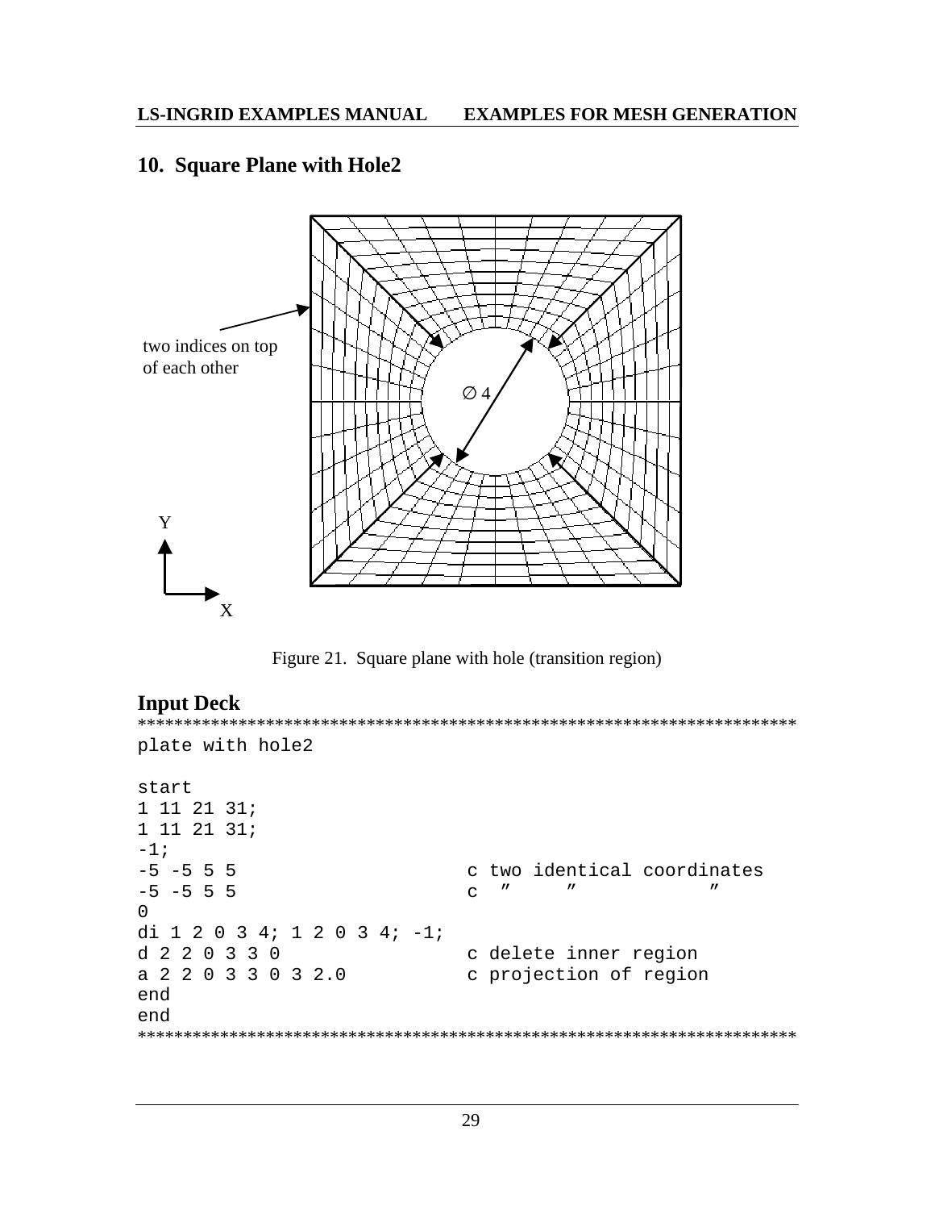## 10. Square Plane with Hole2

two indices on top of each other

∅ 4

Y

X

Figure 21. Square plane with hole (transition region)

### Input Deck

```
************************************************************************
plate with hole2

start
1 11 21 31;
1 11 21 31;
-1;
-5 -5 5 5                    c two identical coordinates
-5 -5 5 5                    c  ″     ″            ″
0
di 1 2 0 3 4; 1 2 0 3 4; -1;
d 2 2 0 3 3 0                c delete inner region
a 2 2 0 3 3 0 3 2.0          c projection of region
end
end
************************************************************************
```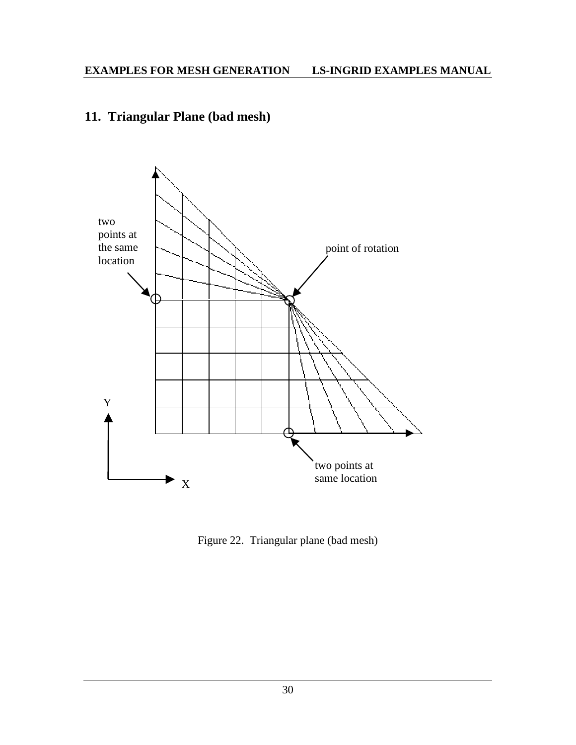## 11. Triangular Plane (bad mesh)

Figure 22. Triangular plane (bad mesh)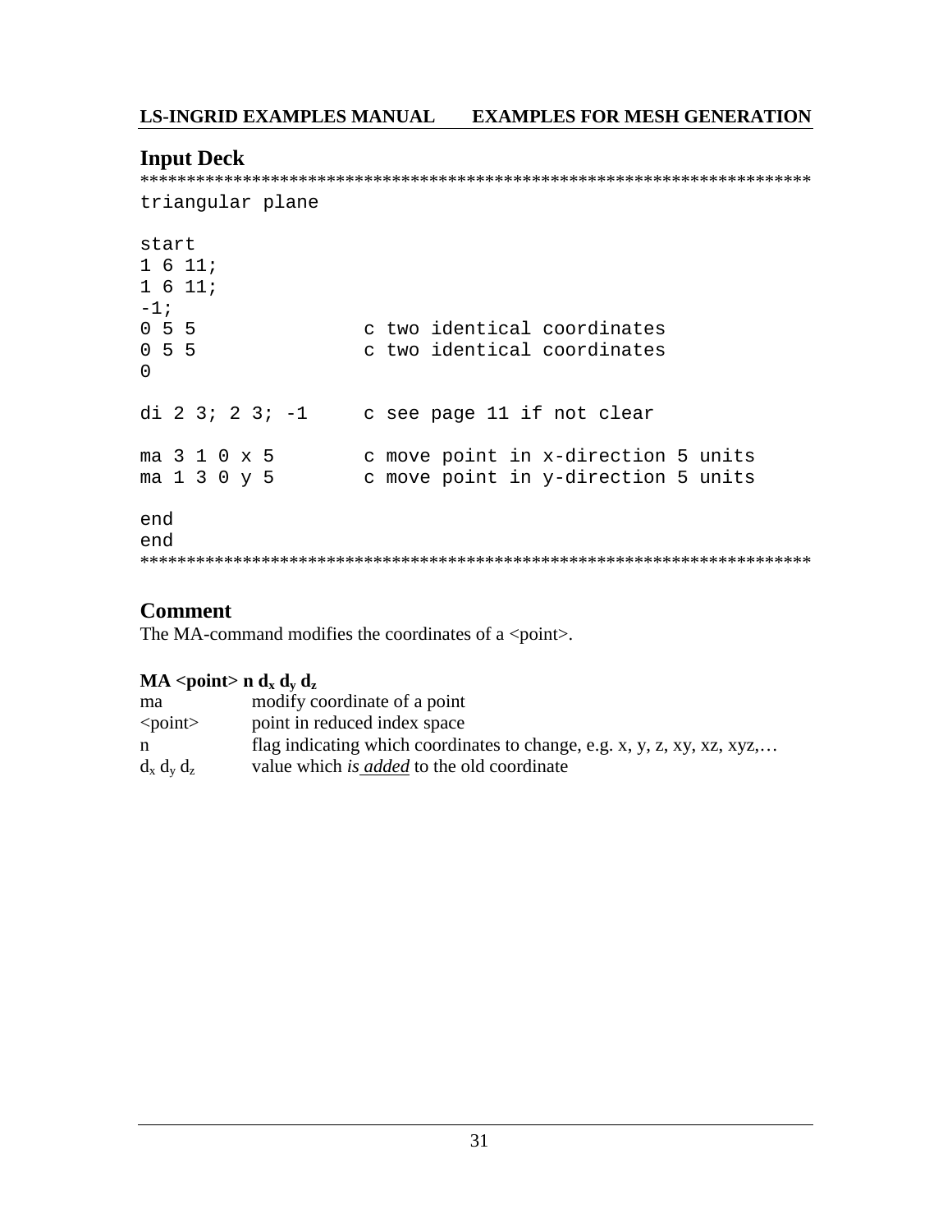## Input Deck

```
**************************************************************************
triangular plane

start
1 6 11;
1 6 11;
-1;
0 5 5               c two identical coordinates
0 5 5               c two identical coordinates
0

di 2 3; 2 3; -1     c see page 11 if not clear

ma 3 1 0 x 5        c move point in x-direction 5 units
ma 1 3 0 y 5        c move point in y-direction 5 units

end
end
**************************************************************************
```

## Comment

The MA-command modifies the coordinates of a <point>.

**MA <point> n $d_x$ $d_y$ $d_z$**

| | |
|---|---|
| ma | modify coordinate of a point |
| <point> | point in reduced index space |
| n | flag indicating which coordinates to change, e.g. x, y, z, xy, xz, xyz,… |
| $d_x$ $d_y$ $d_z$ | value which *is added* to the old coordinate |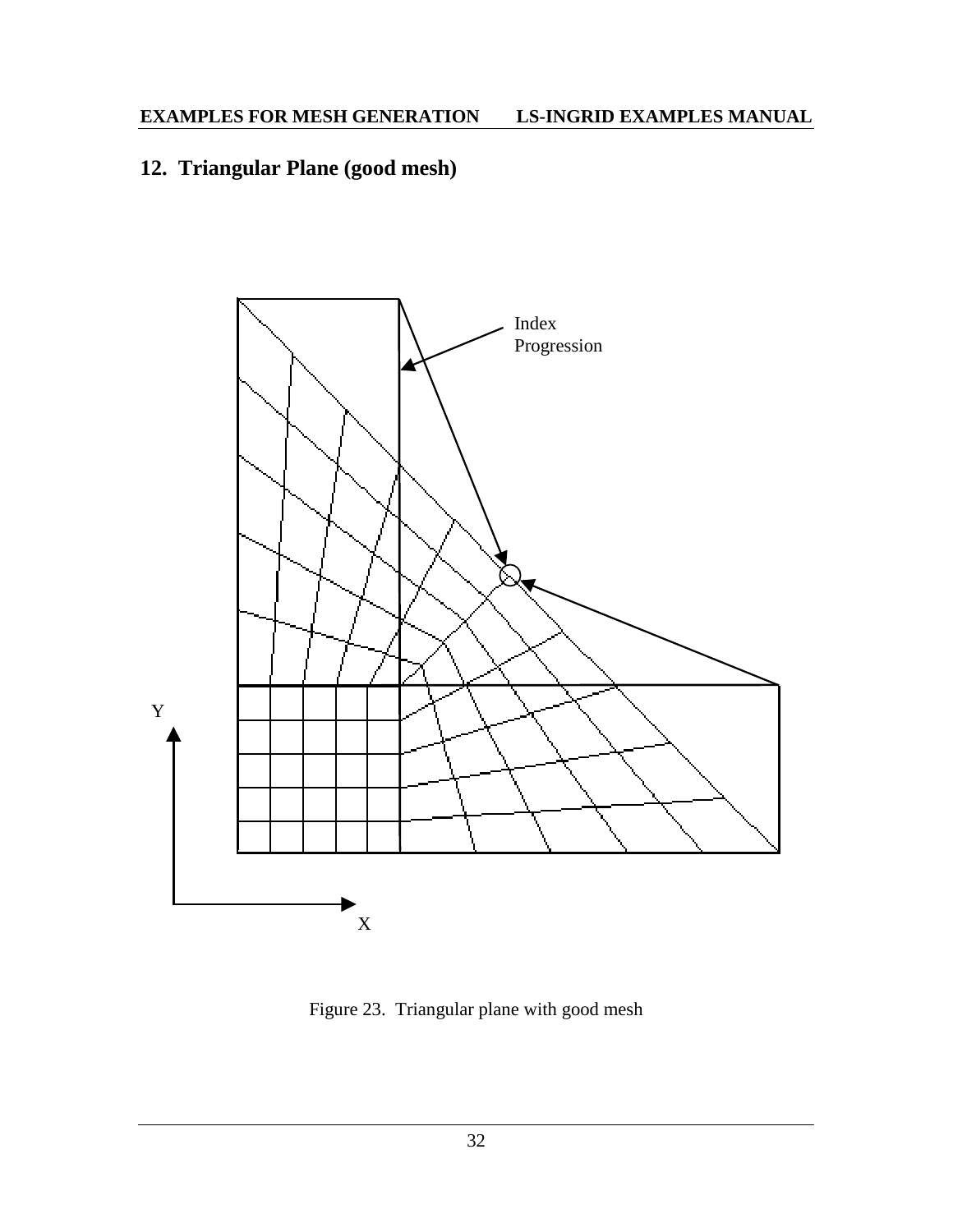## 12. Triangular Plane (good mesh)

Figure 23. Triangular plane with good mesh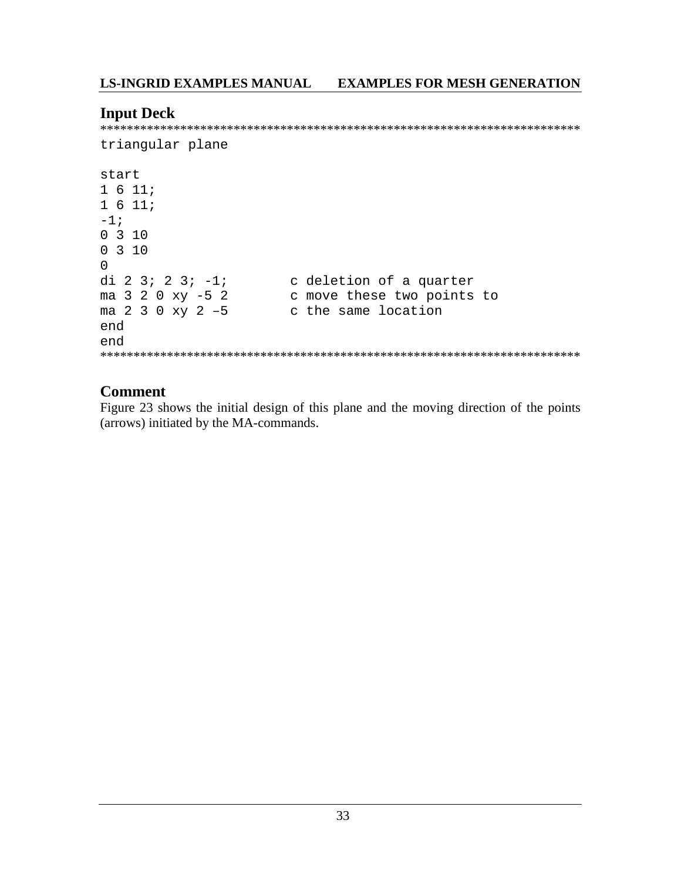## Input Deck

```
*************************************************************************
triangular plane

start
1 6 11;
1 6 11;
-1;
0 3 10
0 3 10
0
di 2 3; 2 3; -1;        c deletion of a quarter
ma 3 2 0 xy -5 2        c move these two points to
ma 2 3 0 xy 2 –5        c the same location
end
end
*************************************************************************
```

## Comment

Figure 23 shows the initial design of this plane and the moving direction of the points (arrows) initiated by the MA-commands.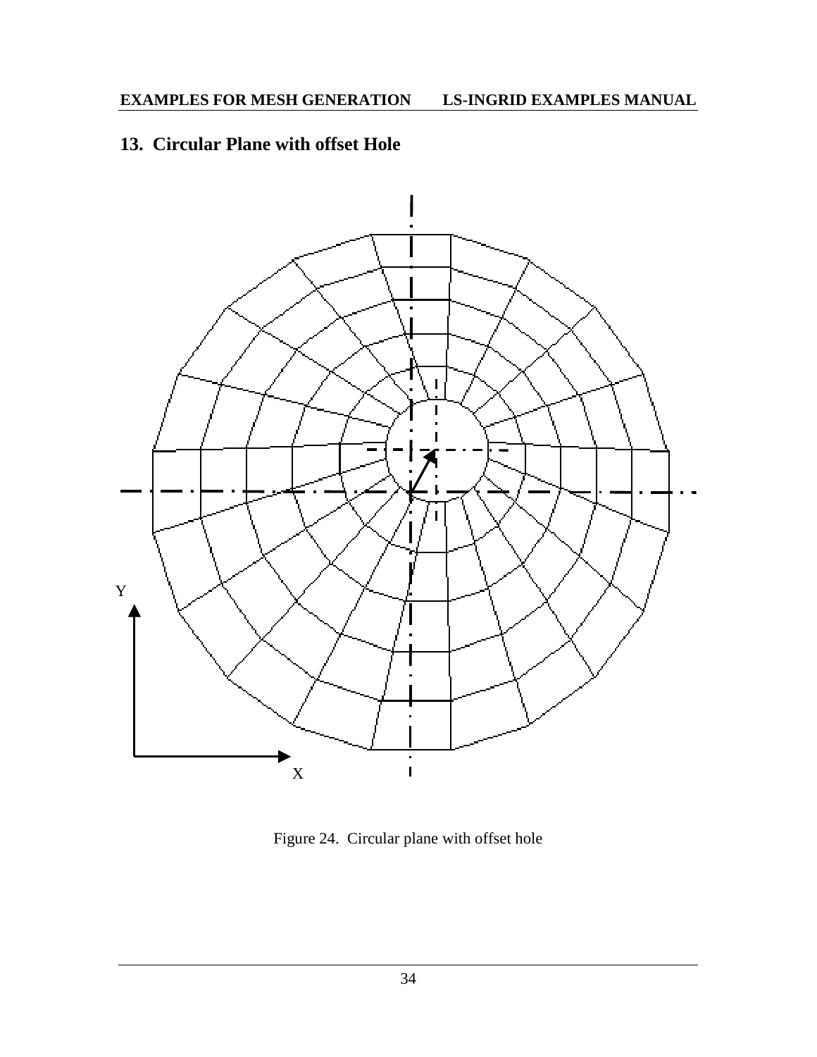## 13. Circular Plane with offset Hole

Figure 24. Circular plane with offset hole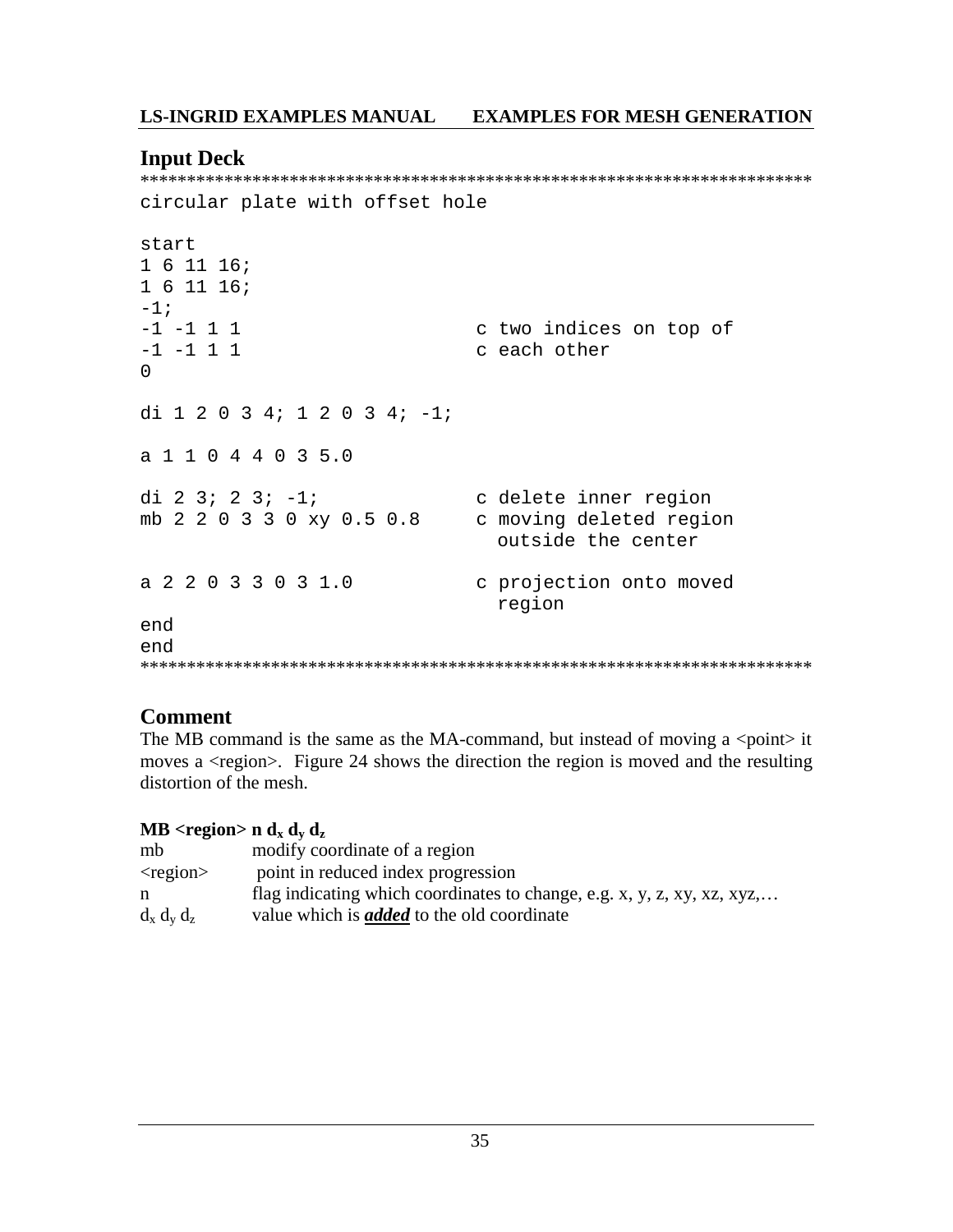## Input Deck

```
*************************************************************************
circular plate with offset hole

start
1 6 11 16;
1 6 11 16;
-1;
-1 -1 1 1                     c two indices on top of
-1 -1 1 1                     c each other
0

di 1 2 0 3 4; 1 2 0 3 4; -1;

a 1 1 0 4 4 0 3 5.0

di 2 3; 2 3; -1;              c delete inner region
mb 2 2 0 3 3 0 xy 0.5 0.8     c moving deleted region
                                outside the center

a 2 2 0 3 3 0 3 1.0           c projection onto moved
                                region
end
end
*************************************************************************
```

## Comment

The MB command is the same as the MA-command, but instead of moving a <point> it moves a <region>. Figure 24 shows the direction the region is moved and the resulting distortion of the mesh.

**MB <region> n $d_x$ $d_y$ $d_z$**

| | |
|---|---|
| mb | modify coordinate of a region |
| <region> | point in reduced index progression |
| n | flag indicating which coordinates to change, e.g. x, y, z, xy, xz, xyz,… |
| $d_x$ $d_y$ $d_z$ | value which is ***added*** to the old coordinate |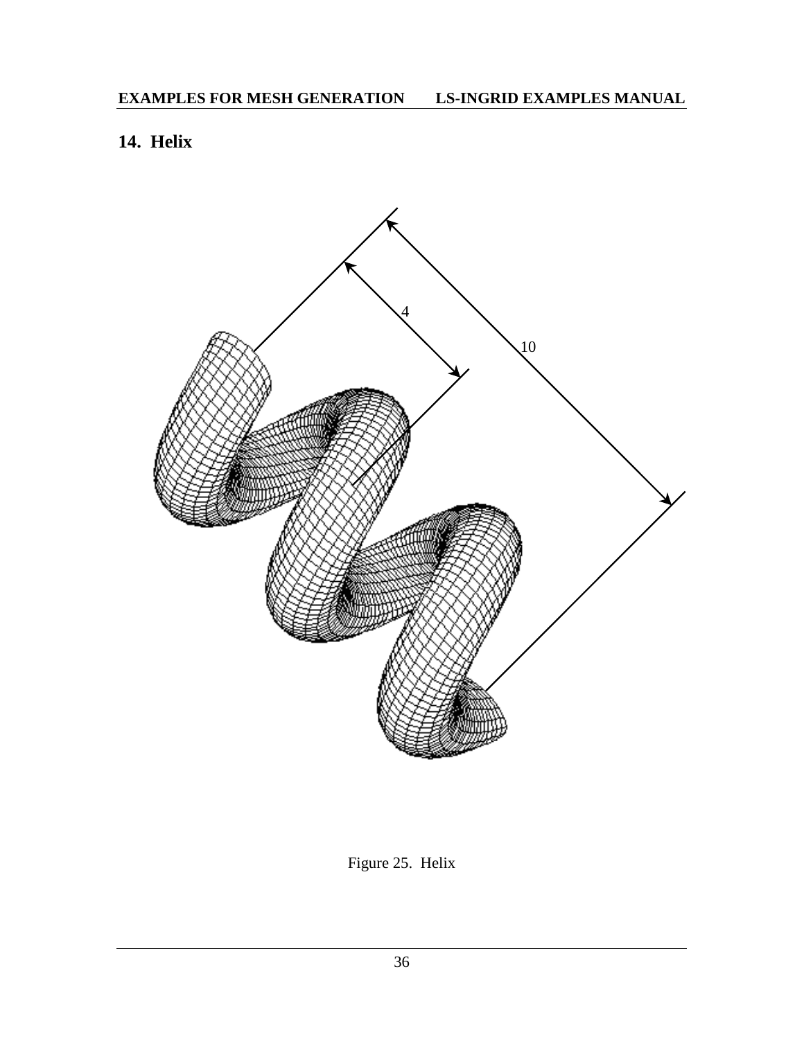## 14. Helix

Figure 25. Helix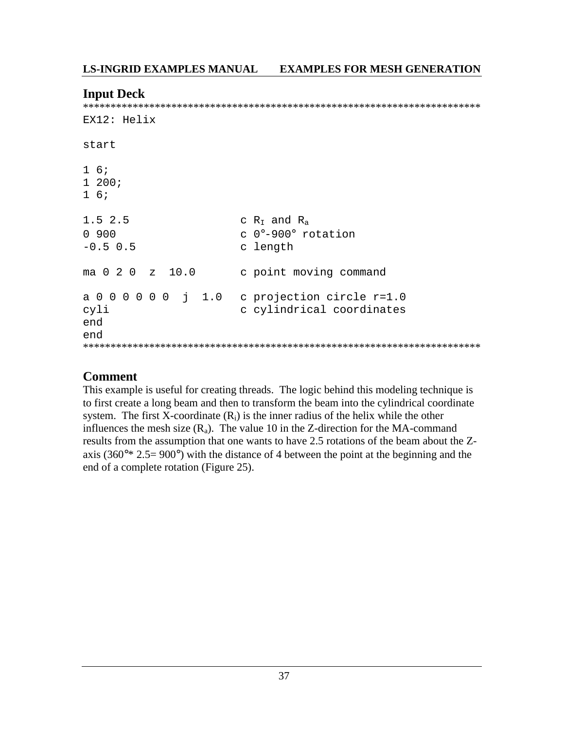## Input Deck

```
***************************************************************************
EX12: Helix

start

1 6;
1 200;
1 6;

1.5 2.5                c R_I and R_a
0 900                  c 0°-900° rotation
-0.5 0.5               c length

ma 0 2 0  z  10.0      c point moving command

a 0 0 0 0 0 0  j  1.0  c projection circle r=1.0
cyli                   c cylindrical coordinates
end
end
***************************************************************************
```

## Comment

This example is useful for creating threads. The logic behind this modeling technique is to first create a long beam and then to transform the beam into the cylindrical coordinate system. The first X-coordinate ($R_i$) is the inner radius of the helix while the other influences the mesh size ($R_a$). The value 10 in the Z-direction for the MA-command results from the assumption that one wants to have 2.5 rotations of the beam about the Z-axis (360°* 2.5= 900°) with the distance of 4 between the point at the beginning and the end of a complete rotation (Figure 25).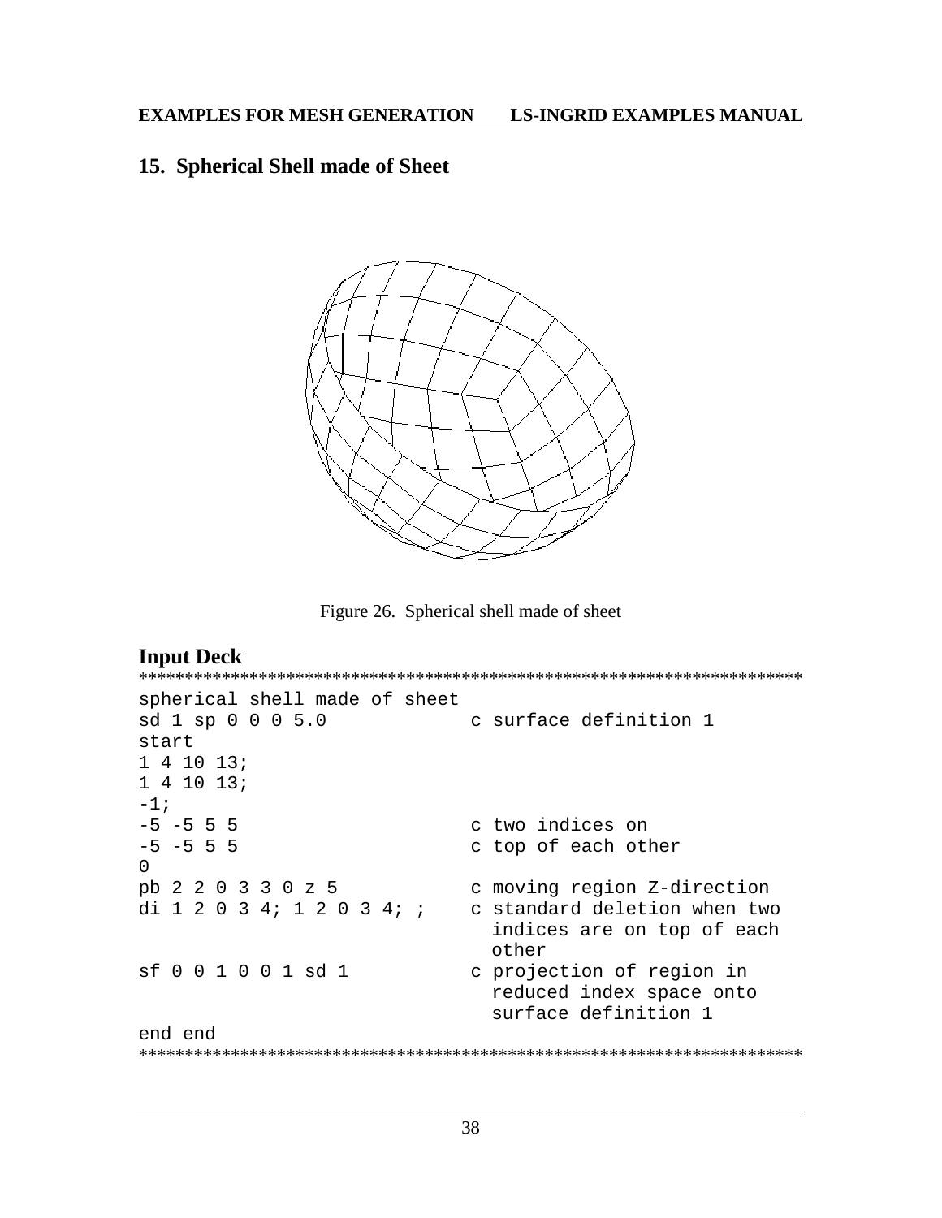## 15. Spherical Shell made of Sheet

Figure 26. Spherical shell made of sheet

### Input Deck

```
*************************************************************************
spherical shell made of sheet
sd 1 sp 0 0 0 5.0             c surface definition 1
start
1 4 10 13;
1 4 10 13;
-1;
-5 -5 5 5                     c two indices on
-5 -5 5 5                     c top of each other
0
pb 2 2 0 3 3 0 z 5            c moving region Z-direction
di 1 2 0 3 4; 1 2 0 3 4; ;    c standard deletion when two
                                indices are on top of each
                                other
sf 0 0 1 0 0 1 sd 1           c projection of region in
                                reduced index space onto
                                surface definition 1
end end
*************************************************************************
```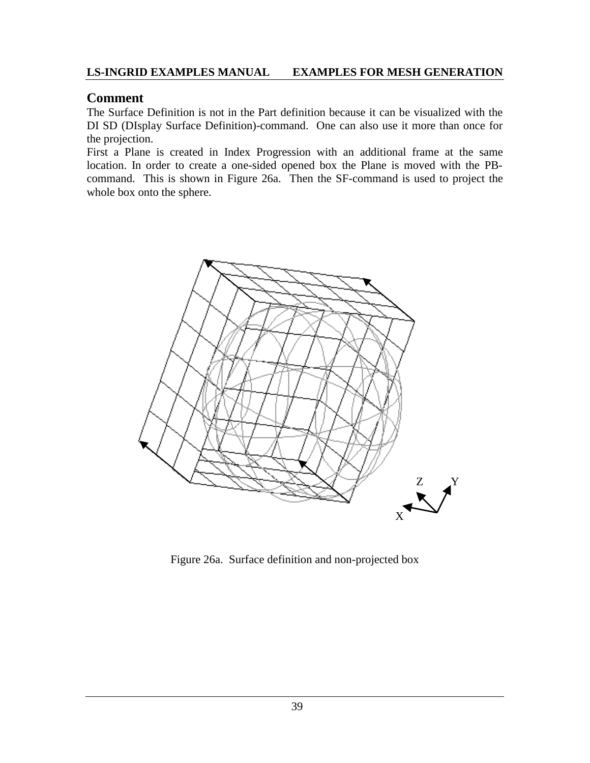## Comment

The Surface Definition is not in the Part definition because it can be visualized with the DI SD (DIsplay Surface Definition)-command. One can also use it more than once for the projection.

First a Plane is created in Index Progression with an additional frame at the same location. In order to create a one-sided opened box the Plane is moved with the PB-command. This is shown in Figure 26a. Then the SF-command is used to project the whole box onto the sphere.

Figure 26a. Surface definition and non-projected box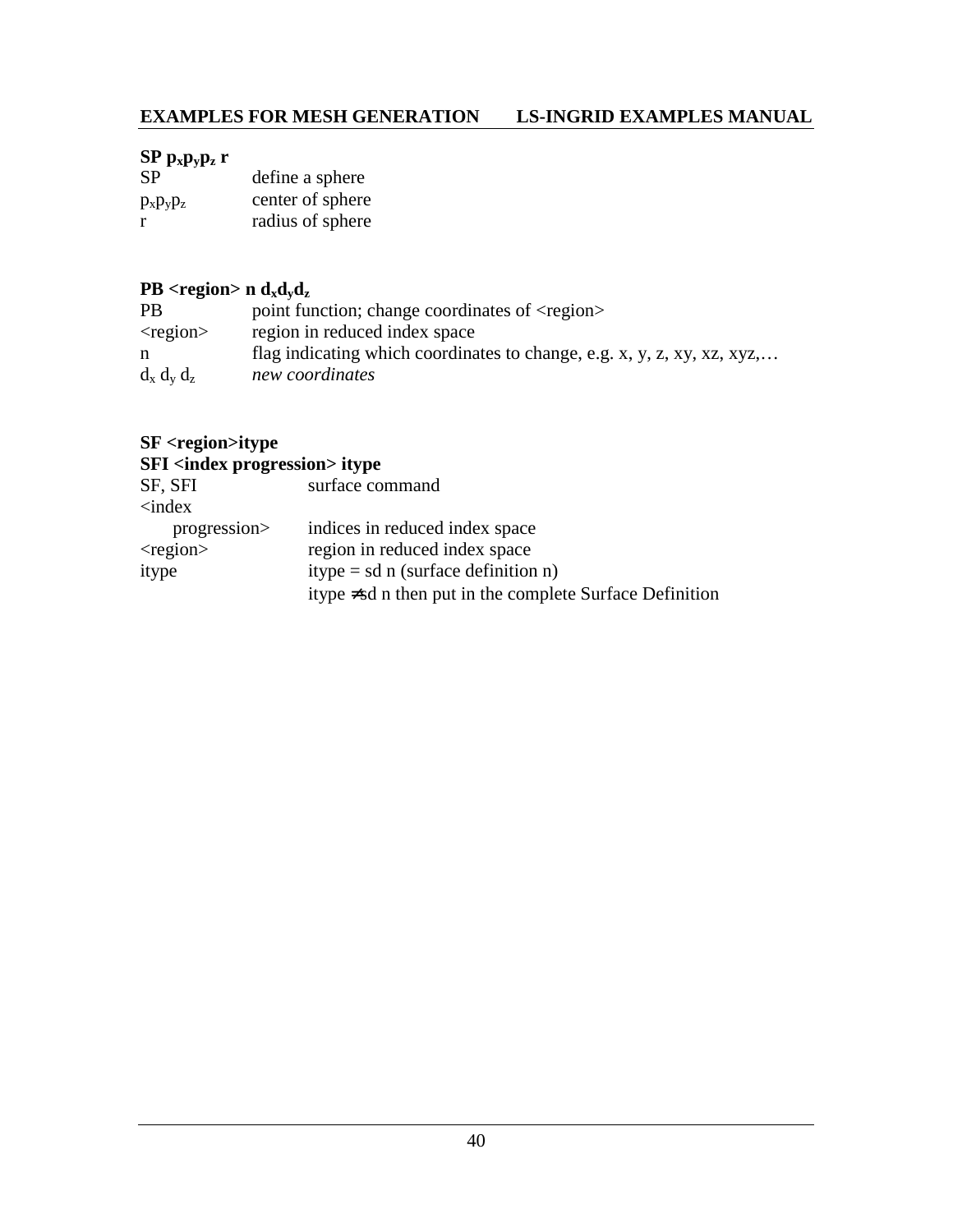**SP $p_x p_y p_z$ r**

| | |
|---|---|
| SP | define a sphere |
| $p_x p_y p_z$ | center of sphere |
| r | radius of sphere |

**PB <region> n $d_x d_y d_z$**

| | |
|---|---|
| PB | point function; change coordinates of <region> |
| <region> | region in reduced index space |
| n | flag indicating which coordinates to change, e.g. x, y, z, xy, xz, xyz,… |
| $d_x$ $d_y$ $d_z$ | *new coordinates* |

**SF <region>itype**
**SFI <index progression> itype**

| | |
|---|---|
| SF, SFI | surface command |
| <index progression> | indices in reduced index space |
| <region> | region in reduced index space |
| itype | itype = sd n (surface definition n) |
| | itype ≠ sd n then put in the complete Surface Definition |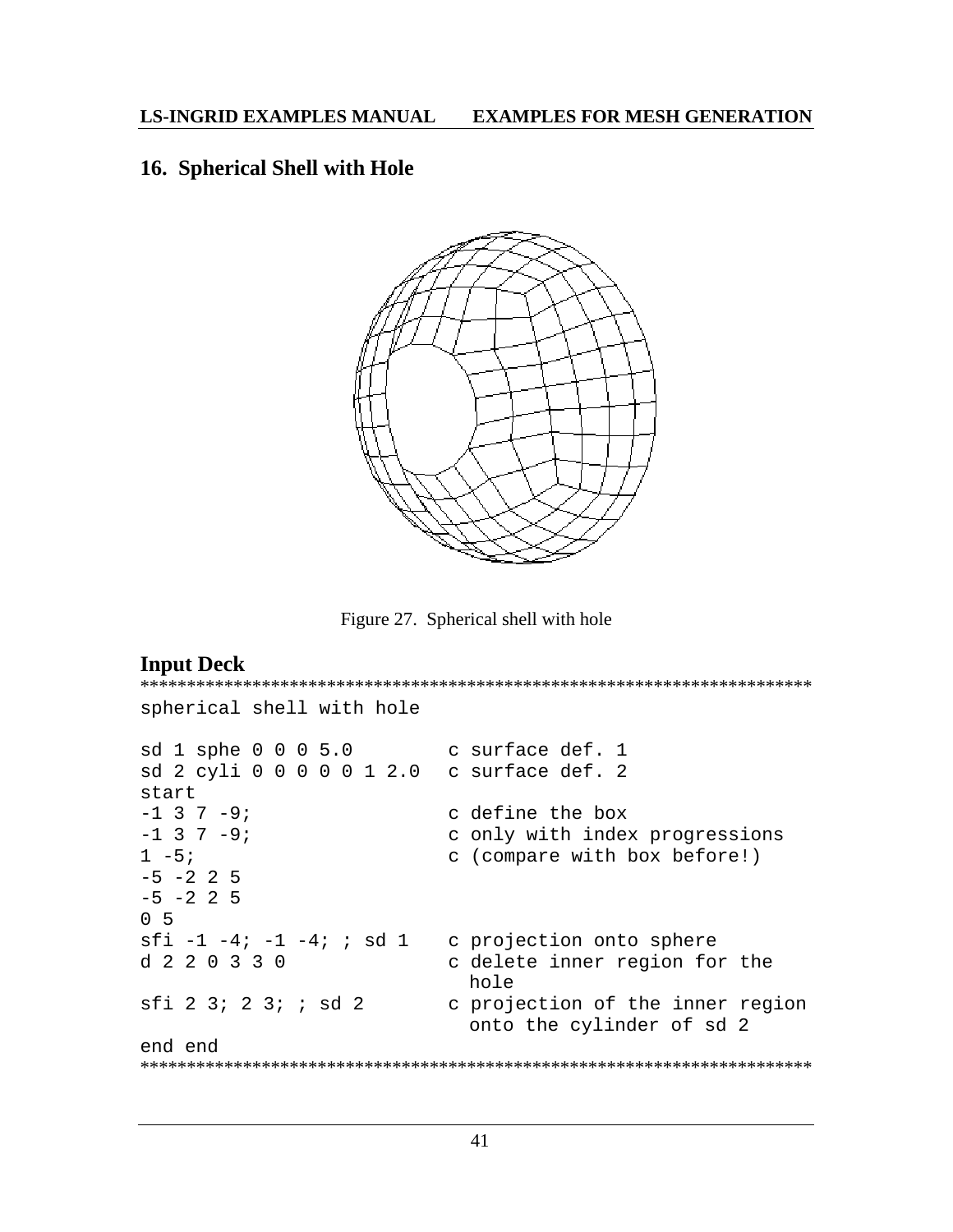## 16. Spherical Shell with Hole

Figure 27. Spherical shell with hole

### Input Deck

```
************************************************************************
spherical shell with hole

sd 1 sphe 0 0 0 5.0         c surface def. 1
sd 2 cyli 0 0 0 0 0 1 2.0   c surface def. 2
start
-1 3 7 -9;                  c define the box
-1 3 7 -9;                  c only with index progressions
1 -5;                       c (compare with box before!)
-5 -2 2 5
-5 -2 2 5
0 5
sfi -1 -4; -1 -4; ; sd 1    c projection onto sphere
d 2 2 0 3 3 0               c delete inner region for the
                              hole
sfi 2 3; 2 3; ; sd 2        c projection of the inner region
                              onto the cylinder of sd 2
end end
************************************************************************
```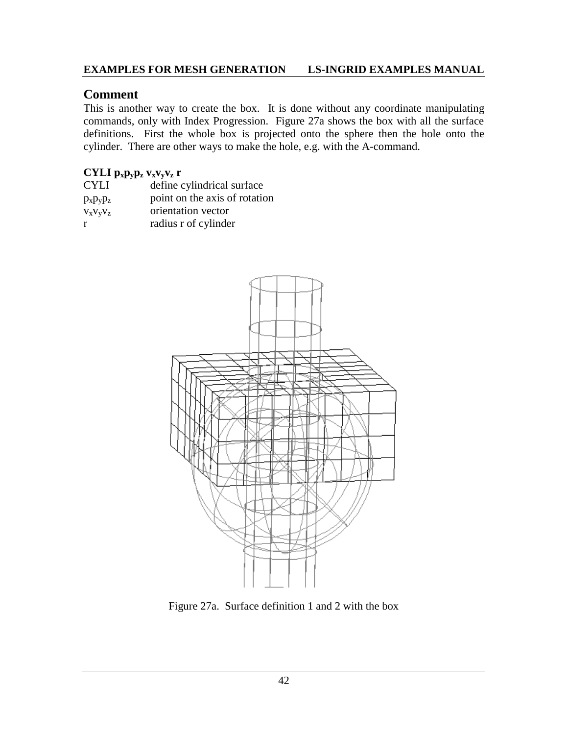## Comment

This is another way to create the box. It is done without any coordinate manipulating commands, only with Index Progression. Figure 27a shows the box with all the surface definitions. First the whole box is projected onto the sphere then the hole onto the cylinder. There are other ways to make the hole, e.g. with the A-command.

**CYLI $p_xp_yp_z$ $v_xv_yv_z$ r**

| | |
|---|---|
| CYLI | define cylindrical surface |
| $p_xp_yp_z$ | point on the axis of rotation |
| $v_xv_yv_z$ | orientation vector |
| r | radius r of cylinder |

Figure 27a. Surface definition 1 and 2 with the box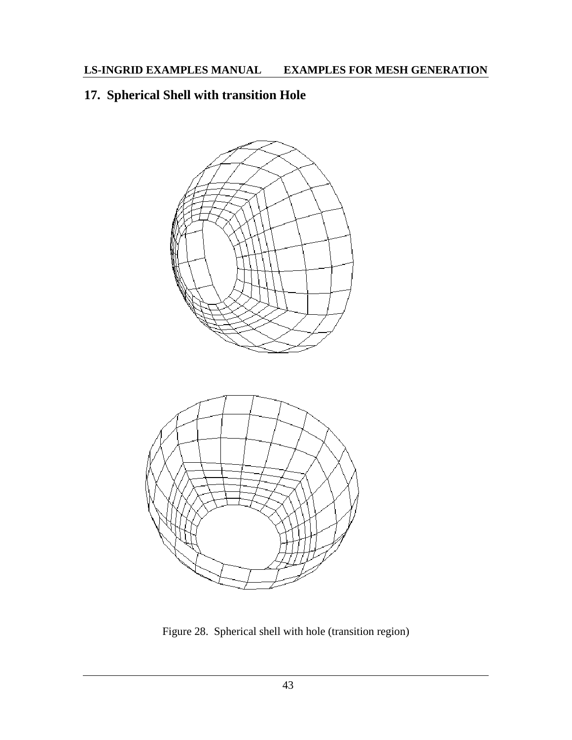## 17. Spherical Shell with transition Hole

Figure 28. Spherical shell with hole (transition region)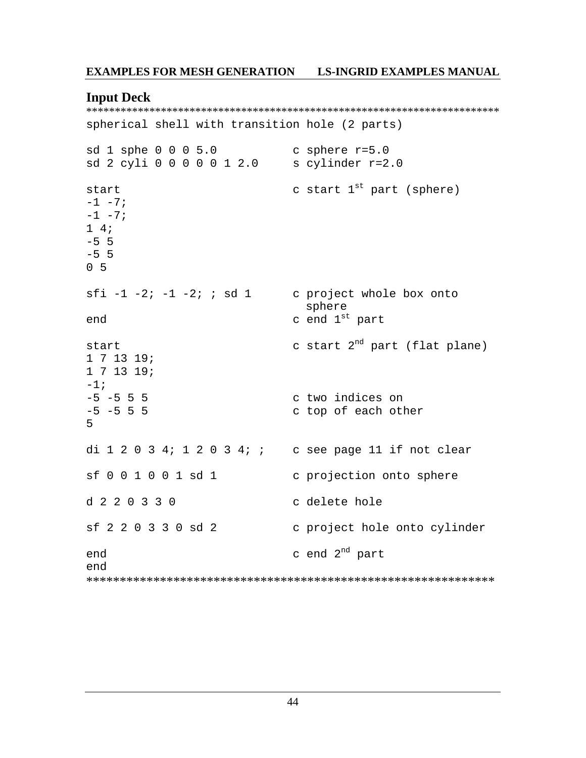## Input Deck

```
*************************************************************************
spherical shell with transition hole (2 parts)

sd 1 sphe 0 0 0 5.0          c sphere r=5.0
sd 2 cyli 0 0 0 0 0 1 2.0    s cylinder r=2.0

start                        c start 1st part (sphere)
-1 -7;
-1 -7;
1 4;
-5 5
-5 5
0 5

sfi -1 -2; -1 -2; ; sd 1     c project whole box onto
                               sphere
end                          c end 1st part

start                        c start 2nd part (flat plane)
1 7 13 19;
1 7 13 19;
-1;
-5 -5 5 5                    c two indices on
-5 -5 5 5                    c top of each other
5

di 1 2 0 3 4; 1 2 0 3 4; ;   c see page 11 if not clear

sf 0 0 1 0 0 1 sd 1          c projection onto sphere

d 2 2 0 3 3 0                c delete hole

sf 2 2 0 3 3 0 sd 2          c project hole onto cylinder

end                          c end 2nd part
end
*************************************************************
```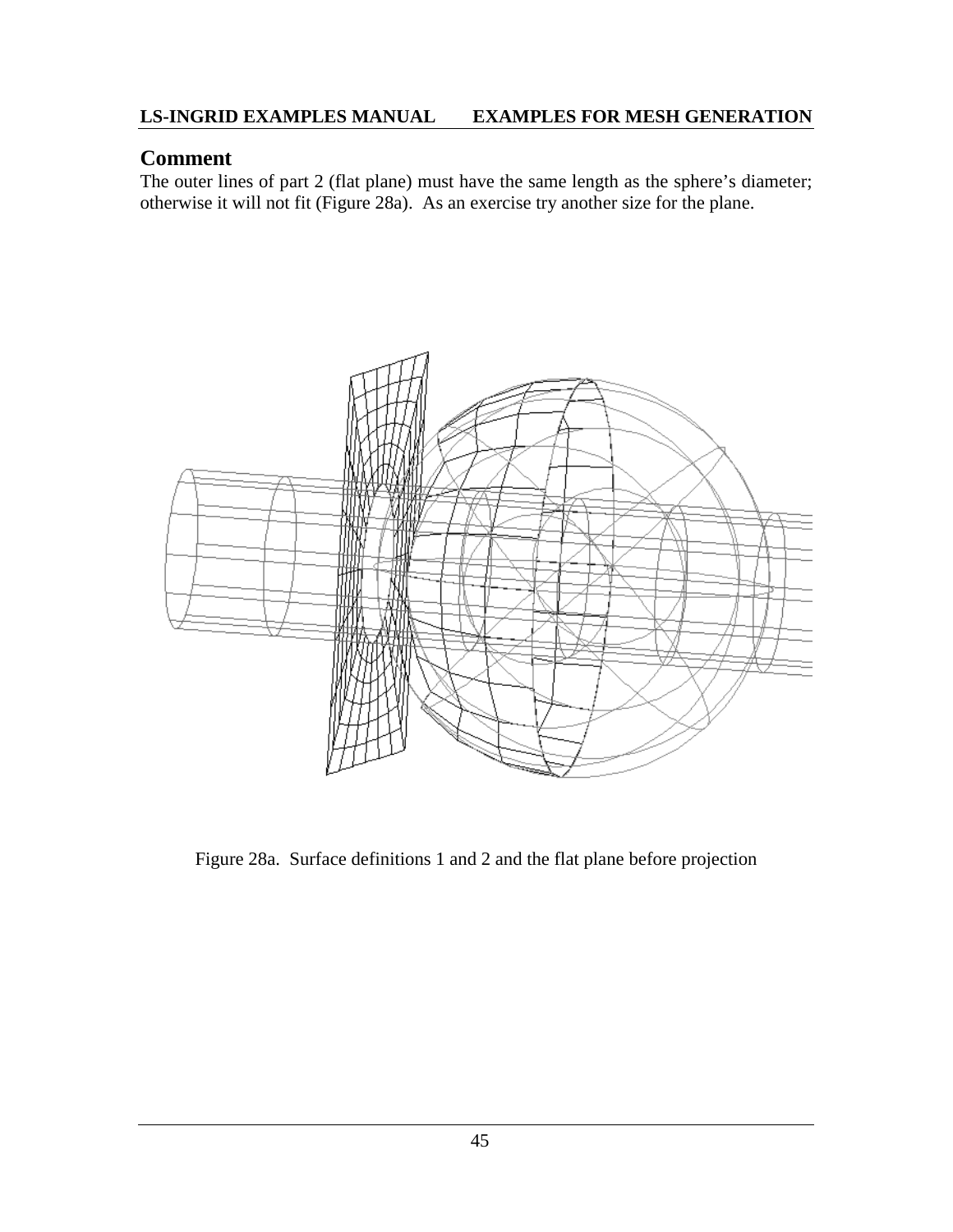## Comment

The outer lines of part 2 (flat plane) must have the same length as the sphere's diameter; otherwise it will not fit (Figure 28a). As an exercise try another size for the plane.

Figure 28a. Surface definitions 1 and 2 and the flat plane before projection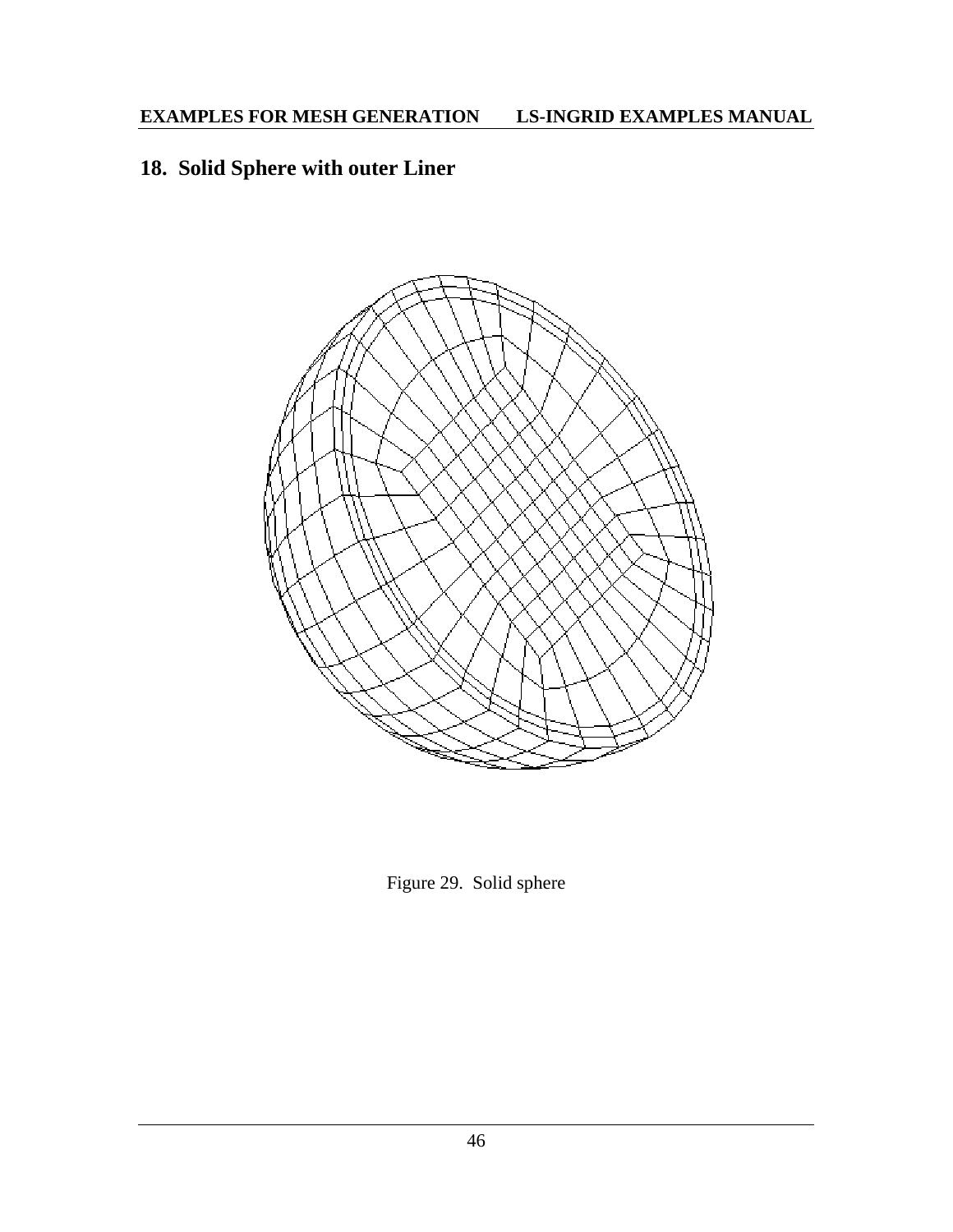## 18. Solid Sphere with outer Liner

Figure 29. Solid sphere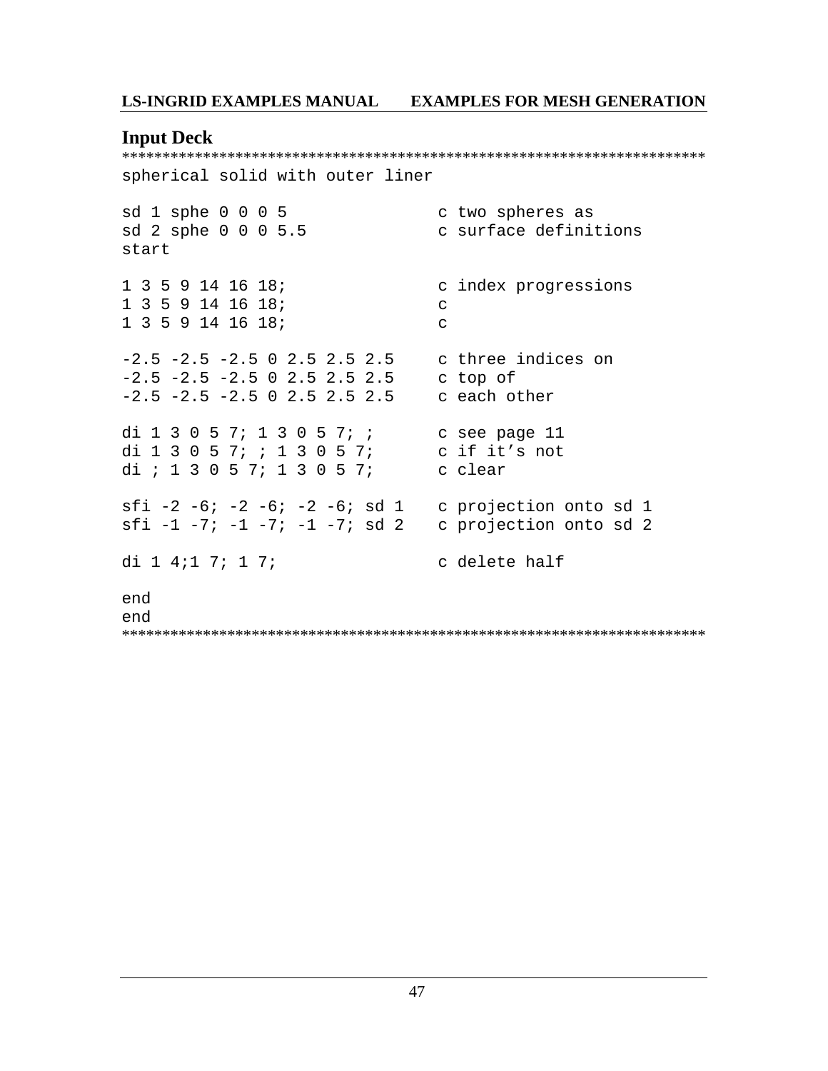## Input Deck

```
**************************************************************************
spherical solid with outer liner

sd 1 sphe 0 0 0 5                c two spheres as
sd 2 sphe 0 0 0 5.5              c surface definitions
start

1 3 5 9 14 16 18;                c index progressions
1 3 5 9 14 16 18;                c
1 3 5 9 14 16 18;                c

-2.5 -2.5 -2.5 0 2.5 2.5 2.5     c three indices on
-2.5 -2.5 -2.5 0 2.5 2.5 2.5     c top of
-2.5 -2.5 -2.5 0 2.5 2.5 2.5     c each other

di 1 3 0 5 7; 1 3 0 5 7; ;       c see page 11
di 1 3 0 5 7; ; 1 3 0 5 7;       c if it's not
di ; 1 3 0 5 7; 1 3 0 5 7;       c clear

sfi -2 -6; -2 -6; -2 -6; sd 1    c projection onto sd 1
sfi -1 -7; -1 -7; -1 -7; sd 2    c projection onto sd 2

di 1 4;1 7; 1 7;                 c delete half

end
end
**************************************************************************
```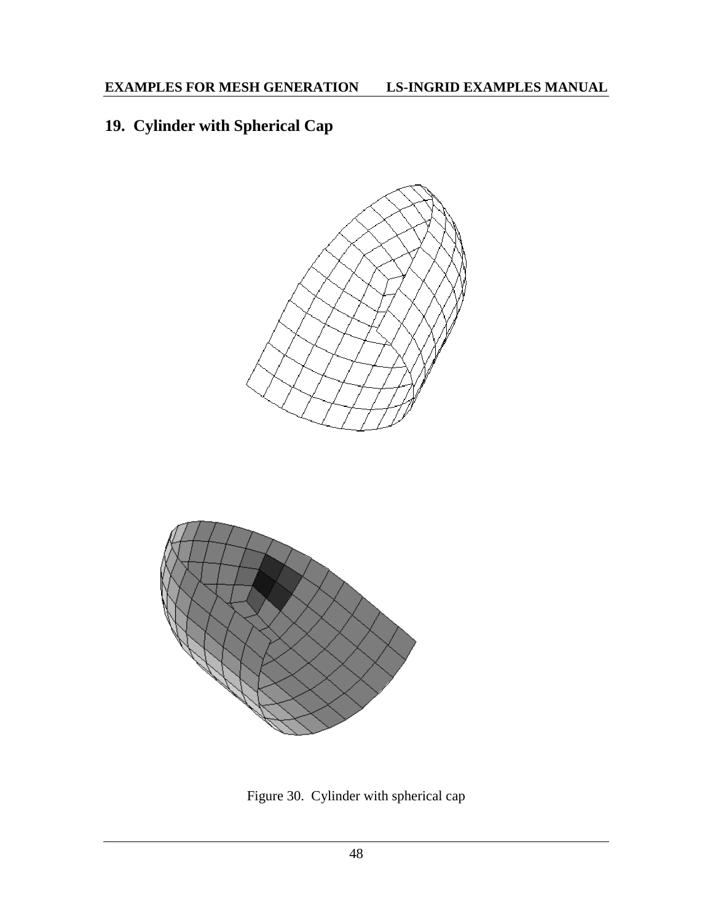## 19. Cylinder with Spherical Cap

Figure 30. Cylinder with spherical cap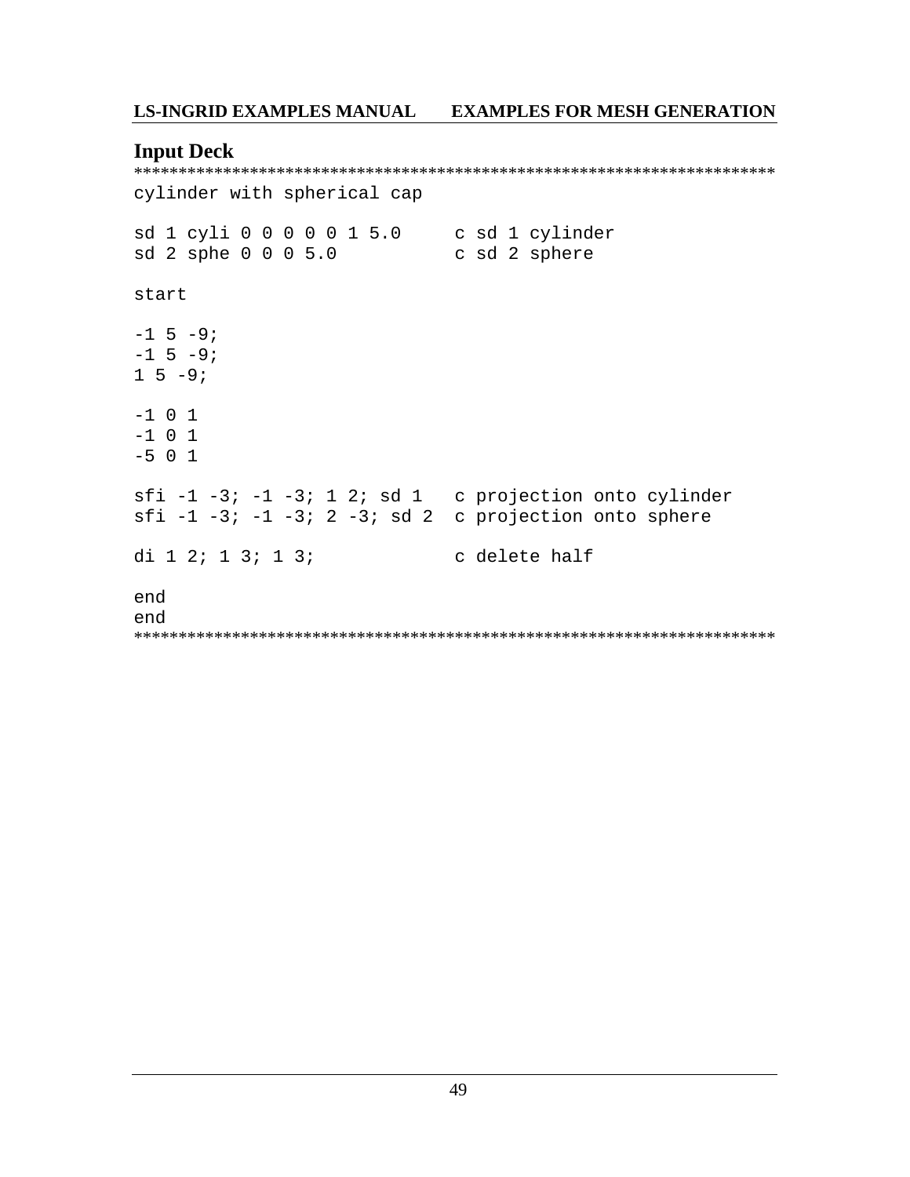## Input Deck

```
***************************************************************************
cylinder with spherical cap

sd 1 cyli 0 0 0 0 0 1 5.0     c sd 1 cylinder
sd 2 sphe 0 0 0 5.0           c sd 2 sphere

start

-1 5 -9;
-1 5 -9;
1 5 -9;

-1 0 1
-1 0 1
-5 0 1

sfi -1 -3; -1 -3; 1 2; sd 1   c projection onto cylinder
sfi -1 -3; -1 -3; 2 -3; sd 2  c projection onto sphere

di 1 2; 1 3; 1 3;             c delete half

end
end
***************************************************************************
```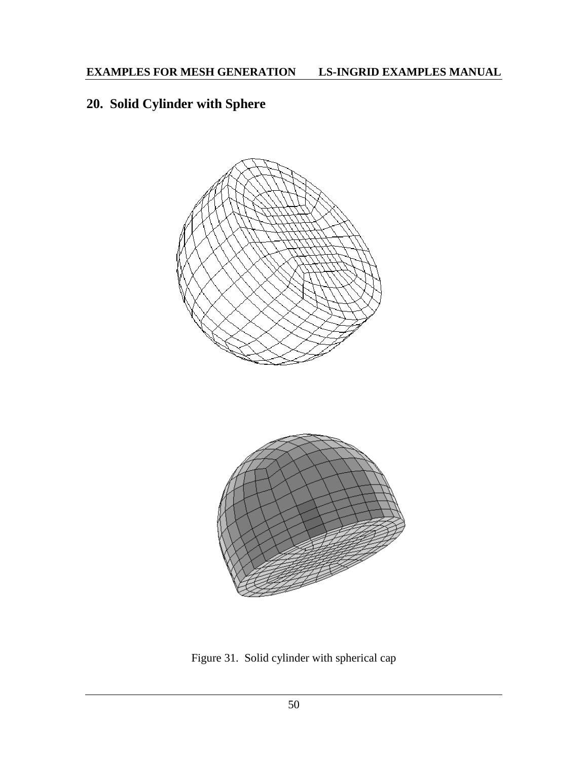## 20. Solid Cylinder with Sphere

Figure 31. Solid cylinder with spherical cap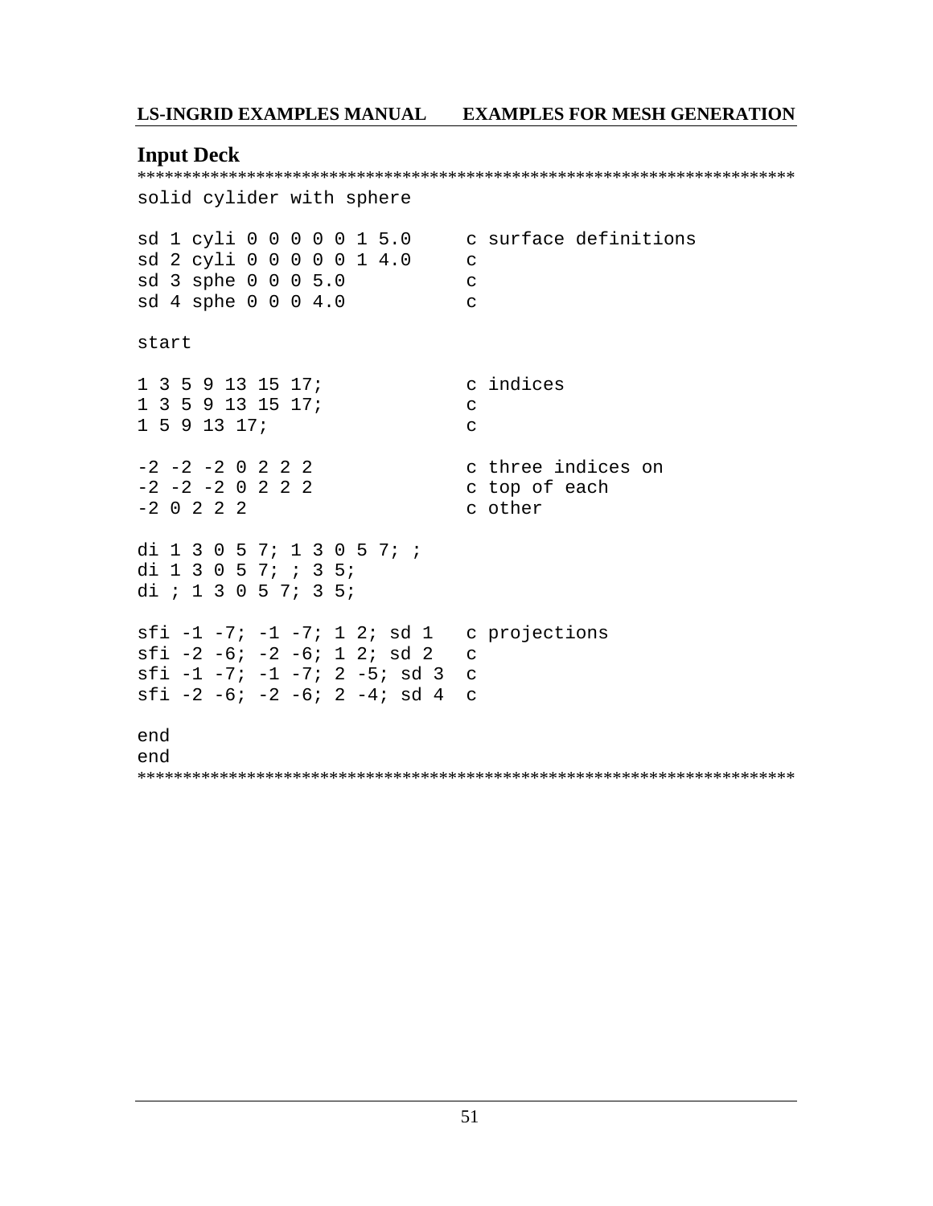## Input Deck

```
************************************************************************
solid cylider with sphere

sd 1 cyli 0 0 0 0 0 1 5.0     c surface definitions
sd 2 cyli 0 0 0 0 0 1 4.0     c
sd 3 sphe 0 0 0 5.0           c
sd 4 sphe 0 0 0 4.0           c

start

1 3 5 9 13 15 17;             c indices
1 3 5 9 13 15 17;             c
1 5 9 13 17;                  c

-2 -2 -2 0 2 2 2              c three indices on
-2 -2 -2 0 2 2 2              c top of each
-2 0 2 2 2                    c other

di 1 3 0 5 7; 1 3 0 5 7; ;
di 1 3 0 5 7; ; 3 5;
di ; 1 3 0 5 7; 3 5;

sfi -1 -7; -1 -7; 1 2; sd 1   c projections
sfi -2 -6; -2 -6; 1 2; sd 2   c
sfi -1 -7; -1 -7; 2 -5; sd 3  c
sfi -2 -6; -2 -6; 2 -4; sd 4  c

end
end
************************************************************************
```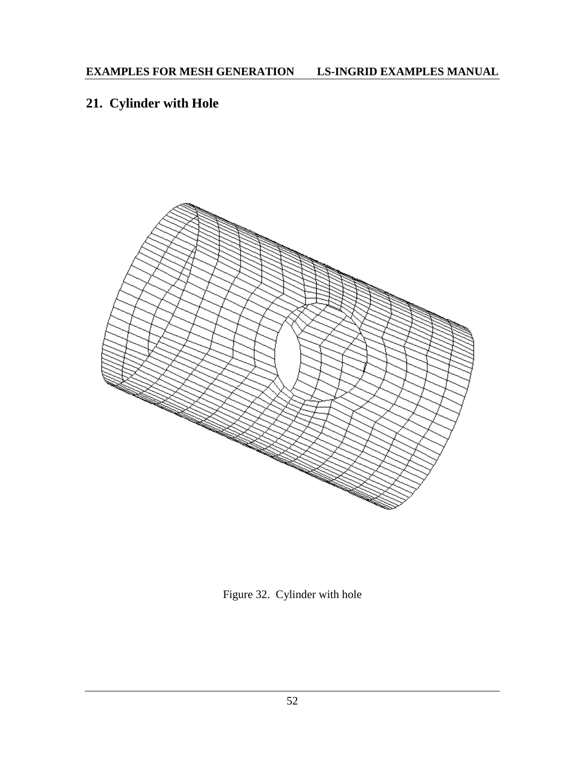## 21. Cylinder with Hole

Figure 32. Cylinder with hole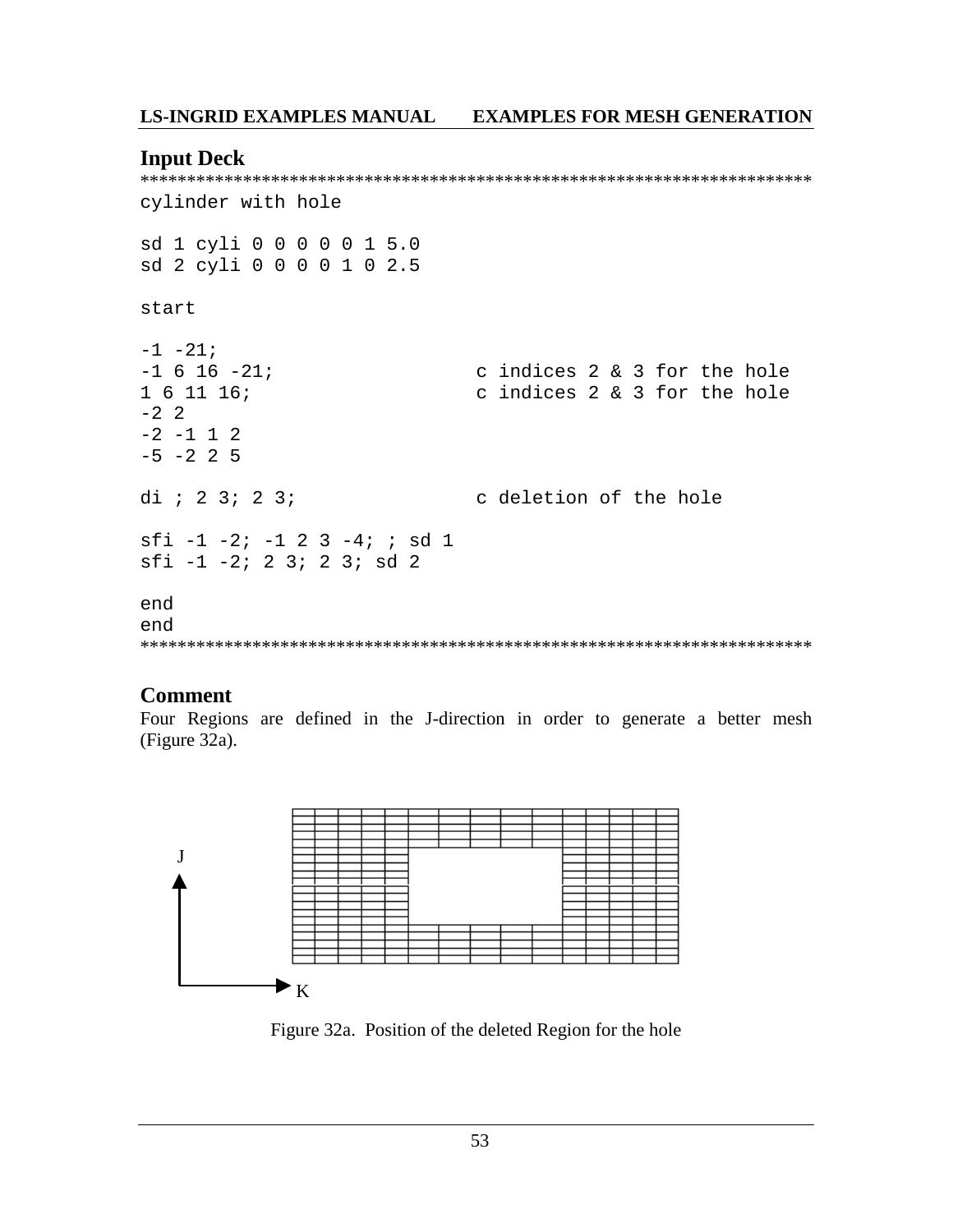## Input Deck

```
************************************************************************
cylinder with hole

sd 1 cyli 0 0 0 0 0 1 5.0
sd 2 cyli 0 0 0 0 1 0 2.5

start

-1 -21;
-1 6 16 -21;                c indices 2 & 3 for the hole
1 6 11 16;                  c indices 2 & 3 for the hole
-2 2
-2 -1 1 2
-5 -2 2 5

di ; 2 3; 2 3;              c deletion of the hole

sfi -1 -2; -1 2 3 -4; ; sd 1
sfi -1 -2; 2 3; 2 3; sd 2

end
end
************************************************************************
```

## Comment

Four Regions are defined in the J-direction in order to generate a better mesh (Figure 32a).

Figure 32a. Position of the deleted Region for the hole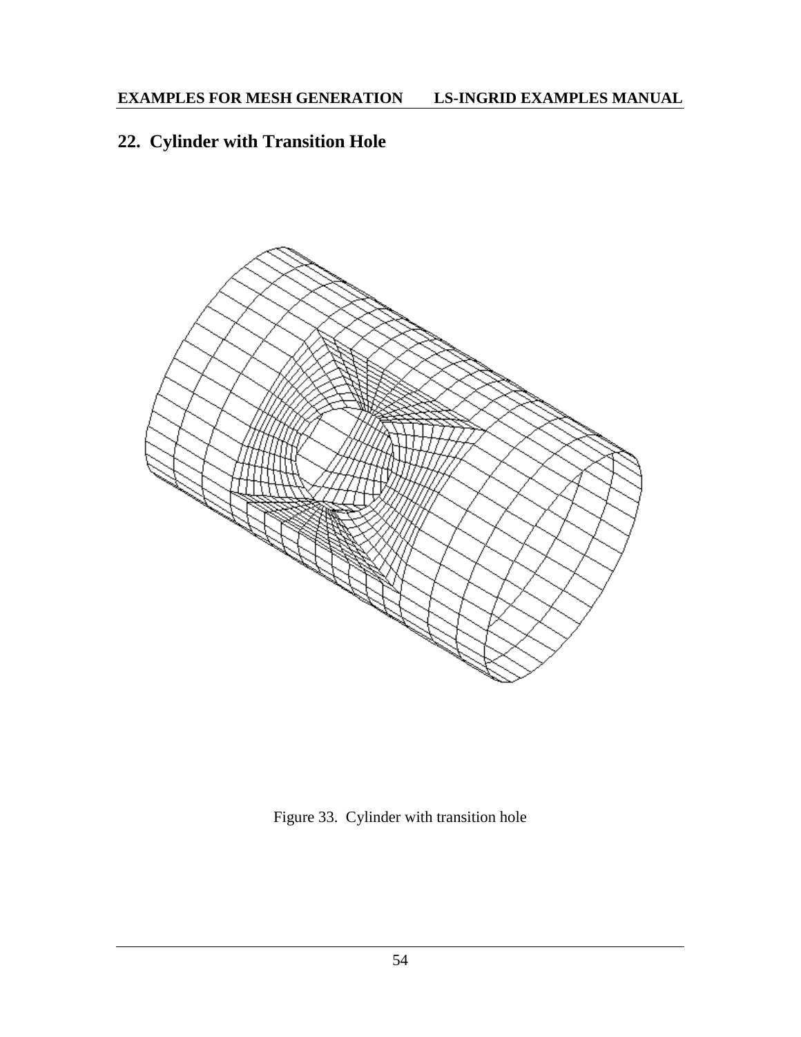## 22. Cylinder with Transition Hole

Figure 33. Cylinder with transition hole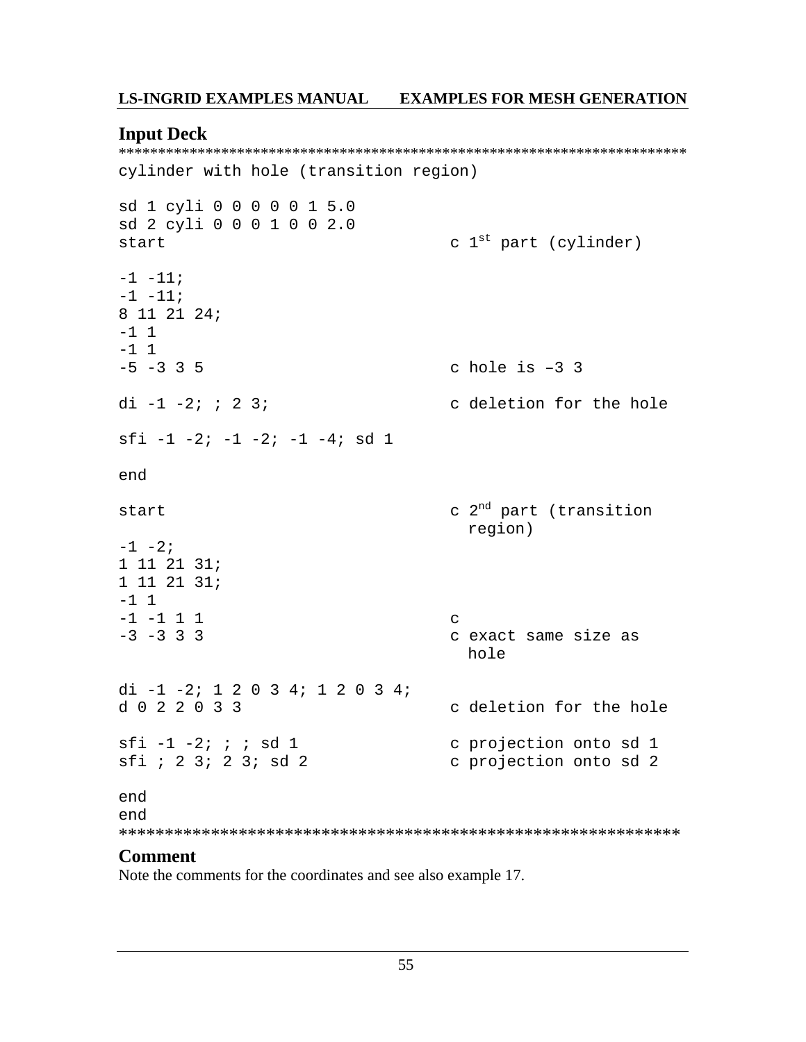## Input Deck

```
************************************************************************
cylinder with hole (transition region)

sd 1 cyli 0 0 0 0 0 1 5.0
sd 2 cyli 0 0 0 1 0 0 2.0
start                               c 1st part (cylinder)

-1 -11;
-1 -11;
8 11 21 24;
-1 1
-1 1
-5 -3 3 5                           c hole is –3 3

di -1 -2; ; 2 3;                    c deletion for the hole

sfi -1 -2; -1 -2; -1 -4; sd 1

end

start                               c 2nd part (transition
                                      region)
-1 -2;
1 11 21 31;
1 11 21 31;
-1 1
-1 -1 1 1                           c
-3 -3 3 3                           c exact same size as
                                      hole

di -1 -2; 1 2 0 3 4; 1 2 0 3 4;
d 0 2 2 0 3 3                       c deletion for the hole

sfi -1 -2; ; ; sd 1                 c projection onto sd 1
sfi ; 2 3; 2 3; sd 2                c projection onto sd 2

end
end
**************************************************************
```

## Comment

Note the comments for the coordinates and see also example 17.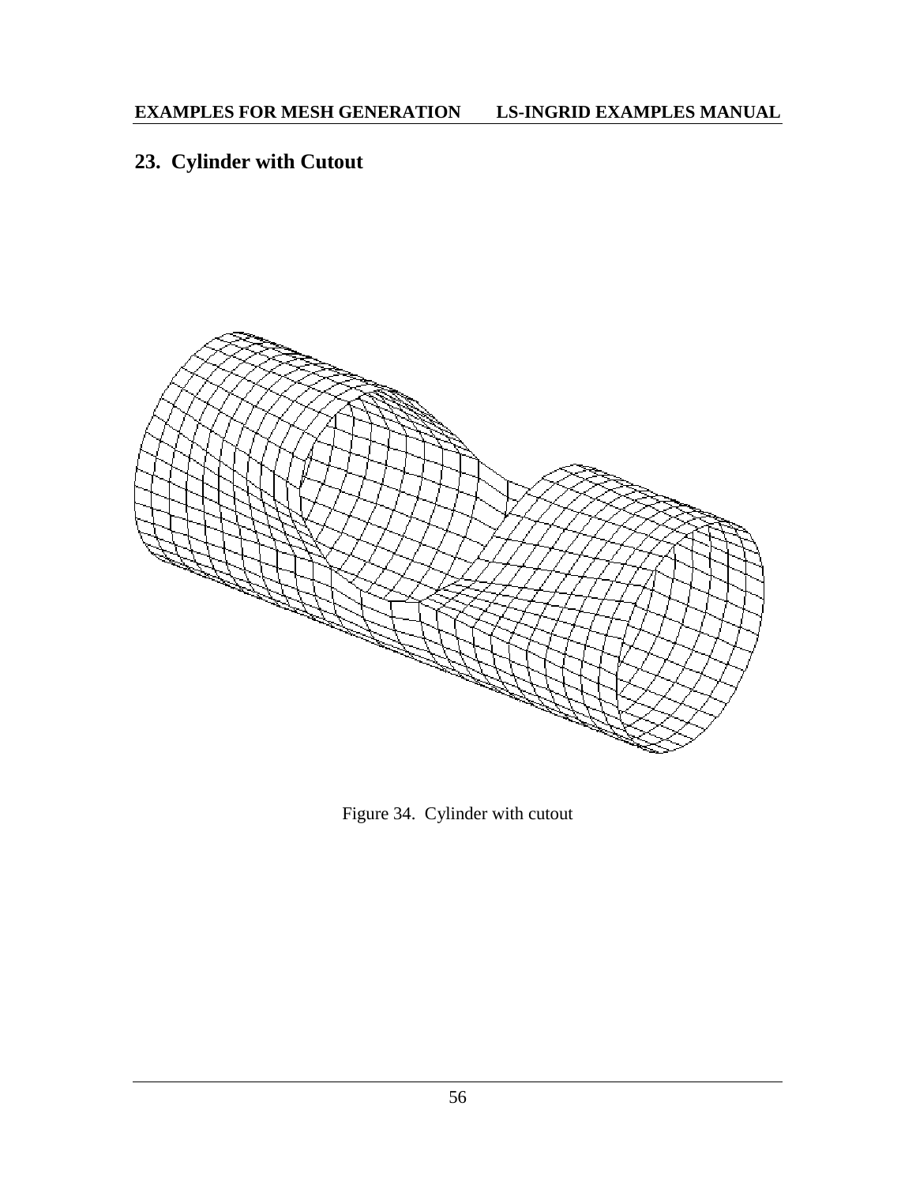## 23. Cylinder with Cutout

Figure 34. Cylinder with cutout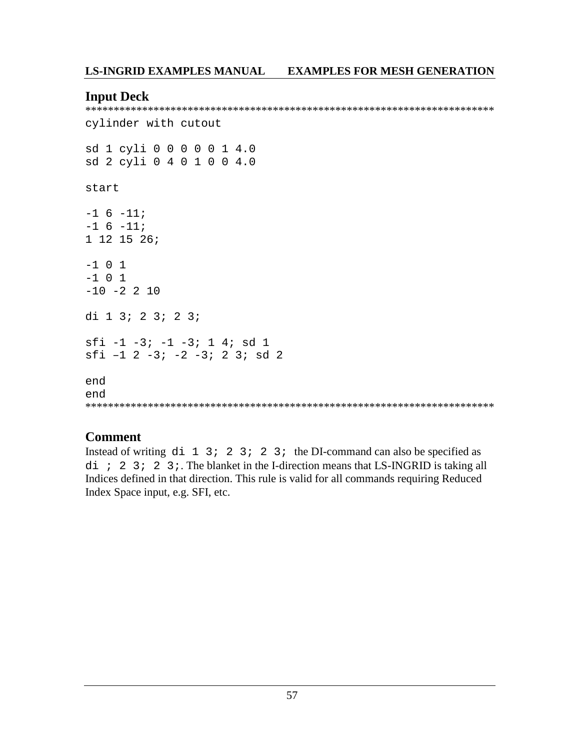## Input Deck

```
***************************************************************************
cylinder with cutout

sd 1 cyli 0 0 0 0 0 1 4.0
sd 2 cyli 0 4 0 1 0 0 4.0

start

-1 6 -11;
-1 6 -11;
1 12 15 26;

-1 0 1
-1 0 1
-10 -2 2 10

di 1 3; 2 3; 2 3;

sfi -1 -3; -1 -3; 1 4; sd 1
sfi –1 2 -3; -2 -3; 2 3; sd 2

end
end
***************************************************************************
```

## Comment

Instead of writing `di 1 3; 2 3; 2 3;` the DI-command can also be specified as `di ; 2 3; 2 3;`. The blanket in the I-direction means that LS-INGRID is taking all Indices defined in that direction. This rule is valid for all commands requiring Reduced Index Space input, e.g. SFI, etc.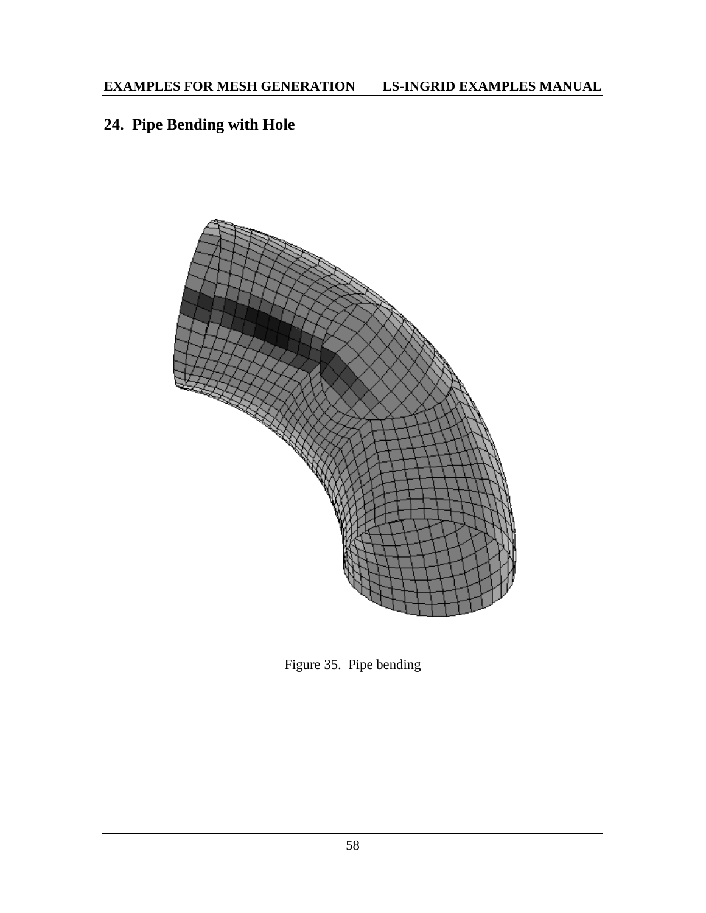## 24. Pipe Bending with Hole

Figure 35. Pipe bending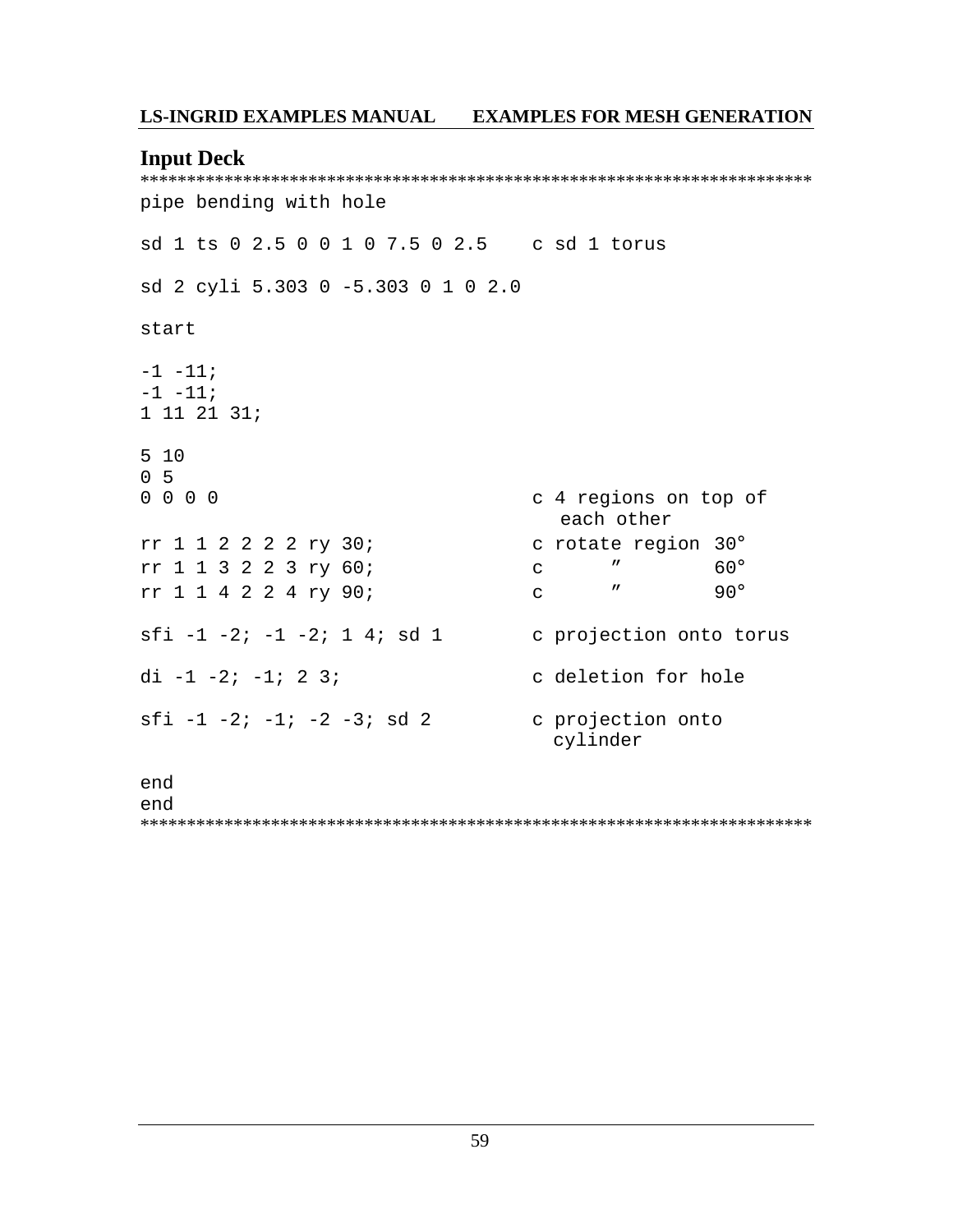## Input Deck

```
*************************************************************************
pipe bending with hole

sd 1 ts 0 2.5 0 0 1 0 7.5 0 2.5    c sd 1 torus

sd 2 cyli 5.303 0 -5.303 0 1 0 2.0

start

-1 -11;
-1 -11;
1 11 21 31;

5 10
0 5
0 0 0 0                          c 4 regions on top of
                                   each other
rr 1 1 2 2 2 2 ry 30;            c rotate region 30°
rr 1 1 3 2 2 3 ry 60;            c      ″        60°
rr 1 1 4 2 2 4 ry 90;            c      ″        90°

sfi -1 -2; -1 -2; 1 4; sd 1      c projection onto torus

di -1 -2; -1; 2 3;               c deletion for hole

sfi -1 -2; -1; -2 -3; sd 2       c projection onto
                                   cylinder

end
end
*************************************************************************
```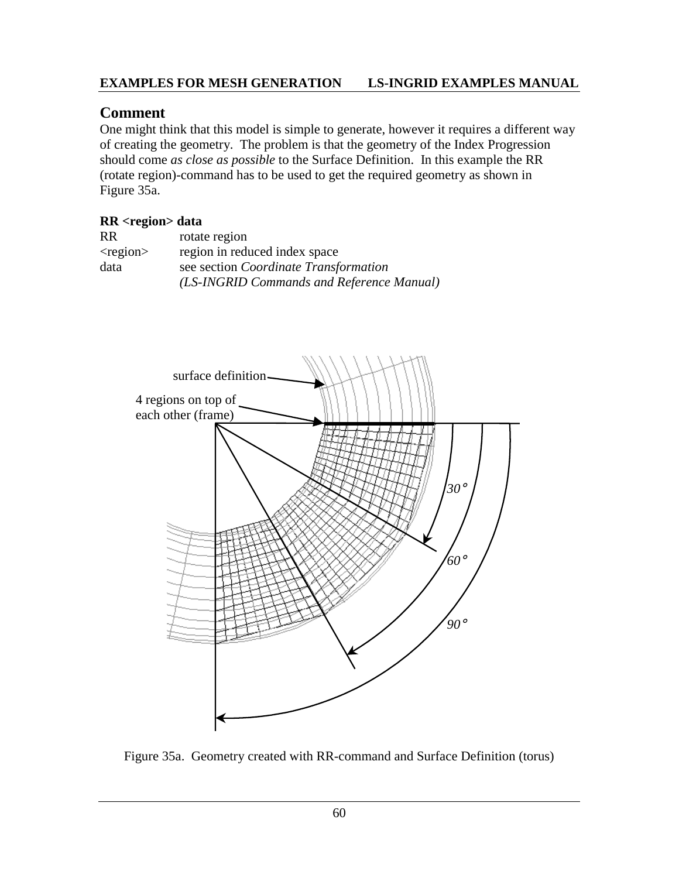## Comment

One might think that this model is simple to generate, however it requires a different way of creating the geometry. The problem is that the geometry of the Index Progression should come *as close as possible* to the Surface Definition. In this example the RR (rotate region)-command has to be used to get the required geometry as shown in Figure 35a.

**RR <region> data**

| | |
|---|---|
| RR | rotate region |
| <region> | region in reduced index space |
| data | see section *Coordinate Transformation* *(LS-INGRID Commands and Reference Manual)* |

Figure 35a. Geometry created with RR-command and Surface Definition (torus)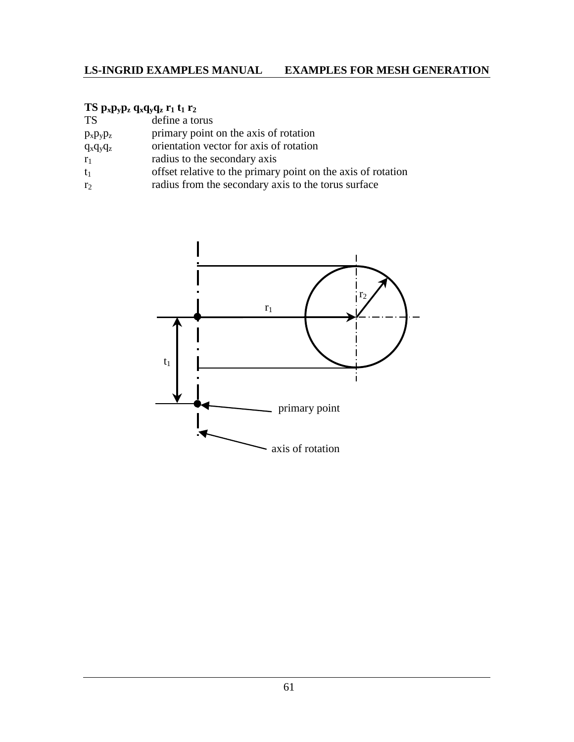**TS $p_x p_y p_z$ $q_x q_y q_z$ $r_1$ $t_1$ $r_2$**

| | |
|---|---|
| TS | define a torus |
| $p_x p_y p_z$ | primary point on the axis of rotation |
| $q_x q_y q_z$ | orientation vector for axis of rotation |
| $r_1$ | radius to the secondary axis |
| $t_1$ | offset relative to the primary point on the axis of rotation |
| $r_2$ | radius from the secondary axis to the torus surface |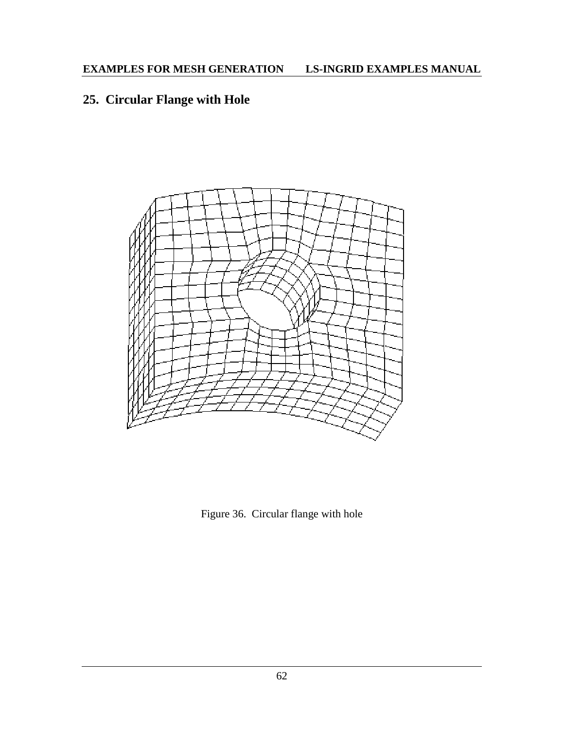## 25. Circular Flange with Hole

Figure 36. Circular flange with hole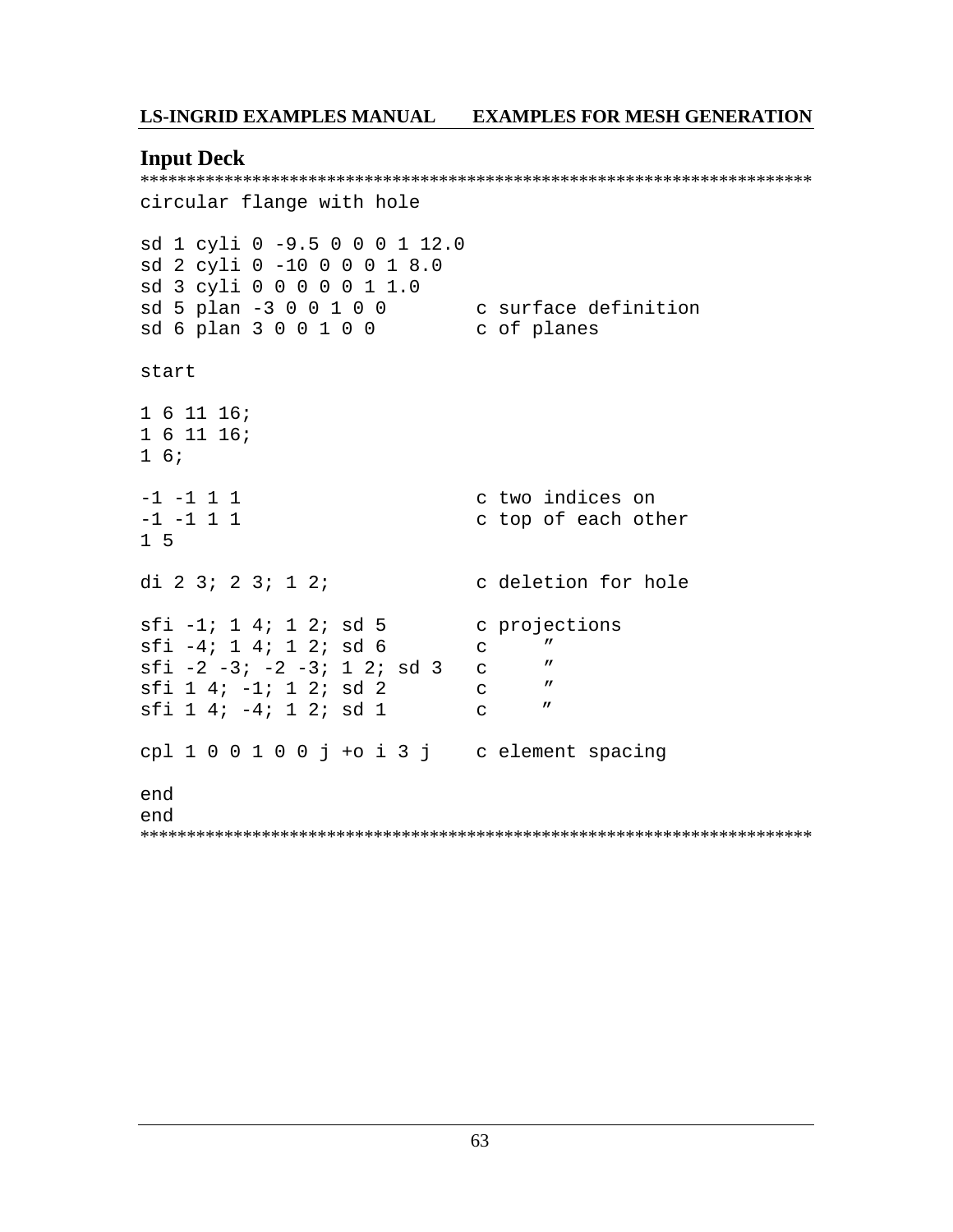## Input Deck

```
***************************************************************************
circular flange with hole

sd 1 cyli 0 -9.5 0 0 0 1 12.0
sd 2 cyli 0 -10 0 0 0 1 8.0
sd 3 cyli 0 0 0 0 0 1 1.0
sd 5 plan -3 0 0 1 0 0        c surface definition
sd 6 plan 3 0 0 1 0 0         c of planes

start

1 6 11 16;
1 6 11 16;
1 6;

-1 -1 1 1                     c two indices on
-1 -1 1 1                     c top of each other
1 5

di 2 3; 2 3; 1 2;             c deletion for hole

sfi -1; 1 4; 1 2; sd 5        c projections
sfi -4; 1 4; 1 2; sd 6        c     ″
sfi -2 -3; -2 -3; 1 2; sd 3   c     ″
sfi 1 4; -1; 1 2; sd 2        c     ″
sfi 1 4; -4; 1 2; sd 1        c     ″

cpl 1 0 0 1 0 0 j +o i 3 j    c element spacing

end
end
***************************************************************************
```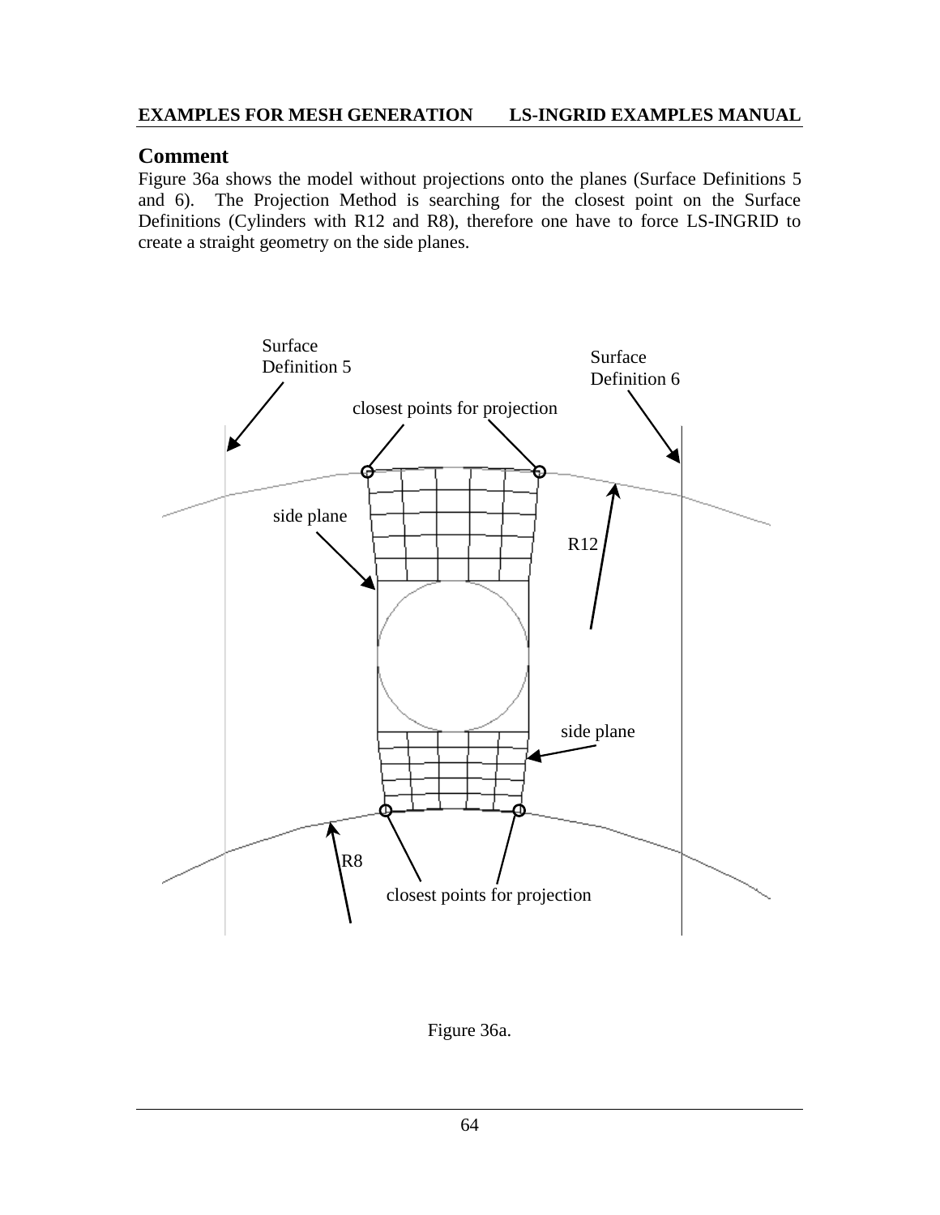## Comment

Figure 36a shows the model without projections onto the planes (Surface Definitions 5 and 6). The Projection Method is searching for the closest point on the Surface Definitions (Cylinders with R12 and R8), therefore one have to force LS-INGRID to create a straight geometry on the side planes.

Figure 36a.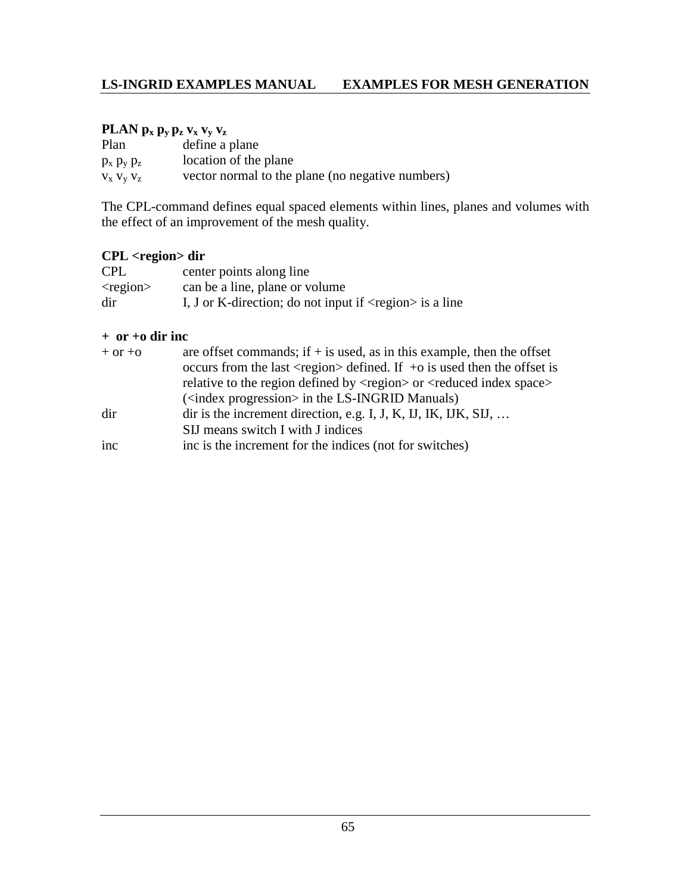**PLAN $p_x$ $p_y$ $p_z$ $v_x$ $v_y$ $v_z$**

| | |
|---|---|
| Plan | define a plane |
| $p_x$ $p_y$ $p_z$ | location of the plane |
| $v_x$ $v_y$ $v_z$ | vector normal to the plane (no negative numbers) |

The CPL-command defines equal spaced elements within lines, planes and volumes with the effect of an improvement of the mesh quality.

**CPL <region> dir**

| | |
|---|---|
| CPL | center points along line |
| <region> | can be a line, plane or volume |
| dir | I, J or K-direction; do not input if <region> is a line |

**+ or +o dir inc**

| | |
|---|---|
| + or +o | are offset commands; if + is used, as in this example, then the offset occurs from the last <region> defined. If +o is used then the offset is relative to the region defined by <region> or <reduced index space> (<index progression> in the LS-INGRID Manuals) |
| dir | dir is the increment direction, e.g. I, J, K, IJ, IK, IJK, SIJ, … SIJ means switch I with J indices |
| inc | inc is the increment for the indices (not for switches) |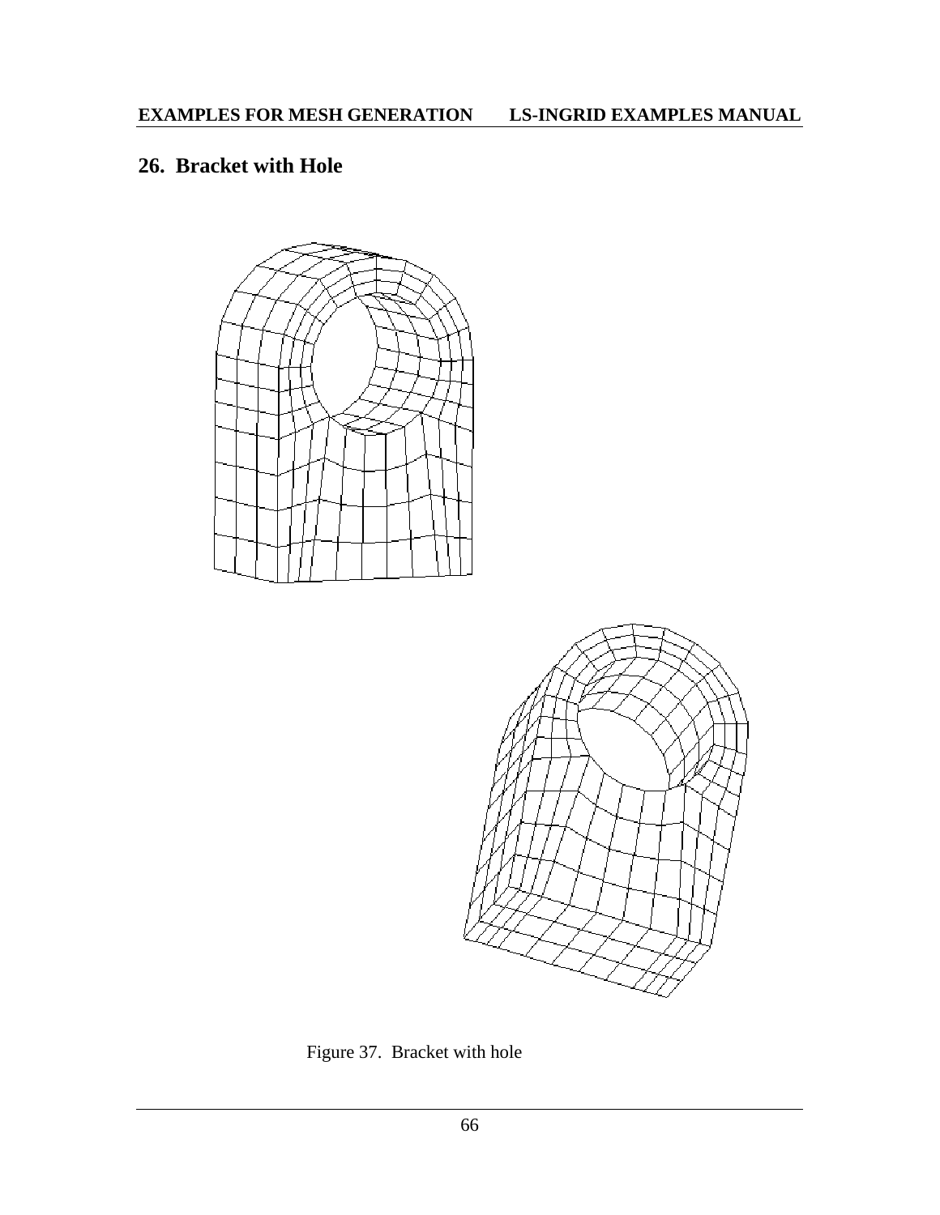## 26. Bracket with Hole

Figure 37. Bracket with hole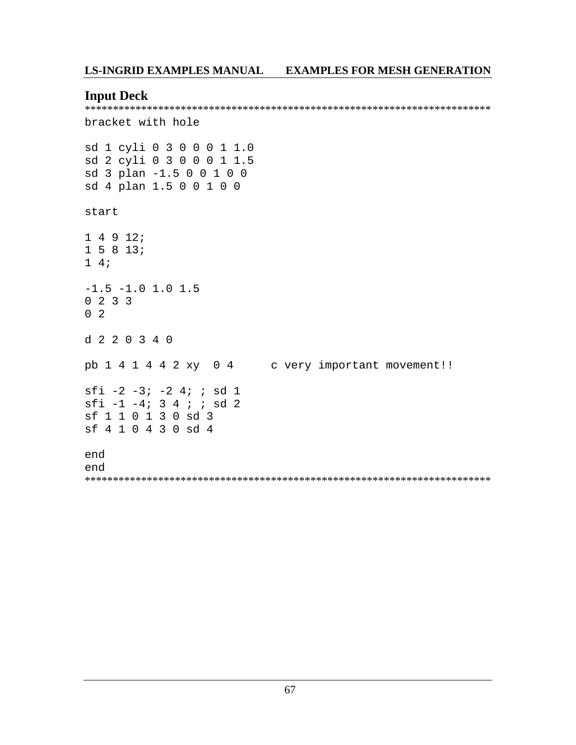## Input Deck

```
***************************************************************************
bracket with hole

sd 1 cyli 0 3 0 0 0 1 1.0
sd 2 cyli 0 3 0 0 0 1 1.5
sd 3 plan -1.5 0 0 1 0 0
sd 4 plan 1.5 0 0 1 0 0

start

1 4 9 12;
1 5 8 13;
1 4;

-1.5 -1.0 1.0 1.5
0 2 3 3
0 2

d 2 2 0 3 4 0

pb 1 4 1 4 4 2 xy  0 4      c very important movement!!

sfi -2 -3; -2 4; ; sd 1
sfi -1 -4; 3 4 ; ; sd 2
sf 1 1 0 1 3 0 sd 3
sf 4 1 0 4 3 0 sd 4

end
end
***************************************************************************
```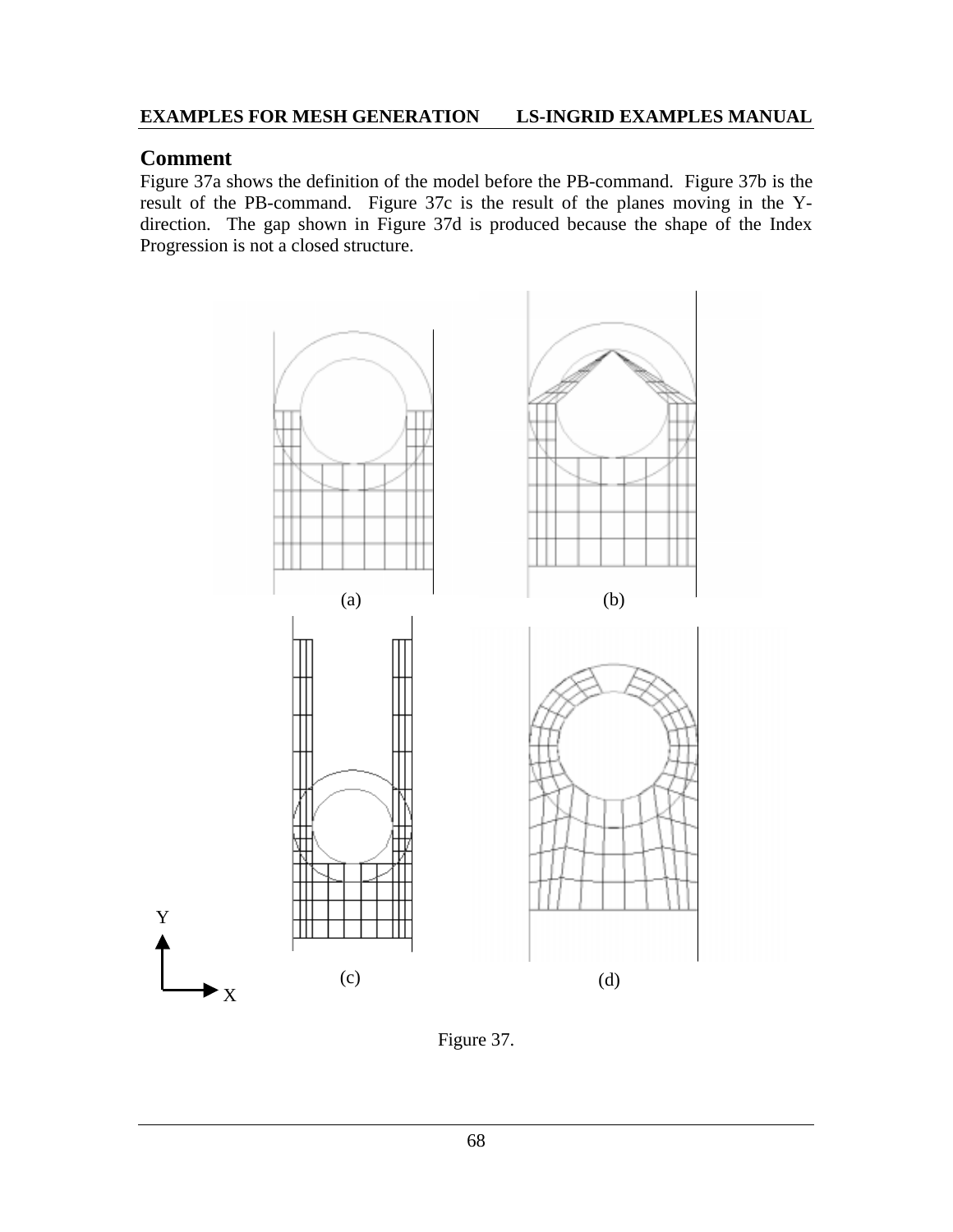## Comment

Figure 37a shows the definition of the model before the PB-command. Figure 37b is the result of the PB-command. Figure 37c is the result of the planes moving in the Y-direction. The gap shown in Figure 37d is produced because the shape of the Index Progression is not a closed structure.

(a) (b)

(c) (d)

Figure 37.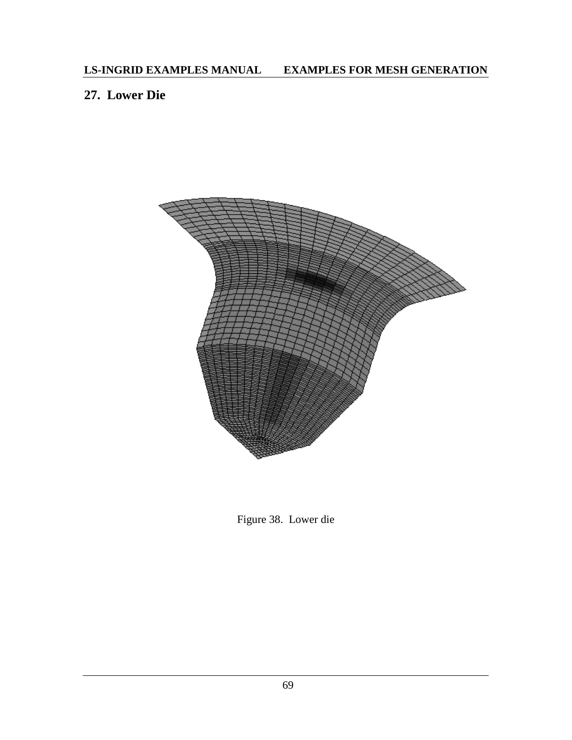## 27. Lower Die

Figure 38. Lower die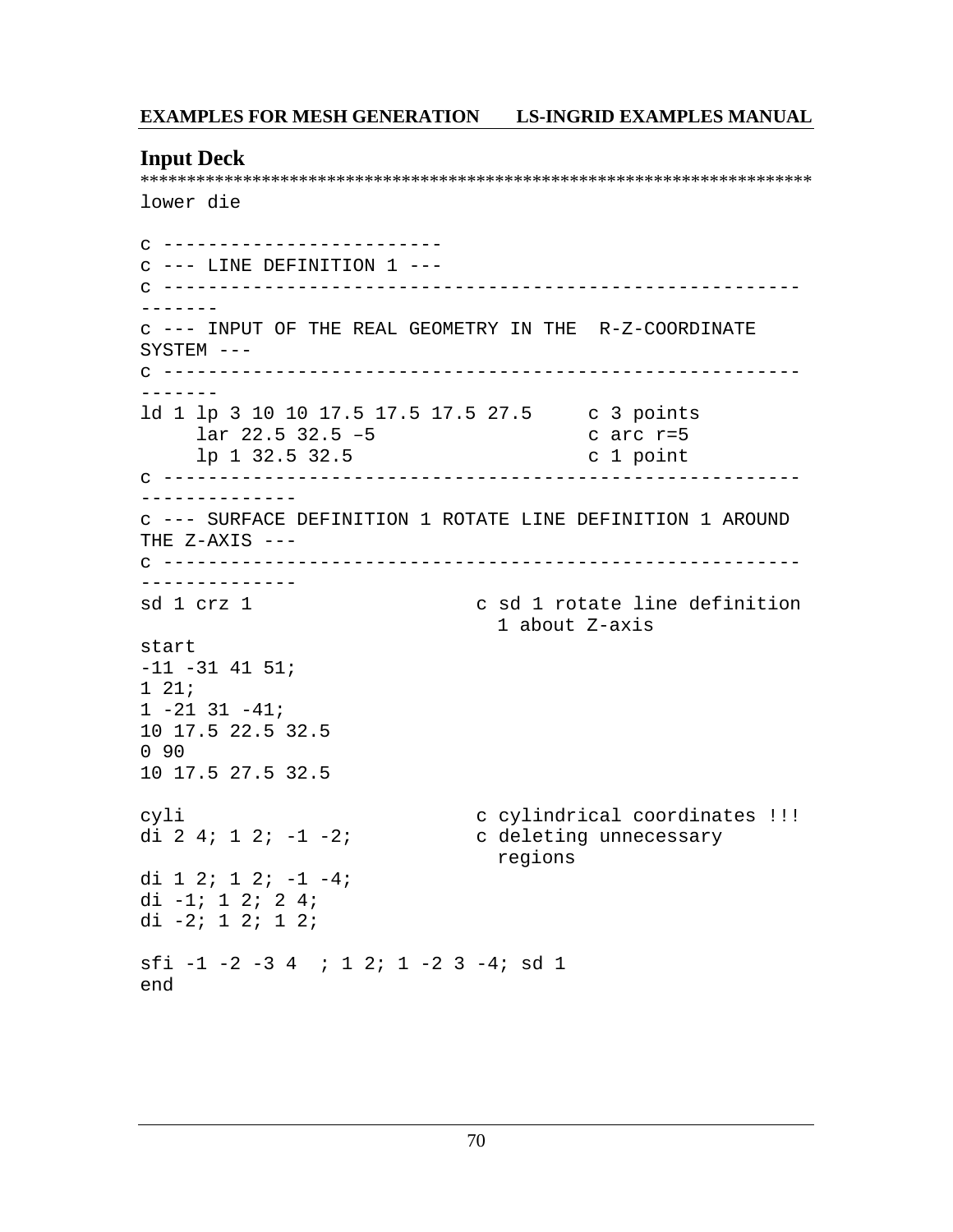## Input Deck

```
***************************************************************************
lower die

c ------------------------
c --- LINE DEFINITION 1 ---
c ---------------------------------------------------------
-------
c --- INPUT OF THE REAL GEOMETRY IN THE  R-Z-COORDINATE
SYSTEM ---
c ---------------------------------------------------------
-------
ld 1 lp 3 10 10 17.5 17.5 17.5 27.5     c 3 points
     lar 22.5 32.5 –5                   c arc r=5
     lp 1 32.5 32.5                     c 1 point
c ---------------------------------------------------------
-------------
c --- SURFACE DEFINITION 1 ROTATE LINE DEFINITION 1 AROUND
THE Z-AXIS ---
c ---------------------------------------------------------
-------------
sd 1 crz 1                    c sd 1 rotate line definition
                                1 about Z-axis
start
-11 -31 41 51;
1 21;
1 -21 31 -41;
10 17.5 22.5 32.5
0 90
10 17.5 27.5 32.5

cyli                          c cylindrical coordinates !!!
di 2 4; 1 2; -1 -2;           c deleting unnecessary
                                regions
di 1 2; 1 2; -1 -4;
di -1; 1 2; 2 4;
di -2; 1 2; 1 2;

sfi -1 -2 -3 4  ; 1 2; 1 -2 3 -4; sd 1
end
```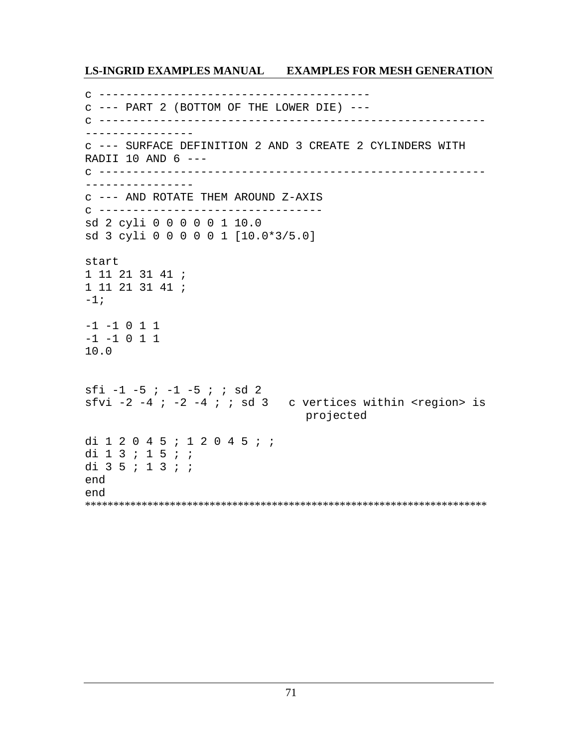```
c --------------------------------------
c --- PART 2 (BOTTOM OF THE LOWER DIE) ---
c --------------------------------------------------------
---------------
c --- SURFACE DEFINITION 2 AND 3 CREATE 2 CYLINDERS WITH
RADII 10 AND 6 ---
c --------------------------------------------------------
---------------
c --- AND ROTATE THEM AROUND Z-AXIS
c --------------------------------
sd 2 cyli 0 0 0 0 0 1 10.0
sd 3 cyli 0 0 0 0 0 1 [10.0*3/5.0]

start
1 11 21 31 41 ;
1 11 21 31 41 ;
-1;

-1 -1 0 1 1
-1 -1 0 1 1
10.0


sfi -1 -5 ; -1 -5 ; ; sd 2
sfvi -2 -4 ; -2 -4 ; ; sd 3   c vertices within <region> is
                                 projected

di 1 2 0 4 5 ; 1 2 0 4 5 ; ;
di 1 3 ; 1 5 ; ;
di 3 5 ; 1 3 ; ;
end
end
**********************************************************************
```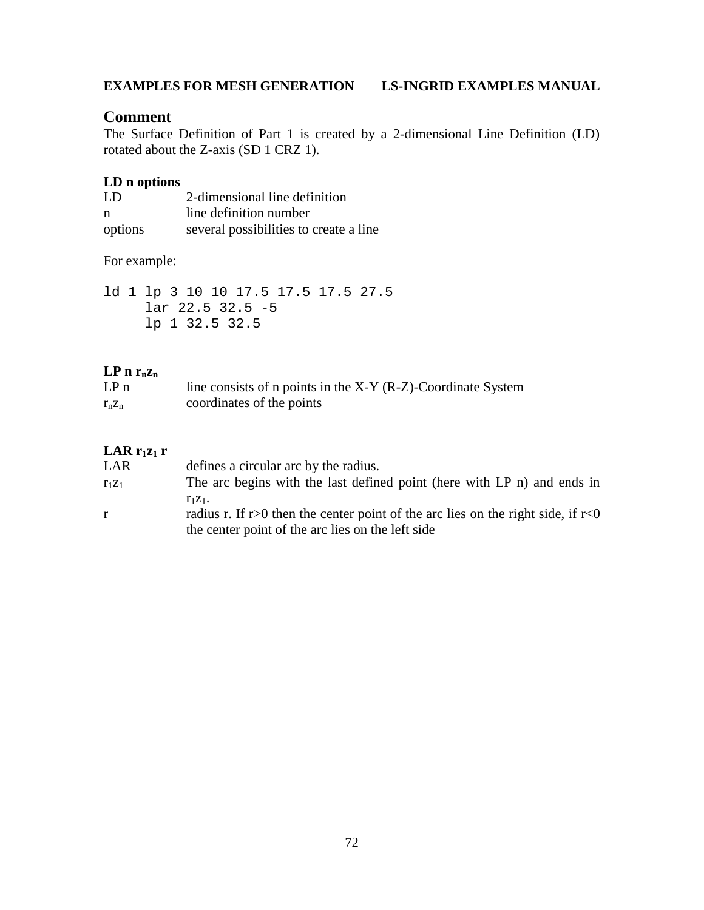## Comment

The Surface Definition of Part 1 is created by a 2-dimensional Line Definition (LD) rotated about the Z-axis (SD 1 CRZ 1).

**LD n options**

| | |
|---|---|
| LD | 2-dimensional line definition |
| n | line definition number |
| options | several possibilities to create a line |

For example:

```
ld 1 lp 3 10 10 17.5 17.5 17.5 27.5
     lar 22.5 32.5 -5
     lp 1 32.5 32.5
```

**LP n $r_n z_n$**

| | |
|---|---|
| LP n | line consists of n points in the X-Y (R-Z)-Coordinate System |
| $r_n z_n$ | coordinates of the points |

**LAR $r_1 z_1$ r**

| | |
|---|---|
| LAR | defines a circular arc by the radius. |
| $r_1 z_1$ | The arc begins with the last defined point (here with LP n) and ends in $r_1 z_1$. |
| r | radius r. If r>0 then the center point of the arc lies on the right side, if r<0 the center point of the arc lies on the left side |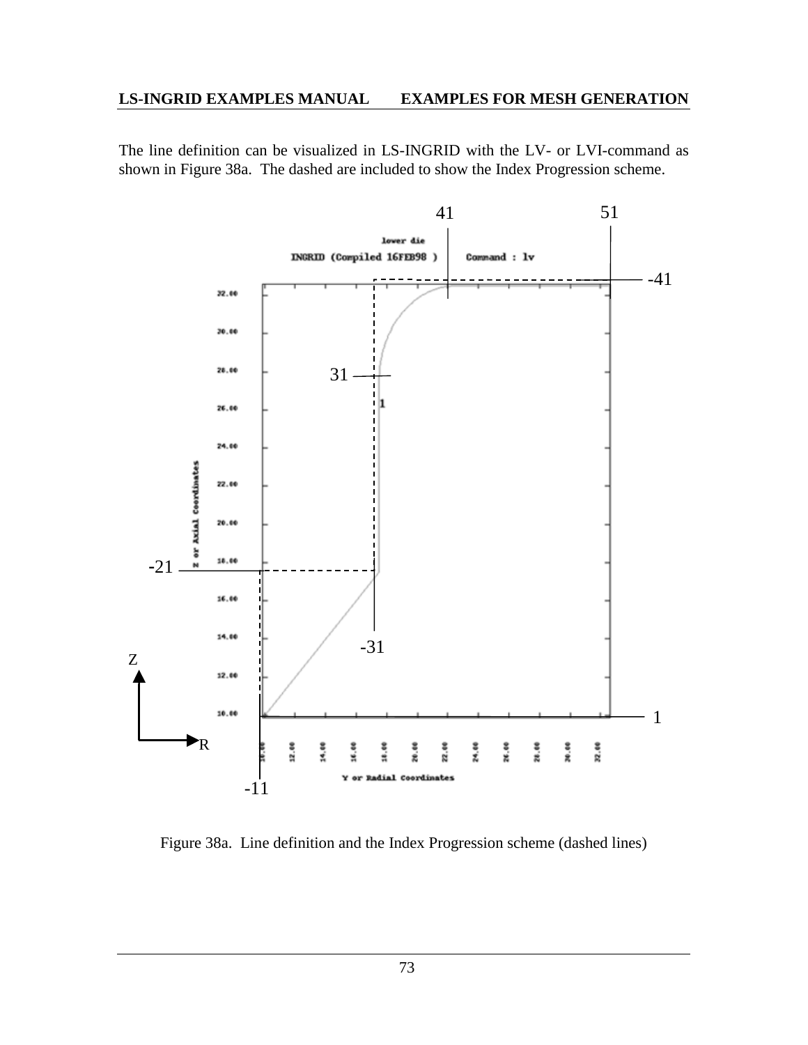The line definition can be visualized in LS-INGRID with the LV- or LVI-command as shown in Figure 38a.  The dashed are included to show the Index Progression scheme.

Figure 38a.  Line definition and the Index Progression scheme (dashed lines)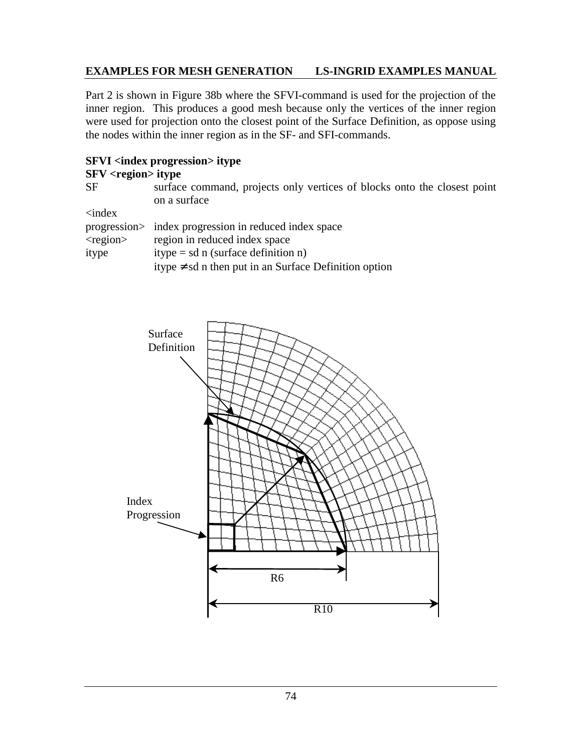Part 2 is shown in Figure 38b where the SFVI-command is used for the projection of the inner region. This produces a good mesh because only the vertices of the inner region were used for projection onto the closest point of the Surface Definition, as oppose using the nodes within the inner region as in the SF- and SFI-commands.

**SFVI <index progression> itype**
**SFV <region> itype**

| | |
|---|---|
| SF | surface command, projects only vertices of blocks onto the closest point on a surface |
| <index progression> | index progression in reduced index space |
| <region> | region in reduced index space |
| itype | itype = sd n (surface definition n) |
| | itype ≠ sd n then put in an Surface Definition option |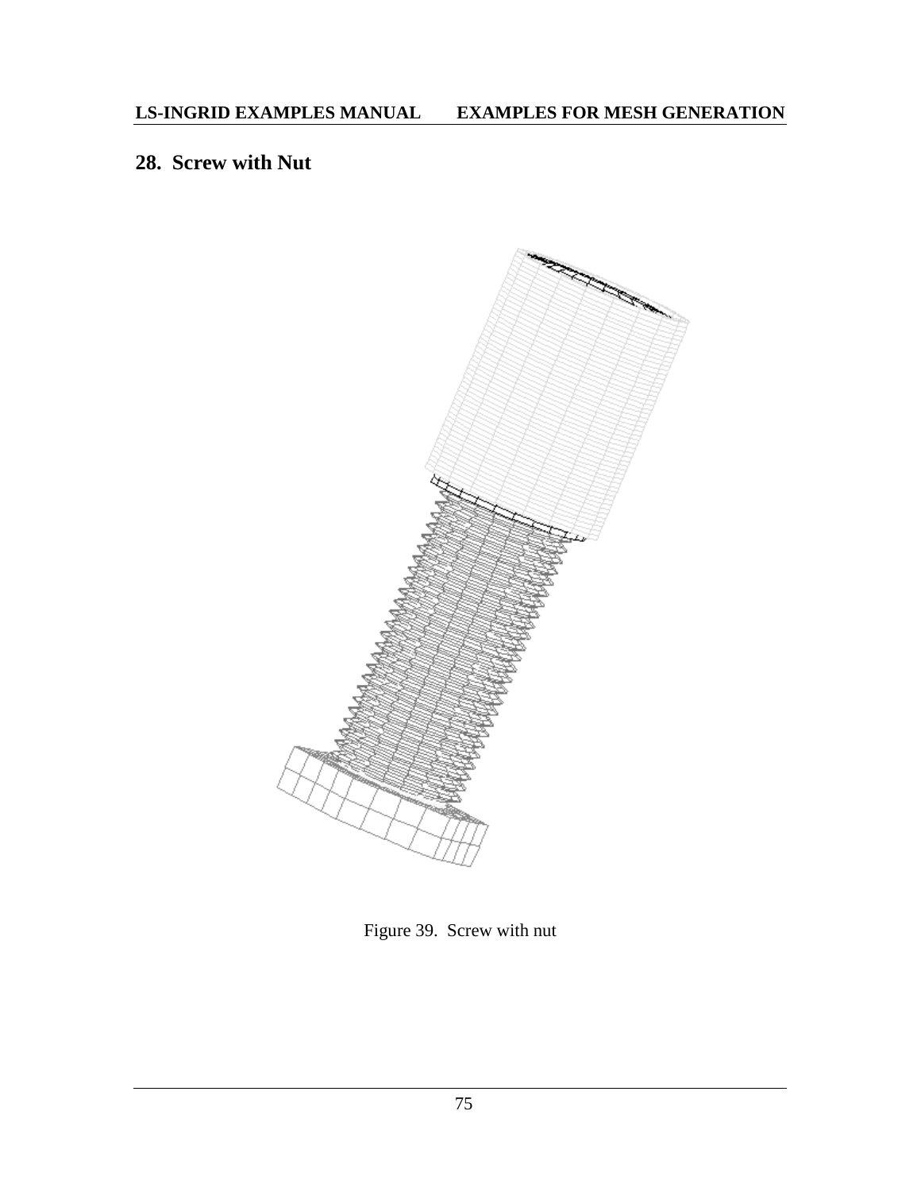## 28. Screw with Nut

Figure 39. Screw with nut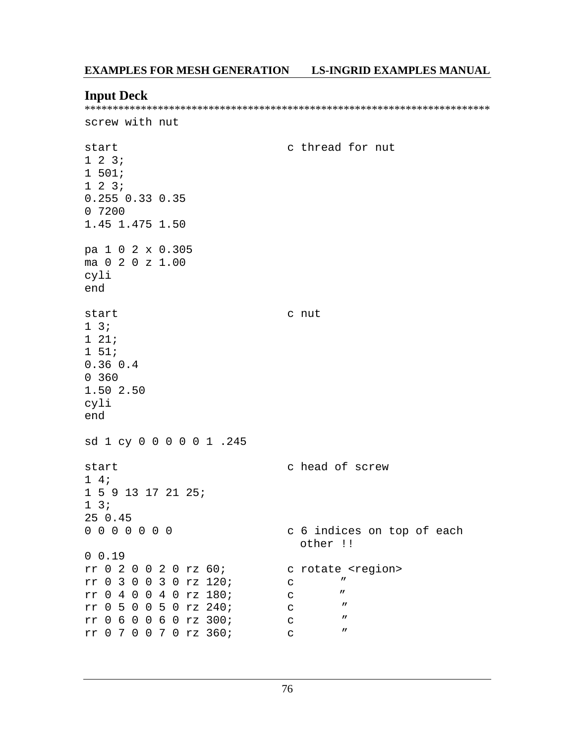## Input Deck

```
************************************************************************
screw with nut

start                         c thread for nut
1 2 3;
1 501;
1 2 3;
0.255 0.33 0.35
0 7200
1.45 1.475 1.50

pa 1 0 2 x 0.305
ma 0 2 0 z 1.00
cyli
end

start                         c nut
1 3;
1 21;
1 51;
0.36 0.4
0 360
1.50 2.50
cyli
end

sd 1 cy 0 0 0 0 0 1 .245

start                         c head of screw
1 4;
1 5 9 13 17 21 25;
1 3;
25 0.45
0 0 0 0 0 0 0                 c 6 indices on top of each
                                other !!
0 0.19
rr 0 2 0 0 2 0 rz 60;         c rotate <region>
rr 0 3 0 0 3 0 rz 120;        c       ″
rr 0 4 0 0 4 0 rz 180;        c       ″
rr 0 5 0 0 5 0 rz 240;        c       ″
rr 0 6 0 0 6 0 rz 300;        c       ″
rr 0 7 0 0 7 0 rz 360;        c       ″
```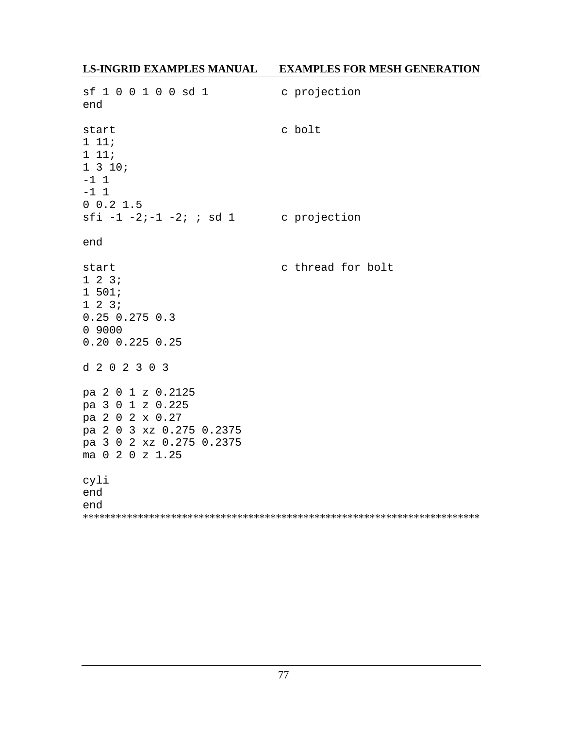```
sf 1 0 0 1 0 0 sd 1          c projection
end

start                        c bolt
1 11;
1 11;
1 3 10;
-1 1
-1 1
0 0.2 1.5
sfi -1 -2;-1 -2; ; sd 1      c projection

end

start                        c thread for bolt
1 2 3;
1 501;
1 2 3;
0.25 0.275 0.3
0 9000
0.20 0.225 0.25

d 2 0 2 3 0 3

pa 2 0 1 z 0.2125
pa 3 0 1 z 0.225
pa 2 0 2 x 0.27
pa 2 0 3 xz 0.275 0.2375
pa 3 0 2 xz 0.275 0.2375
ma 0 2 0 z 1.25

cyli
end
end
```

************************************************************************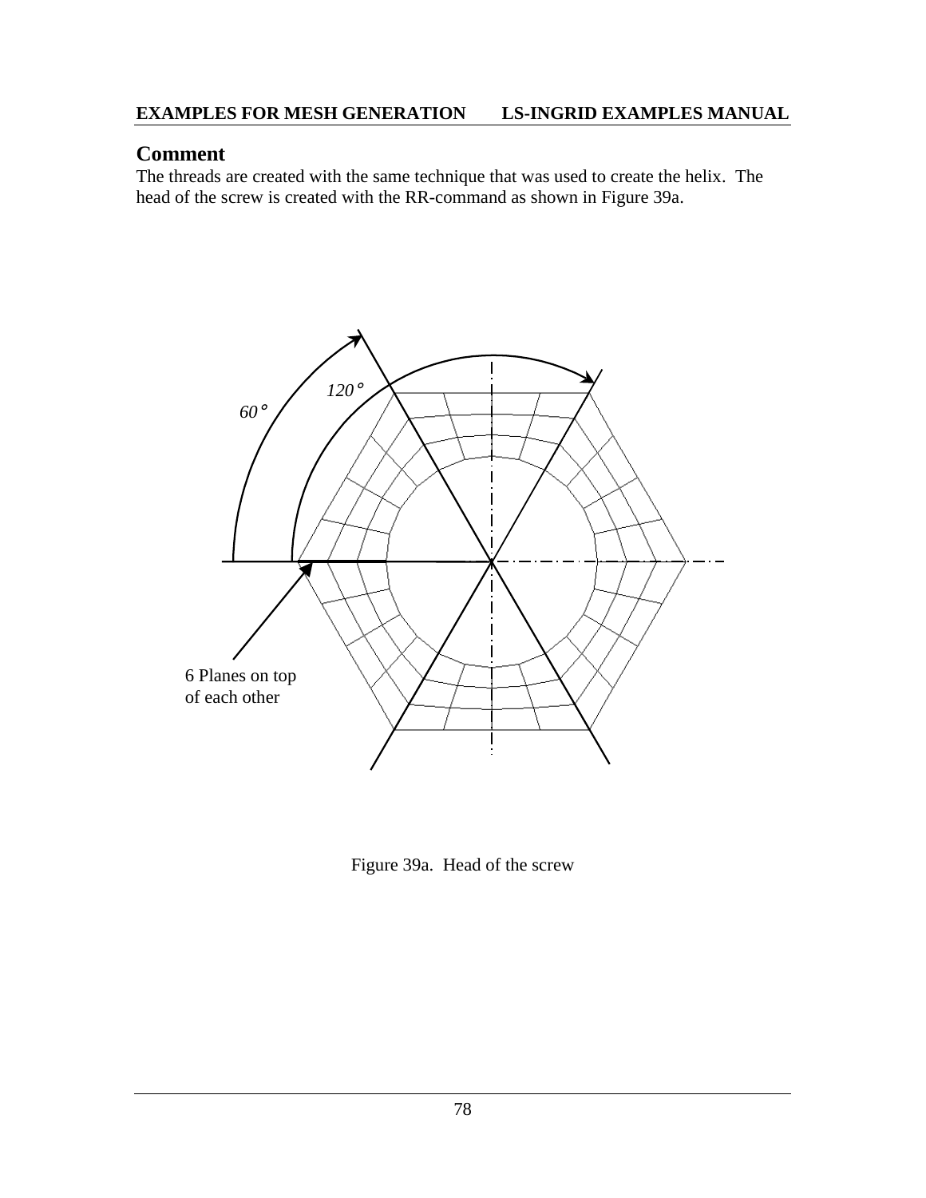## Comment

The threads are created with the same technique that was used to create the helix. The head of the screw is created with the RR-command as shown in Figure 39a.

Figure 39a. Head of the screw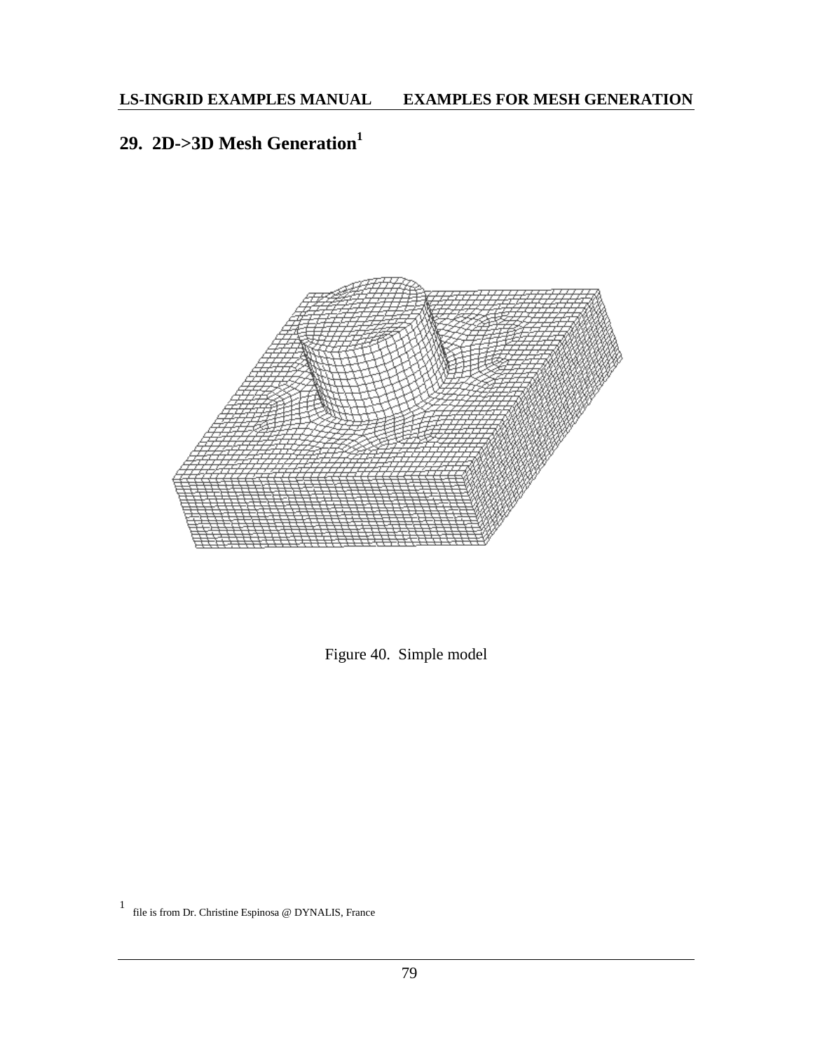# 29. 2D->3D Mesh Generation[1]

Figure 40. Simple model

[1] file is from Dr. Christine Espinosa @ DYNALIS, France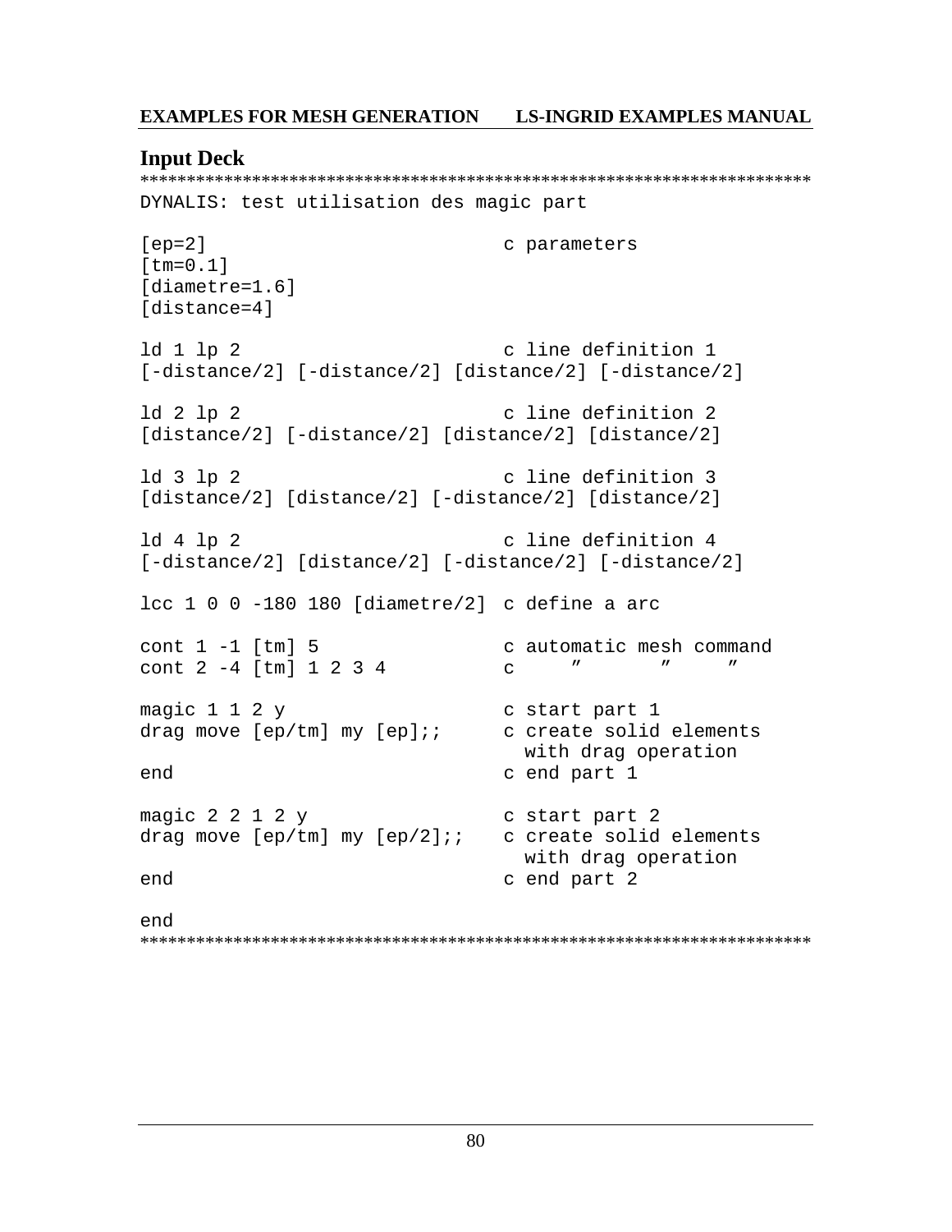## Input Deck

```
***************************************************************************
DYNALIS: test utilisation des magic part

[ep=2]                          c parameters
[tm=0.1]
[diametre=1.6]
[distance=4]

ld 1 lp 2                       c line definition 1
[-distance/2] [-distance/2] [distance/2] [-distance/2]

ld 2 lp 2                       c line definition 2
[distance/2] [-distance/2] [distance/2] [distance/2]

ld 3 lp 2                       c line definition 3
[distance/2] [distance/2] [-distance/2] [distance/2]

ld 4 lp 2                       c line definition 4
[-distance/2] [distance/2] [-distance/2] [-distance/2]

lcc 1 0 0 -180 180 [diametre/2] c define a arc

cont 1 -1 [tm] 5                c automatic mesh command
cont 2 -4 [tm] 1 2 3 4          c     ″       ″     ″

magic 1 1 2 y                   c start part 1
drag move [ep/tm] my [ep];;     c create solid elements
                                  with drag operation
end                             c end part 1

magic 2 2 1 2 y                 c start part 2
drag move [ep/tm] my [ep/2];;   c create solid elements
                                  with drag operation
end                             c end part 2

end
***************************************************************************
```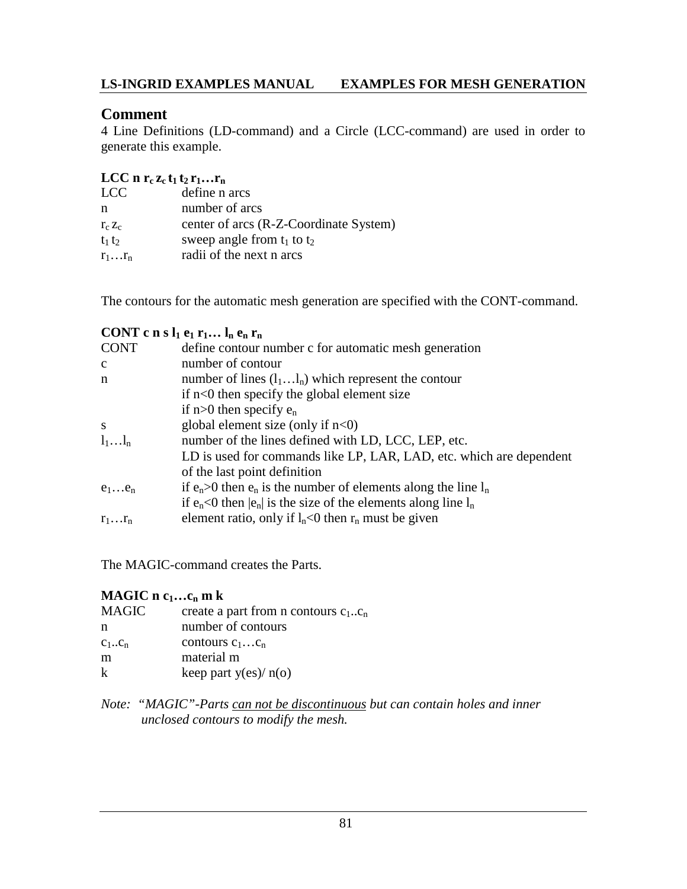## Comment

4 Line Definitions (LD-command) and a Circle (LCC-command) are used in order to generate this example.

**LCC n $r_c$ $z_c$ $t_1$ $t_2$ $r_1 \ldots r_n$**

| | |
|---|---|
| LCC | define n arcs |
| n | number of arcs |
| $r_c$ $z_c$ | center of arcs (R-Z-Coordinate System) |
| $t_1$ $t_2$ | sweep angle from $t_1$ to $t_2$ |
| $r_1 \ldots r_n$ | radii of the next n arcs |

The contours for the automatic mesh generation are specified with the CONT-command.

**CONT c n s $l_1$ $e_1$ $r_1 \ldots$ $l_n$ $e_n$ $r_n$**

| | |
|---|---|
| CONT | define contour number c for automatic mesh generation |
| c | number of contour |
| n | number of lines ($l_1 \ldots l_n$) which represent the contour<br>if n<0 then specify the global element size<br>if n>0 then specify $e_n$ |
| s | global element size (only if n<0) |
| $l_1 \ldots l_n$ | number of the lines defined with LD, LCC, LEP, etc.<br>LD is used for commands like LP, LAR, LAD, etc. which are dependent of the last point definition |
| $e_1 \ldots e_n$ | if $e_n$>0 then $e_n$ is the number of elements along the line $l_n$<br>if $e_n$<0 then $\lvert e_n \rvert$ is the size of the elements along line $l_n$ |
| $r_1 \ldots r_n$ | element ratio, only if $l_n$<0 then $r_n$ must be given |

The MAGIC-command creates the Parts.

**MAGIC n $c_1 \ldots c_n$ m k**

| | |
|---|---|
| MAGIC | create a part from n contours $c_1..c_n$ |
| n | number of contours |
| $c_1..c_n$ | contours $c_1 \ldots c_n$ |
| m | material m |
| k | keep part y(es)/ n(o) |

*Note: "MAGIC"-Parts <u>can not be discontinuous</u> but can contain holes and inner unclosed contours to modify the mesh.*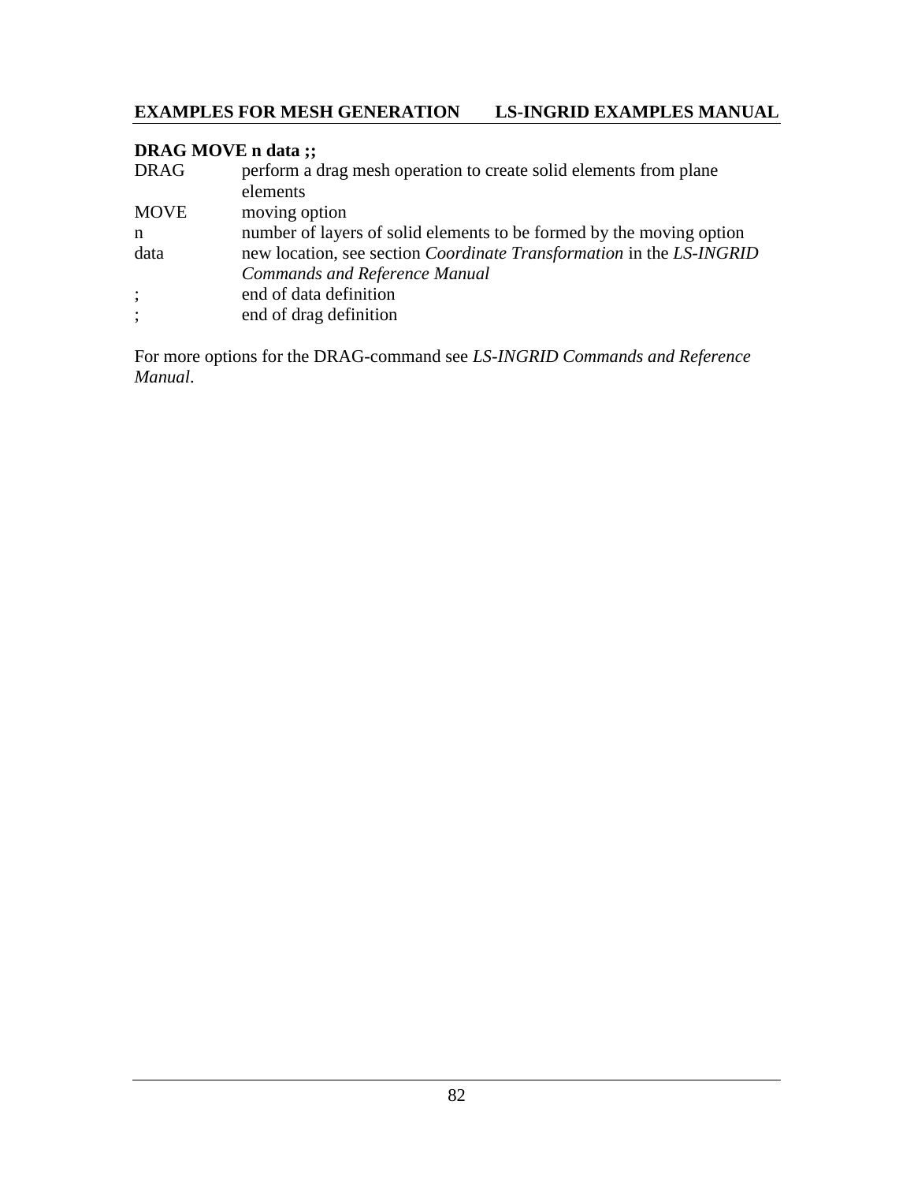**DRAG MOVE n data ;;**

| | |
|---|---|
| DRAG | perform a drag mesh operation to create solid elements from plane elements |
| MOVE | moving option |
| n | number of layers of solid elements to be formed by the moving option |
| data | new location, see section *Coordinate Transformation* in the *LS-INGRID Commands and Reference Manual* |
| ; | end of data definition |
| ; | end of drag definition |

For more options for the DRAG-command see *LS-INGRID Commands and Reference Manual*.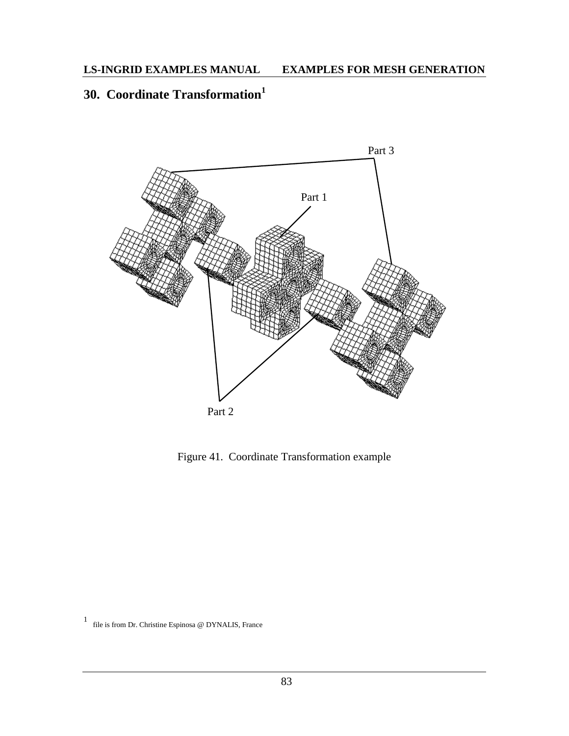## 30. Coordinate Transformation[1]

Part 3

Part 1

Part 2

Figure 41. Coordinate Transformation example

[1] file is from Dr. Christine Espinosa @ DYNALIS, France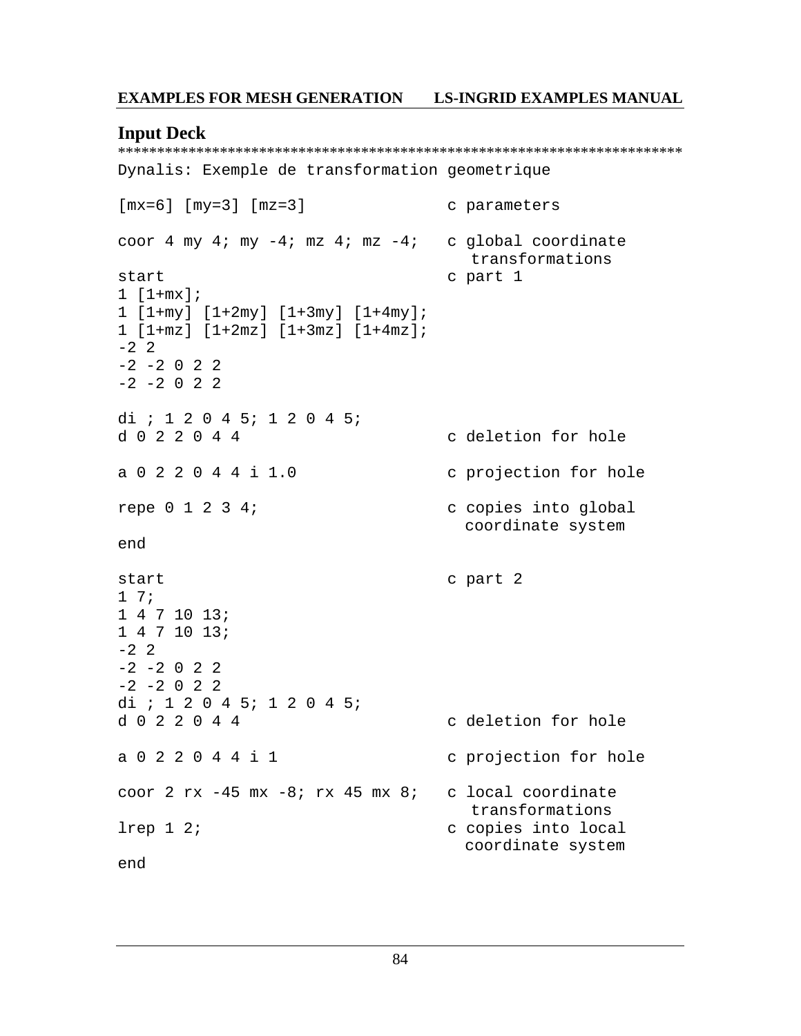## Input Deck

```
*************************************************************************
Dynalis: Exemple de transformation geometrique

[mx=6] [my=3] [mz=3]              c parameters

coor 4 my 4; my -4; mz 4; mz -4;  c global coordinate
                                     transformations
start                             c part 1
1 [1+mx];
1 [1+my] [1+2my] [1+3my] [1+4my];
1 [1+mz] [1+2mz] [1+3mz] [1+4mz];
-2 2
-2 -2 0 2 2
-2 -2 0 2 2

di ; 1 2 0 4 5; 1 2 0 4 5;
d 0 2 2 0 4 4                     c deletion for hole

a 0 2 2 0 4 4 i 1.0               c projection for hole

repe 0 1 2 3 4;                   c copies into global
                                    coordinate system
end

start                             c part 2
1 7;
1 4 7 10 13;
1 4 7 10 13;
-2 2
-2 -2 0 2 2
-2 -2 0 2 2
di ; 1 2 0 4 5; 1 2 0 4 5;
d 0 2 2 0 4 4                     c deletion for hole

a 0 2 2 0 4 4 i 1                 c projection for hole

coor 2 rx -45 mx -8; rx 45 mx 8;  c local coordinate
                                     transformations
lrep 1 2;                         c copies into local
                                    coordinate system
end
```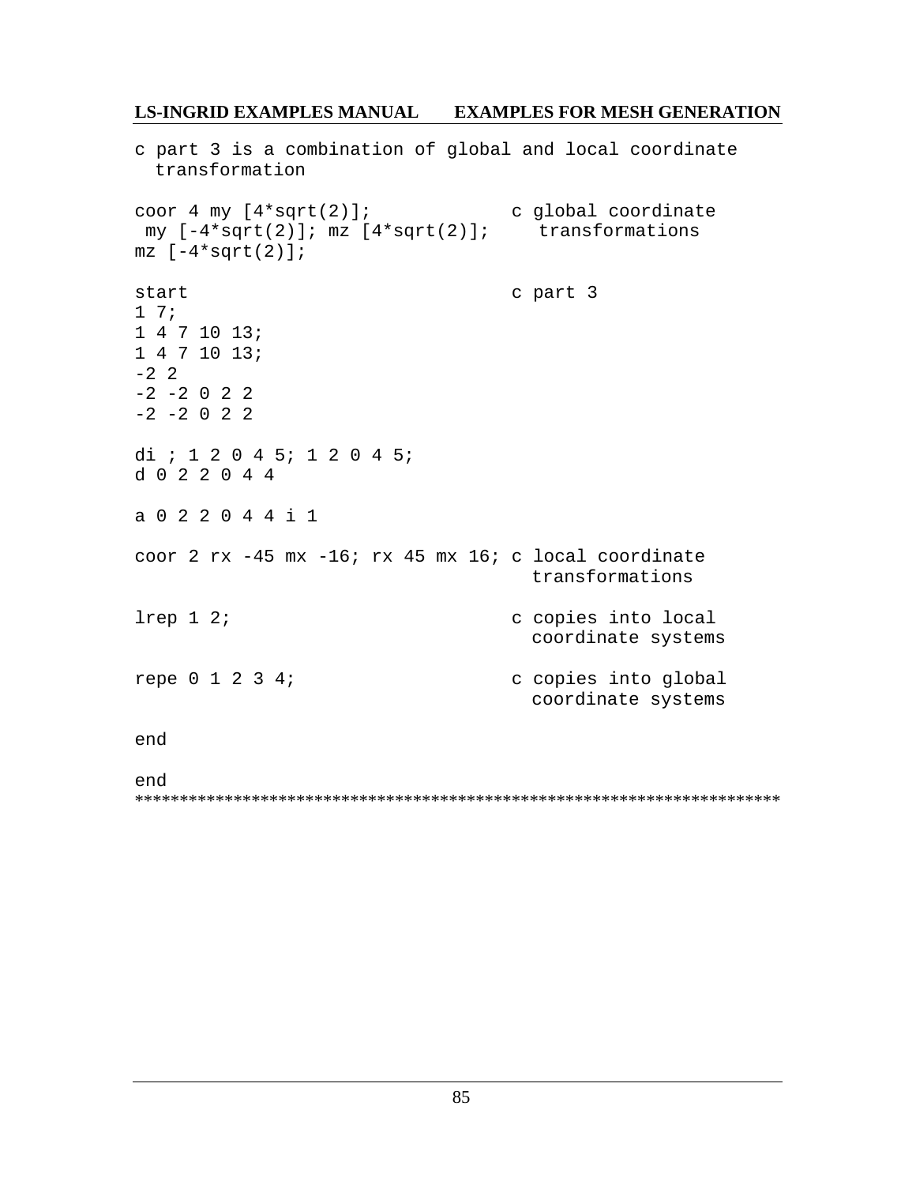```
c part 3 is a combination of global and local coordinate
  transformation

coor 4 my [4*sqrt(2)];             c global coordinate
 my [-4*sqrt(2)]; mz [4*sqrt(2)];     transformations
mz [-4*sqrt(2)];

start                              c part 3
1 7;
1 4 7 10 13;
1 4 7 10 13;
-2 2
-2 -2 0 2 2
-2 -2 0 2 2

di ; 1 2 0 4 5; 1 2 0 4 5;
d 0 2 2 0 4 4

a 0 2 2 0 4 4 i 1

coor 2 rx -45 mx -16; rx 45 mx 16; c local coordinate
                                     transformations

lrep 1 2;                          c copies into local
                                     coordinate systems

repe 0 1 2 3 4;                    c copies into global
                                     coordinate systems

end

end
*************************************************************************
```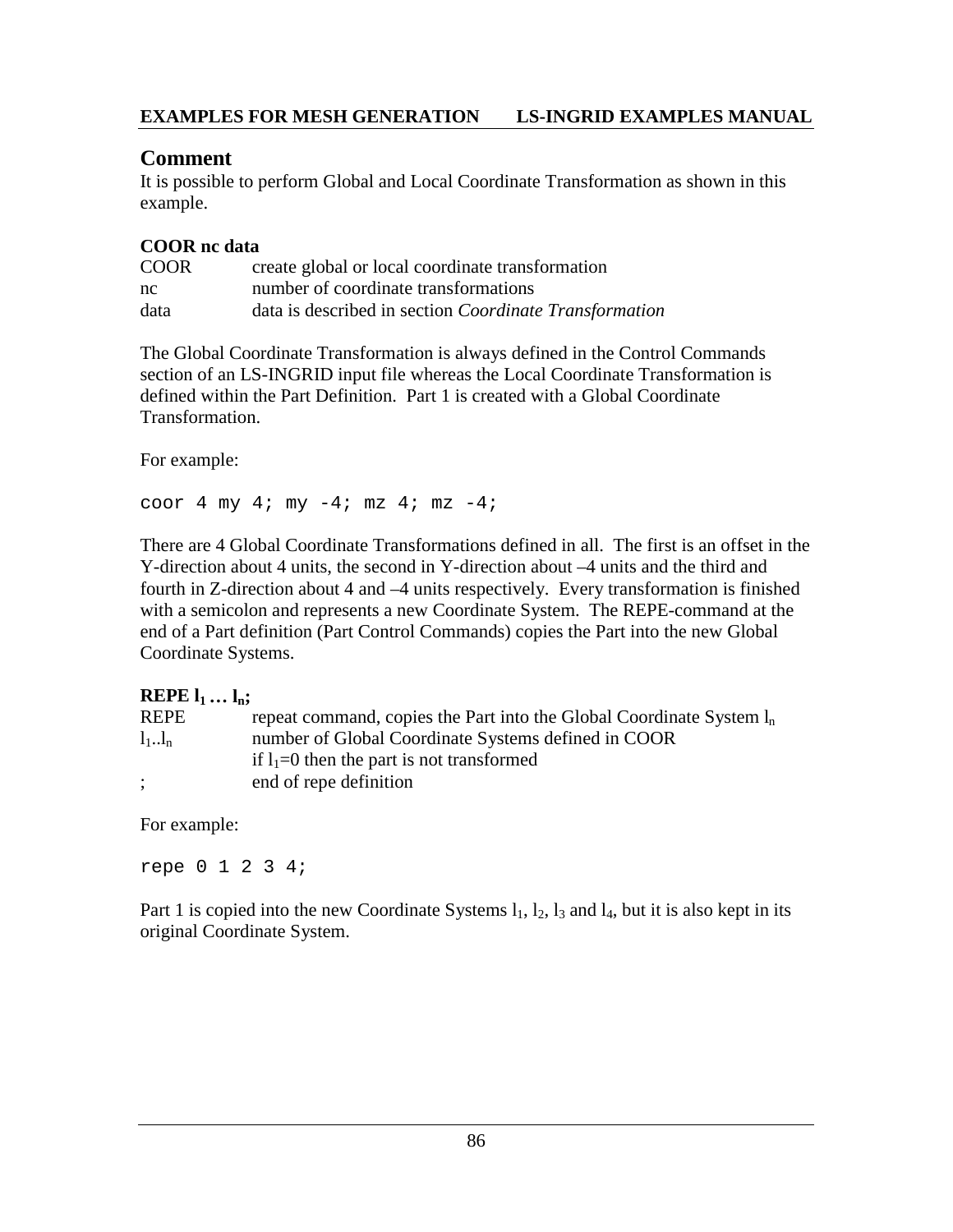## Comment

It is possible to perform Global and Local Coordinate Transformation as shown in this example.

**COOR nc data**

| | |
|---|---|
| COOR | create global or local coordinate transformation |
| nc | number of coordinate transformations |
| data | data is described in section *Coordinate Transformation* |

The Global Coordinate Transformation is always defined in the Control Commands section of an LS-INGRID input file whereas the Local Coordinate Transformation is defined within the Part Definition. Part 1 is created with a Global Coordinate Transformation.

For example:

```
coor 4 my 4; my -4; mz 4; mz -4;
```

There are 4 Global Coordinate Transformations defined in all. The first is an offset in the Y-direction about 4 units, the second in Y-direction about –4 units and the third and fourth in Z-direction about 4 and –4 units respectively. Every transformation is finished with a semicolon and represents a new Coordinate System. The REPE-command at the end of a Part definition (Part Control Commands) copies the Part into the new Global Coordinate Systems.

**REPE $l_1 \ldots l_n$;**

| | |
|---|---|
| REPE | repeat command, copies the Part into the Global Coordinate System $l_n$ |
| $l_1..l_n$ | number of Global Coordinate Systems defined in COOR |
| | if $l_1$=0 then the part is not transformed |
| ; | end of repe definition |

For example:

```
repe 0 1 2 3 4;
```

Part 1 is copied into the new Coordinate Systems $l_1$, $l_2$, $l_3$ and $l_4$, but it is also kept in its original Coordinate System.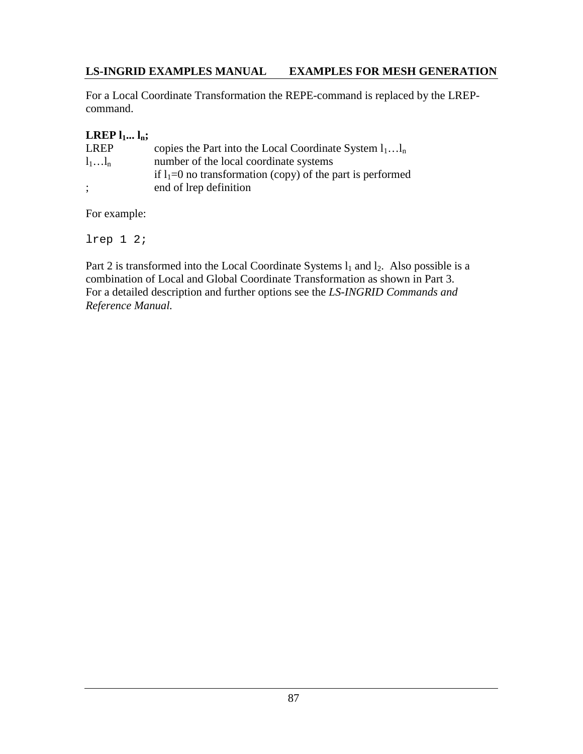For a Local Coordinate Transformation the REPE-command is replaced by the LREP-command.

**LREP $l_1 ... l_n$;**

| | |
|---|---|
| LREP | copies the Part into the Local Coordinate System $l_1 \ldots l_n$ |
| $l_1 \ldots l_n$ | number of the local coordinate systems |
| | if $l_1$=0 no transformation (copy) of the part is performed |
| ; | end of lrep definition |

For example:

```
lrep 1 2;
```

Part 2 is transformed into the Local Coordinate Systems $l_1$ and $l_2$. Also possible is a combination of Local and Global Coordinate Transformation as shown in Part 3. For a detailed description and further options see the *LS-INGRID Commands and Reference Manual.*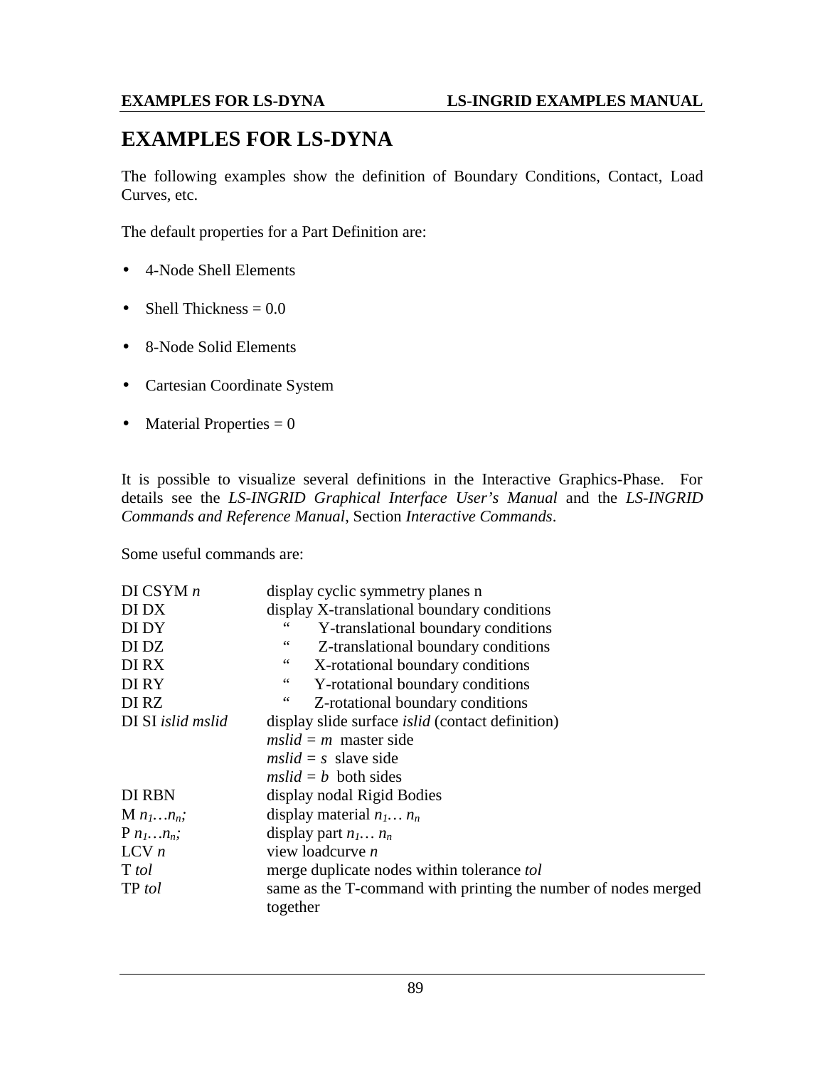# EXAMPLES FOR LS-DYNA

The following examples show the definition of Boundary Conditions, Contact, Load Curves, etc.

The default properties for a Part Definition are:

- 4-Node Shell Elements
- Shell Thickness = 0.0
- 8-Node Solid Elements
- Cartesian Coordinate System
- Material Properties = 0

It is possible to visualize several definitions in the Interactive Graphics-Phase. For details see the *LS-INGRID Graphical Interface User's Manual* and the *LS-INGRID Commands and Reference Manual*, Section *Interactive Commands*.

Some useful commands are:

| | |
|---|---|
| DI CSYM *n* | display cyclic symmetry planes n |
| DI DX | display X-translational boundary conditions |
| DI DY | " Y-translational boundary conditions |
| DI DZ | " Z-translational boundary conditions |
| DI RX | " X-rotational boundary conditions |
| DI RY | " Y-rotational boundary conditions |
| DI RZ | " Z-rotational boundary conditions |
| DI SI *islid mslid* | display slide surface *islid* (contact definition)<br>*mslid = m* master side<br>*mslid = s* slave side<br>*mslid = b* both sides |
| DI RBN | display nodal Rigid Bodies |
| M $n_1 \ldots n_n$; | display material $n_1 \ldots n_n$ |
| P $n_1 \ldots n_n$; | display part $n_1 \ldots n_n$ |
| LCV *n* | view loadcurve *n* |
| T *tol* | merge duplicate nodes within tolerance *tol* |
| TP *tol* | same as the T-command with printing the number of nodes merged together |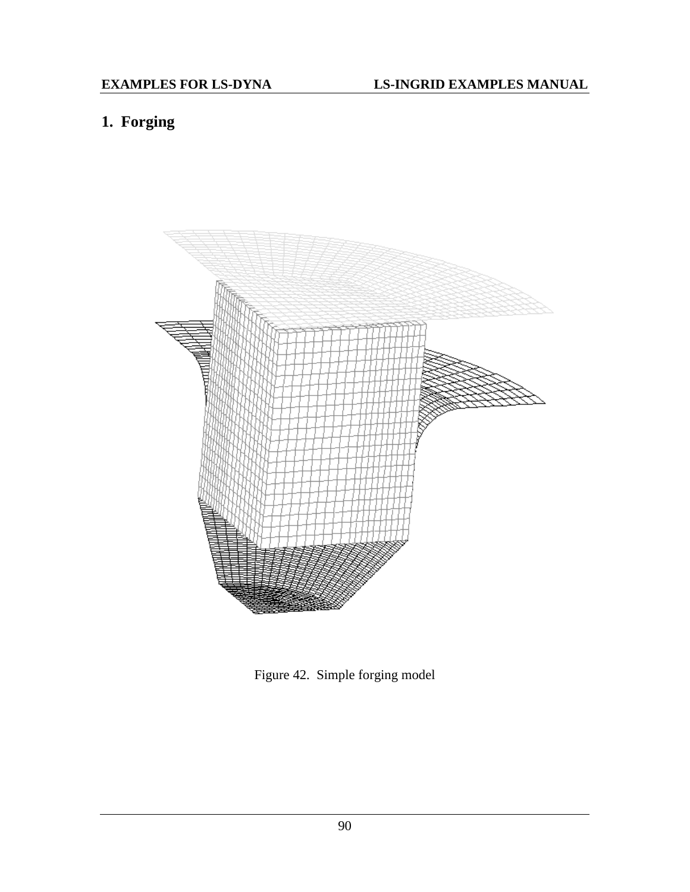## 1. Forging

Figure 42. Simple forging model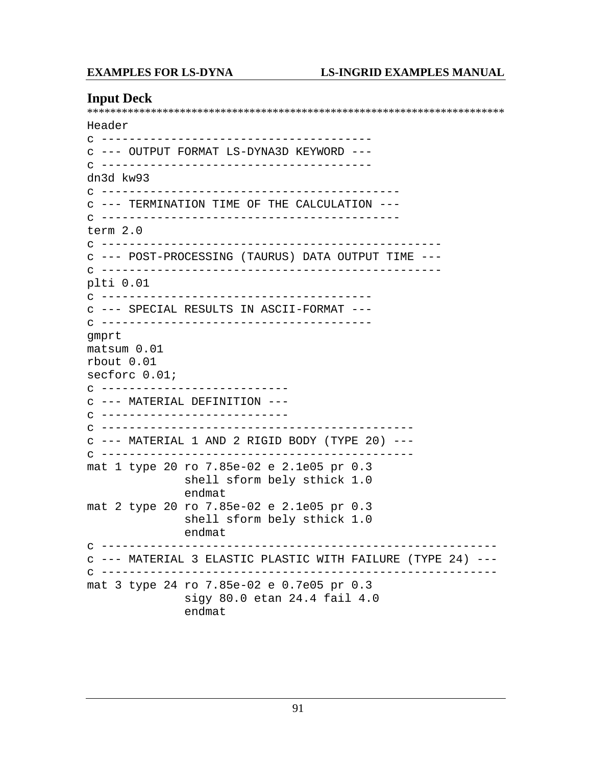## Input Deck

```
***************************************************************************
Header
c --------------------------------------
c --- OUTPUT FORMAT LS-DYNA3D KEYWORD ---
c --------------------------------------
dn3d kw93
c ------------------------------------------
c --- TERMINATION TIME OF THE CALCULATION ---
c ------------------------------------------
term 2.0
c ------------------------------------------------
c --- POST-PROCESSING (TAURUS) DATA OUTPUT TIME ---
c ------------------------------------------------
plti 0.01
c --------------------------------------
c --- SPECIAL RESULTS IN ASCII-FORMAT ---
c --------------------------------------
gmprt
matsum 0.01
rbout 0.01
secforc 0.01;
c --------------------------
c --- MATERIAL DEFINITION ---
c --------------------------
c --------------------------------------------
c --- MATERIAL 1 AND 2 RIGID BODY (TYPE 20) ---
c --------------------------------------------
mat 1 type 20 ro 7.85e-02 e 2.1e05 pr 0.3
              shell sform bely sthick 1.0
              endmat
mat 2 type 20 ro 7.85e-02 e 2.1e05 pr 0.3
              shell sform bely sthick 1.0
              endmat
c -----------------------------------------------------
c --- MATERIAL 3 ELASTIC PLASTIC WITH FAILURE (TYPE 24) ---
c -----------------------------------------------------
mat 3 type 24 ro 7.85e-02 e 0.7e05 pr 0.3
              sigy 80.0 etan 24.4 fail 4.0
              endmat
```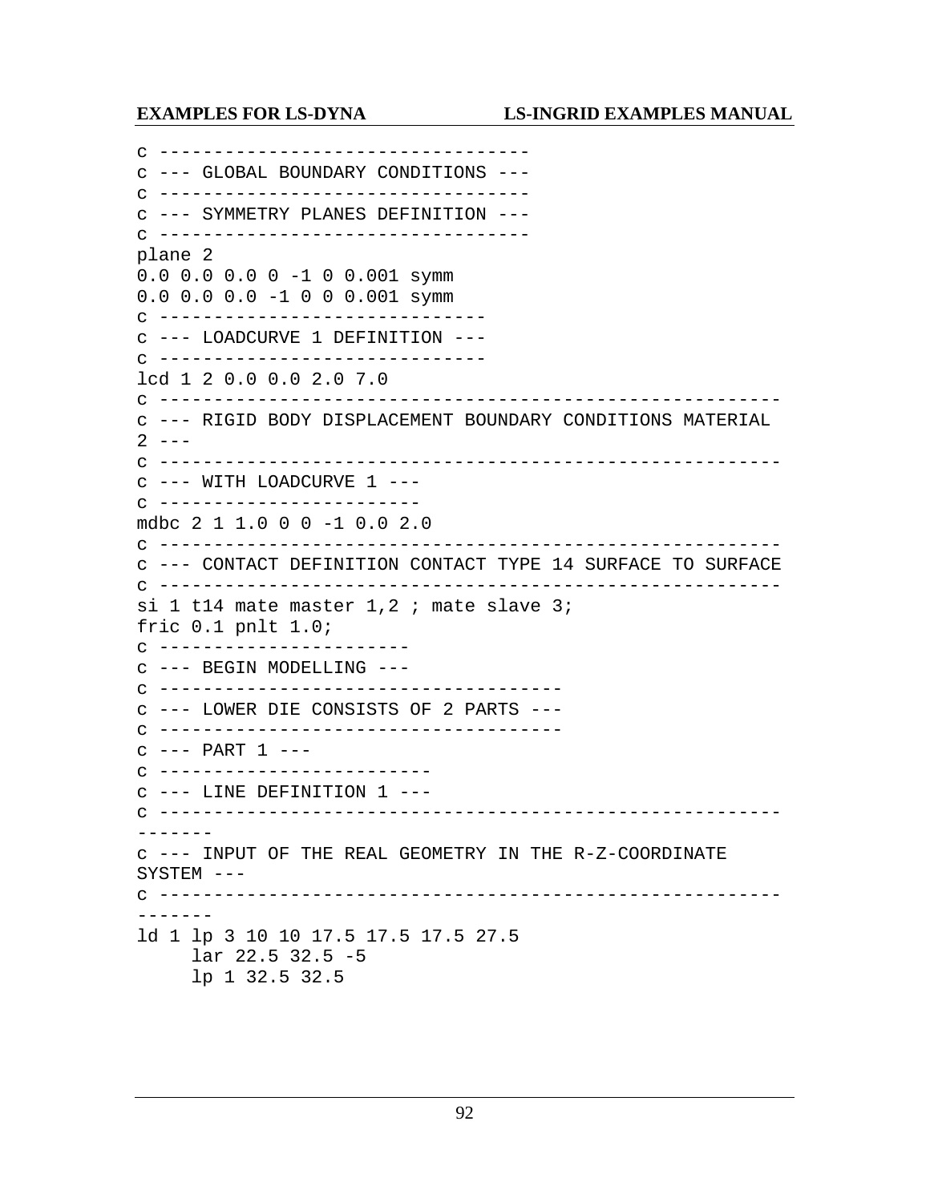```
c ---------------------------------
c --- GLOBAL BOUNDARY CONDITIONS ---
c ---------------------------------
c --- SYMMETRY PLANES DEFINITION ---
c ---------------------------------
plane 2
0.0 0.0 0.0 0 -1 0 0.001 symm
0.0 0.0 0.0 -1 0 0 0.001 symm
c -----------------------------
c --- LOADCURVE 1 DEFINITION ---
c -----------------------------
lcd 1 2 0.0 0.0 2.0 7.0
c -----------------------------------------------------
c --- RIGID BODY DISPLACEMENT BOUNDARY CONDITIONS MATERIAL
2 ---
c -----------------------------------------------------
c --- WITH LOADCURVE 1 ---
c -----------------------
mdbc 2 1 1.0 0 0 -1 0.0 2.0
c -----------------------------------------------------
c --- CONTACT DEFINITION CONTACT TYPE 14 SURFACE TO SURFACE
c -----------------------------------------------------
si 1 t14 mate master 1,2 ; mate slave 3;
fric 0.1 pnlt 1.0;
c ----------------------
c --- BEGIN MODELLING ---
c -----------------------------------
c --- LOWER DIE CONSISTS OF 2 PARTS ---
c -----------------------------------
c --- PART 1 ---
c ------------------------
c --- LINE DEFINITION 1 ---
c -----------------------------------------------------
-------
c --- INPUT OF THE REAL GEOMETRY IN THE R-Z-COORDINATE
SYSTEM ---
c -----------------------------------------------------
-------
ld 1 lp 3 10 10 17.5 17.5 17.5 27.5
     lar 22.5 32.5 -5
     lp 1 32.5 32.5
```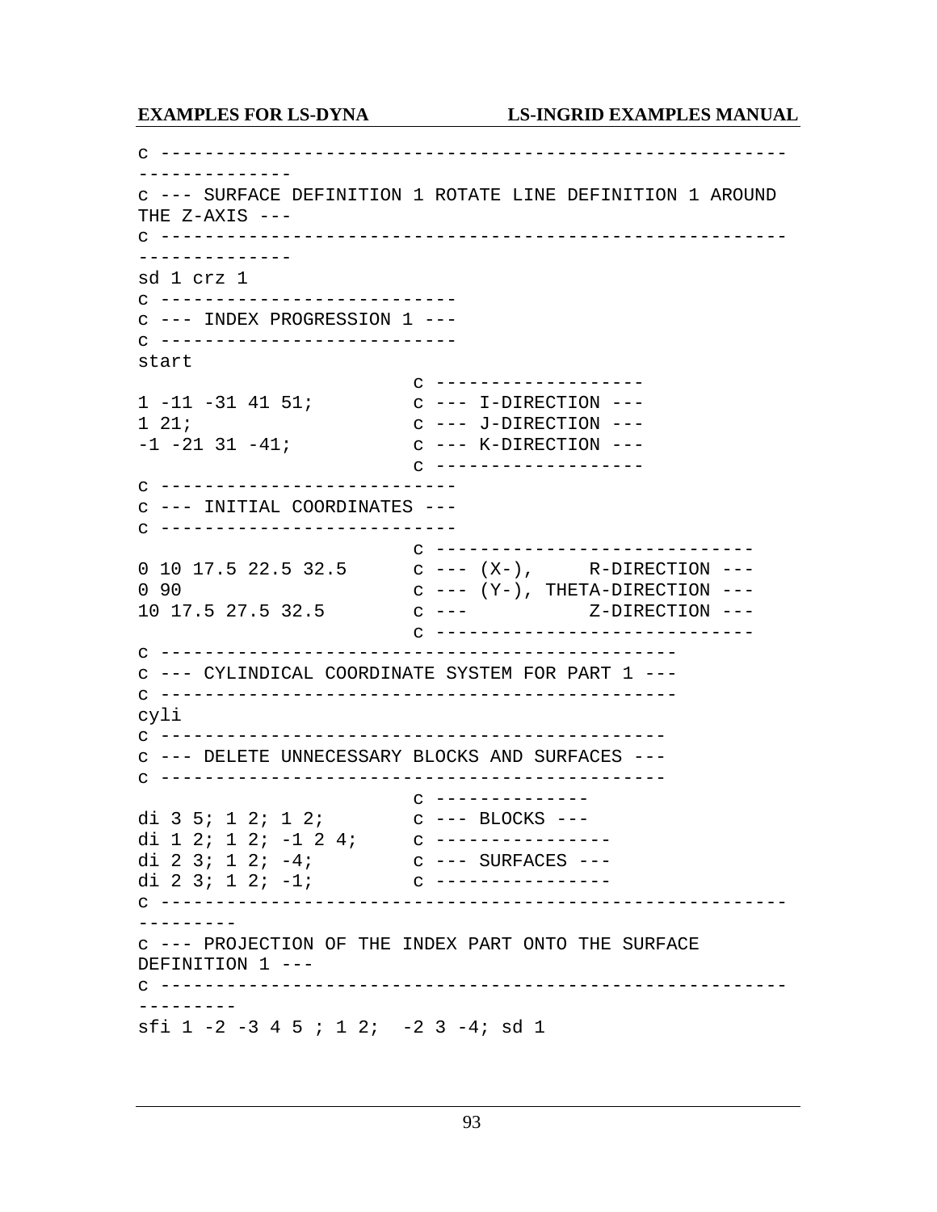```
c -----------------------------------------------------
-------------
c --- SURFACE DEFINITION 1 ROTATE LINE DEFINITION 1 AROUND
THE Z-AXIS ---
c -----------------------------------------------------
-------------
sd 1 crz 1
c --------------------------
c --- INDEX PROGRESSION 1 ---
c --------------------------
start
                         c ------------------
1 -11 -31 41 51;         c --- I-DIRECTION ---
1 21;                    c --- J-DIRECTION ---
-1 -21 31 -41;           c --- K-DIRECTION ---
                         c ------------------
c --------------------------
c --- INITIAL COORDINATES ---
c --------------------------
                         c ----------------------------
0 10 17.5 22.5 32.5      c --- (X-),     R-DIRECTION ---
0 90                     c --- (Y-), THETA-DIRECTION ---
10 17.5 27.5 32.5        c ---           Z-DIRECTION ---
                         c ----------------------------
c -------------------------------------------
c --- CYLINDICAL COORDINATE SYSTEM FOR PART 1 ---
c -------------------------------------------
cyli
c ------------------------------------------
c --- DELETE UNNECESSARY BLOCKS AND SURFACES ---
c ------------------------------------------
                         c -------------
di 3 5; 1 2; 1 2;        c --- BLOCKS ---
di 1 2; 1 2; -1 2 4;     c ---------------
di 2 3; 1 2; -4;         c --- SURFACES ---
di 2 3; 1 2; -1;         c ---------------
c -----------------------------------------------------
---------
c --- PROJECTION OF THE INDEX PART ONTO THE SURFACE
DEFINITION 1 ---
c -----------------------------------------------------
---------
sfi 1 -2 -3 4 5 ; 1 2;  -2 3 -4; sd 1
```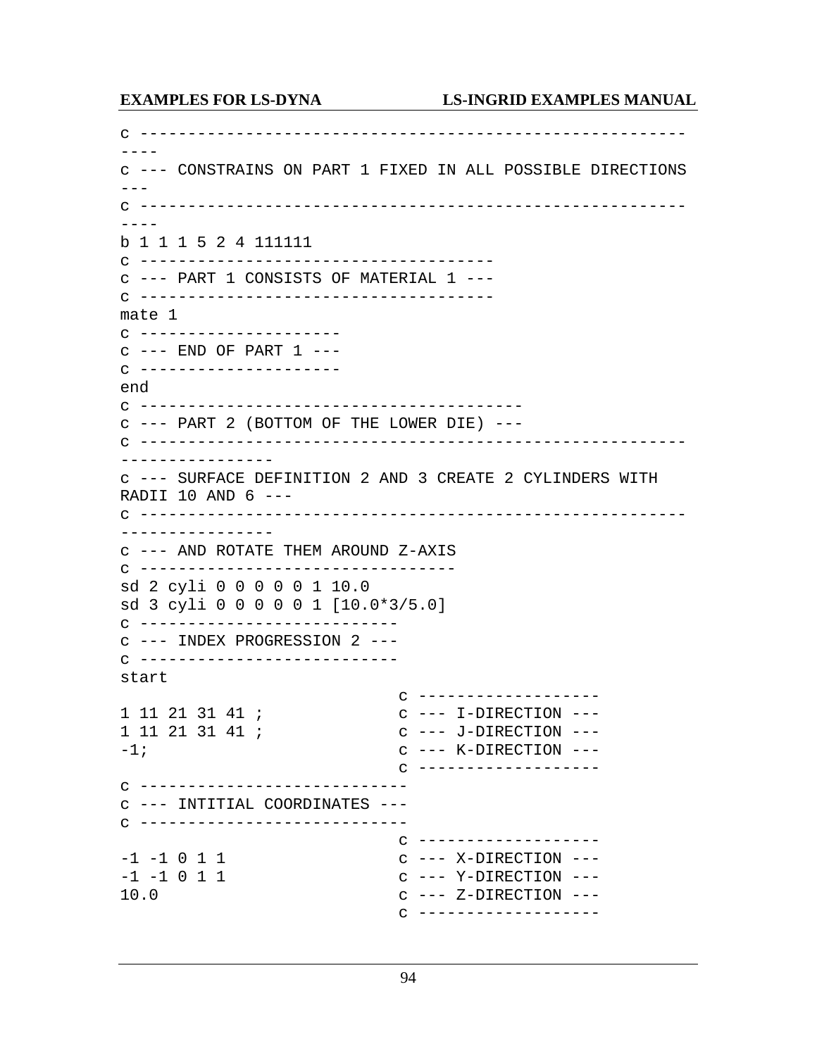```
c -------------------------------------------------------
----
c --- CONSTRAINS ON PART 1 FIXED IN ALL POSSIBLE DIRECTIONS
---
c -------------------------------------------------------
----
b 1 1 1 5 2 4 111111
c -----------------------------------
c --- PART 1 CONSISTS OF MATERIAL 1 ---
c -----------------------------------
mate 1
c --------------------
c --- END OF PART 1 ---
c --------------------
end
c -------------------------------------
c --- PART 2 (BOTTOM OF THE LOWER DIE) ---
c -------------------------------------------------------
---------------
c --- SURFACE DEFINITION 2 AND 3 CREATE 2 CYLINDERS WITH
RADII 10 AND 6 ---
c -------------------------------------------------------
---------------
c --- AND ROTATE THEM AROUND Z-AXIS
c -------------------------------
sd 2 cyli 0 0 0 0 0 1 10.0
sd 3 cyli 0 0 0 0 0 1 [10.0*3/5.0]
c -------------------------
c --- INDEX PROGRESSION 2 ---
c -------------------------
start
                            c ------------------
1 11 21 31 41 ;             c --- I-DIRECTION ---
1 11 21 31 41 ;             c --- J-DIRECTION ---
-1;                         c --- K-DIRECTION ---
                            c ------------------
c --------------------------
c --- INTITIAL COORDINATES ---
c --------------------------
                            c ------------------
-1 -1 0 1 1                 c --- X-DIRECTION ---
-1 -1 0 1 1                 c --- Y-DIRECTION ---
10.0                        c --- Z-DIRECTION ---
                            c ------------------
```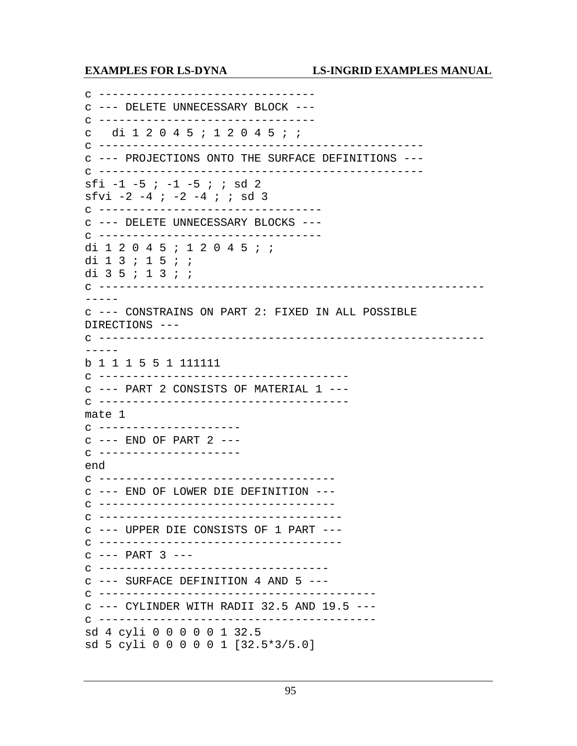```
c -------------------------------
c --- DELETE UNNECESSARY BLOCK ---
c -------------------------------
c   di 1 2 0 4 5 ; 1 2 0 4 5 ; ;
c ---------------------------------------------
c --- PROJECTIONS ONTO THE SURFACE DEFINITIONS ---
c ---------------------------------------------
sfi -1 -5 ; -1 -5 ; ; sd 2
sfvi -2 -4 ; -2 -4 ; ; sd 3
c --------------------------------
c --- DELETE UNNECESSARY BLOCKS ---
c --------------------------------
di 1 2 0 4 5 ; 1 2 0 4 5 ; ;
di 1 3 ; 1 5 ; ;
di 3 5 ; 1 3 ; ;
c -------------------------------------------------------
-----
c --- CONSTRAINS ON PART 2: FIXED IN ALL POSSIBLE
DIRECTIONS ---
c -------------------------------------------------------
-----
b 1 1 1 5 5 1 111111
c ------------------------------------
c --- PART 2 CONSISTS OF MATERIAL 1 ---
c ------------------------------------
mate 1
c --------------------
c --- END OF PART 2 ---
c --------------------
end
c ----------------------------------
c --- END OF LOWER DIE DEFINITION ---
c ----------------------------------
c ----------------------------------
c --- UPPER DIE CONSISTS OF 1 PART ---
c ----------------------------------
c --- PART 3 ---
c --------------------------------
c --- SURFACE DEFINITION 4 AND 5 ---
c ---------------------------------------
c --- CYLINDER WITH RADII 32.5 AND 19.5 ---
c ---------------------------------------
sd 4 cyli 0 0 0 0 0 1 32.5
sd 5 cyli 0 0 0 0 0 1 [32.5*3/5.0]
```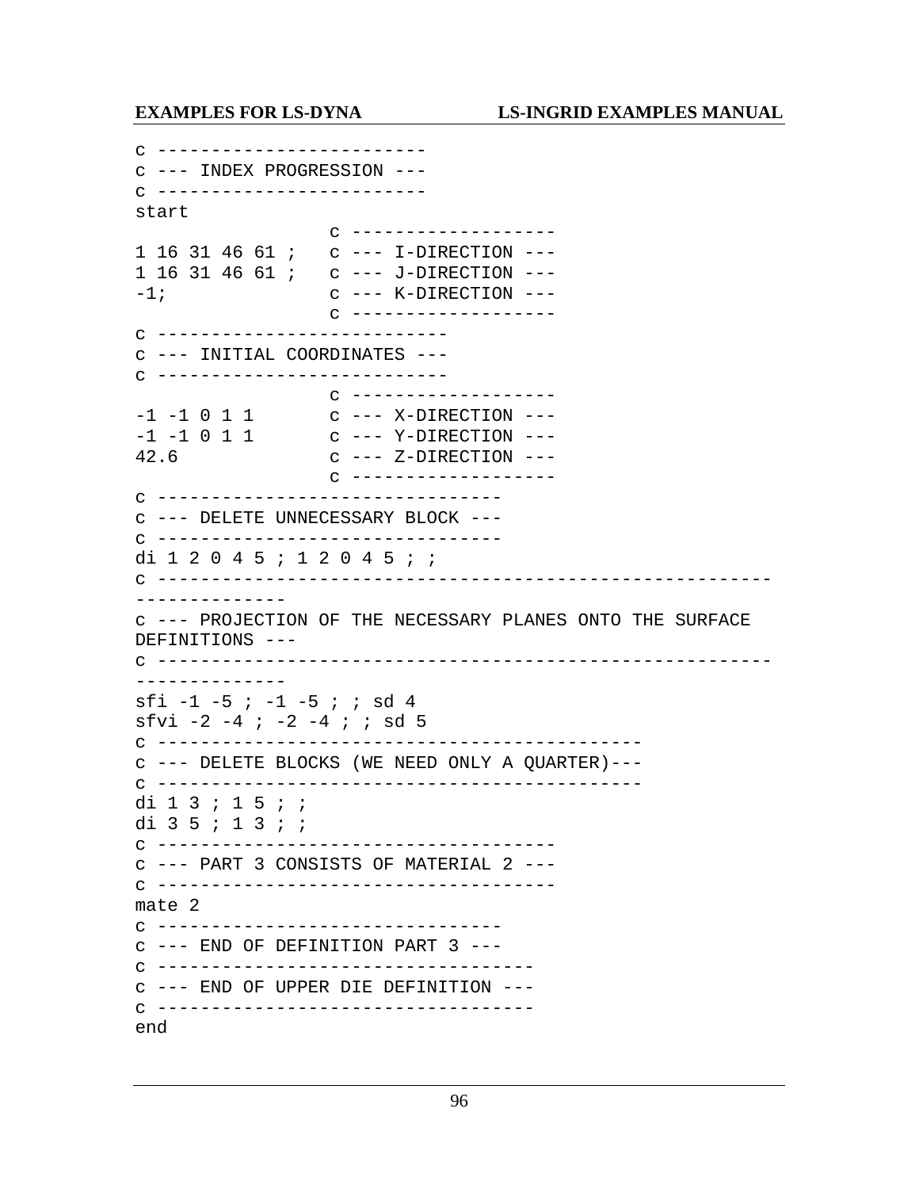```
c ------------------------
c --- INDEX PROGRESSION ---
c ------------------------
start
                  c ------------------
1 16 31 46 61 ;   c --- I-DIRECTION ---
1 16 31 46 61 ;   c --- J-DIRECTION ---
-1;               c --- K-DIRECTION ---
                  c ------------------
c --------------------------
c --- INITIAL COORDINATES ---
c --------------------------
                  c ------------------
-1 -1 0 1 1       c --- X-DIRECTION ---
-1 -1 0 1 1       c --- Y-DIRECTION ---
42.6              c --- Z-DIRECTION ---
                  c ------------------
c ------------------------------
c --- DELETE UNNECESSARY BLOCK ---
c ------------------------------
di 1 2 0 4 5 ; 1 2 0 4 5 ; ;
c -----------------------------------------------------
-------------
c --- PROJECTION OF THE NECESSARY PLANES ONTO THE SURFACE
DEFINITIONS ---
c -----------------------------------------------------
-------------
sfi -1 -5 ; -1 -5 ; ; sd 4
sfvi -2 -4 ; -2 -4 ; ; sd 5
c -------------------------------------------
c --- DELETE BLOCKS (WE NEED ONLY A QUARTER)---
c -------------------------------------------
di 1 3 ; 1 5 ; ;
di 3 5 ; 1 3 ; ;
c ----------------------------------
c --- PART 3 CONSISTS OF MATERIAL 2 ---
c ----------------------------------
mate 2
c ------------------------------
c --- END OF DEFINITION PART 3 ---
c ---------------------------------
c --- END OF UPPER DIE DEFINITION ---
c ---------------------------------
end
```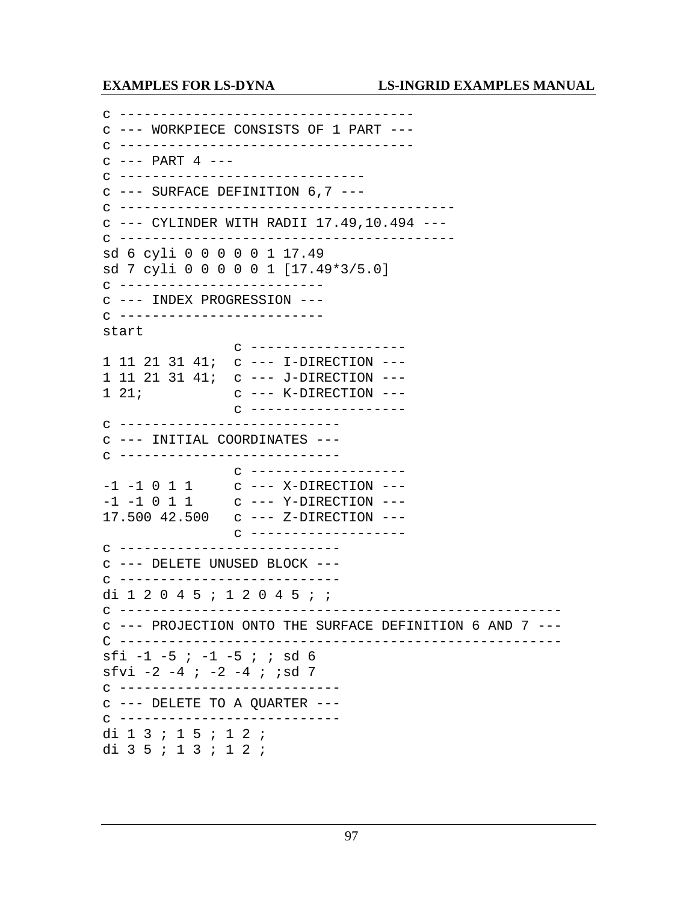```
c -----------------------------------
c --- WORKPIECE CONSISTS OF 1 PART ---
c -----------------------------------
c --- PART 4 ---
c -----------------------------
c --- SURFACE DEFINITION 6,7 ---
c ---------------------------------------
c --- CYLINDER WITH RADII 17.49,10.494 ---
c ---------------------------------------
sd 6 cyli 0 0 0 0 0 1 17.49
sd 7 cyli 0 0 0 0 0 1 [17.49*3/5.0]
c ------------------------
c --- INDEX PROGRESSION ---
c ------------------------
start
                c ------------------
1 11 21 31 41;  c --- I-DIRECTION ---
1 11 21 31 41;  c --- J-DIRECTION ---
1 21;           c --- K-DIRECTION ---
                c ------------------
c --------------------------
c --- INITIAL COORDINATES ---
c --------------------------
                c ------------------
-1 -1 0 1 1     c --- X-DIRECTION ---
-1 -1 0 1 1     c --- Y-DIRECTION ---
17.500 42.500   c --- Z-DIRECTION ---
                c ------------------
c --------------------------
c --- DELETE UNUSED BLOCK ---
c --------------------------
di 1 2 0 4 5 ; 1 2 0 4 5 ; ;
c -------------------------------------------------
c --- PROJECTION ONTO THE SURFACE DEFINITION 6 AND 7 ---
C -------------------------------------------------
sfi -1 -5 ; -1 -5 ; ; sd 6
sfvi -2 -4 ; -2 -4 ; ;sd 7
c --------------------------
c --- DELETE TO A QUARTER ---
c --------------------------
di 1 3 ; 1 5 ; 1 2 ;
di 3 5 ; 1 3 ; 1 2 ;
```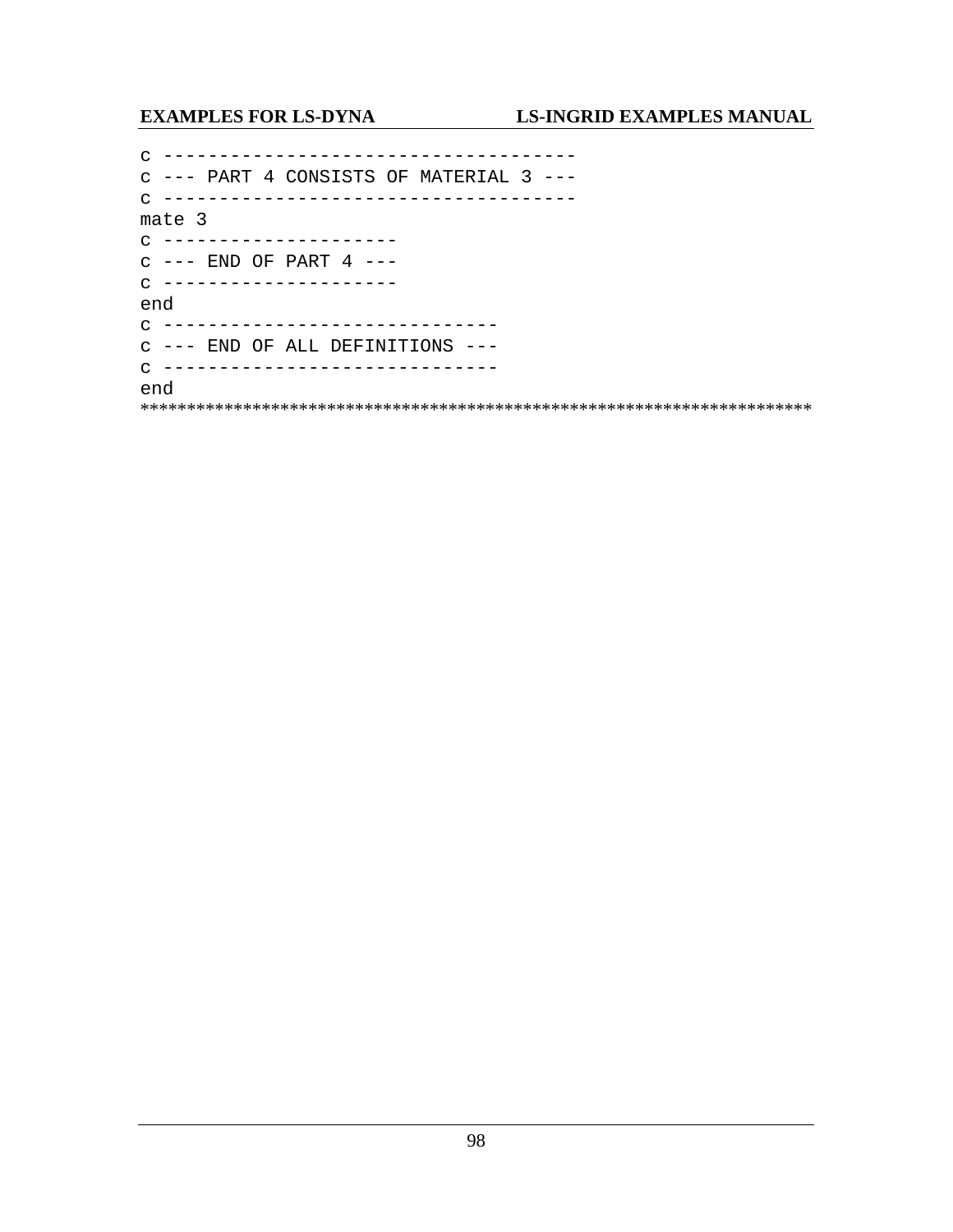```
c ------------------------------------
c --- PART 4 CONSISTS OF MATERIAL 3 ---
c ------------------------------------
mate 3
c ---------------------
c --- END OF PART 4 ---
c ---------------------
end
c -----------------------------
c --- END OF ALL DEFINITIONS ---
c -----------------------------
end
```
************************************************************************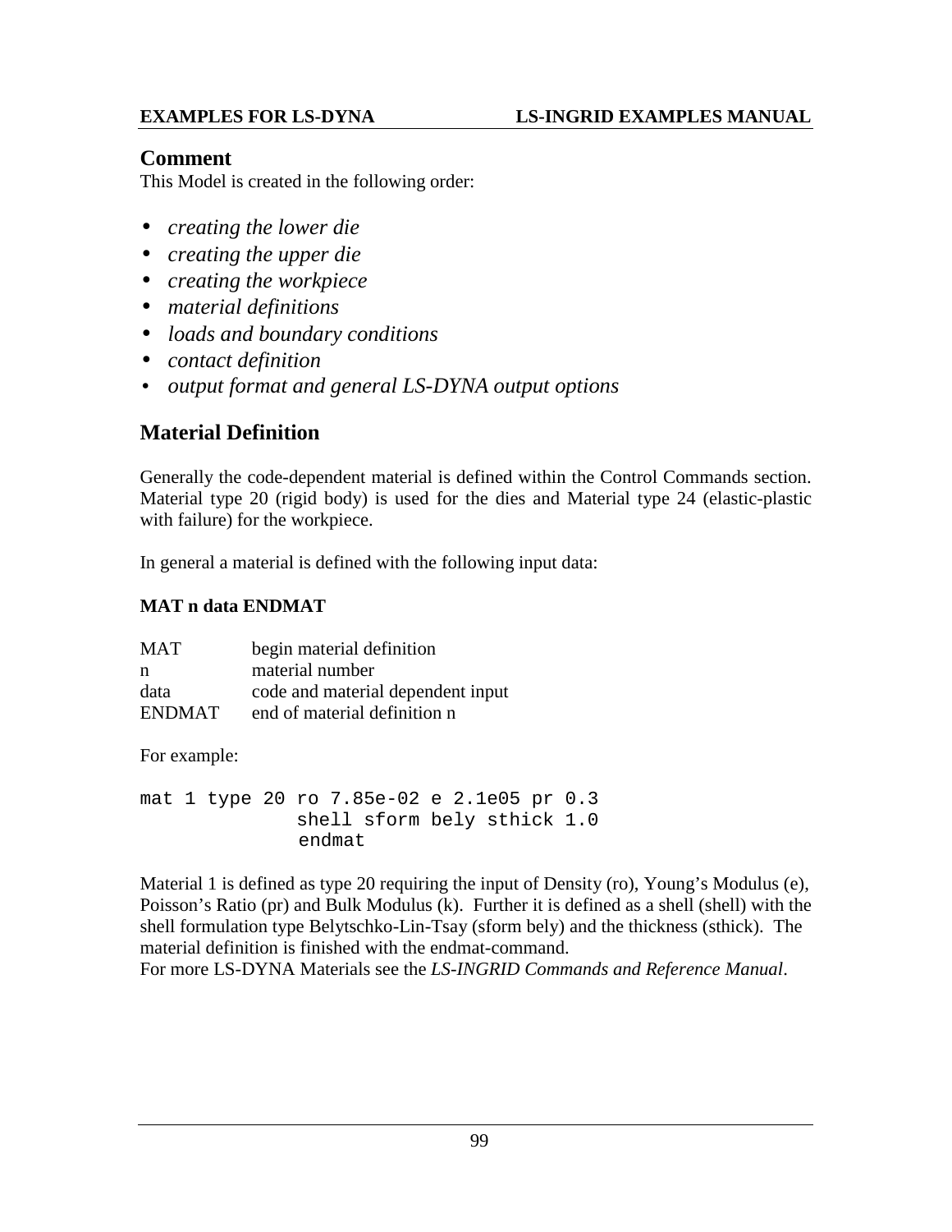## Comment

This Model is created in the following order:

- *creating the lower die*
- *creating the upper die*
- *creating the workpiece*
- *material definitions*
- *loads and boundary conditions*
- *contact definition*
- *output format and general LS-DYNA output options*

## Material Definition

Generally the code-dependent material is defined within the Control Commands section. Material type 20 (rigid body) is used for the dies and Material type 24 (elastic-plastic with failure) for the workpiece.

In general a material is defined with the following input data:

**MAT n data ENDMAT**

| | |
|---|---|
| MAT | begin material definition |
| n | material number |
| data | code and material dependent input |
| ENDMAT | end of material definition n |

For example:

```
mat 1 type 20 ro 7.85e-02 e 2.1e05 pr 0.3
              shell sform bely sthick 1.0
              endmat
```

Material 1 is defined as type 20 requiring the input of Density (ro), Young's Modulus (e), Poisson's Ratio (pr) and Bulk Modulus (k). Further it is defined as a shell (shell) with the shell formulation type Belytschko-Lin-Tsay (sform bely) and the thickness (sthick). The material definition is finished with the endmat-command.
For more LS-DYNA Materials see the *LS-INGRID Commands and Reference Manual*.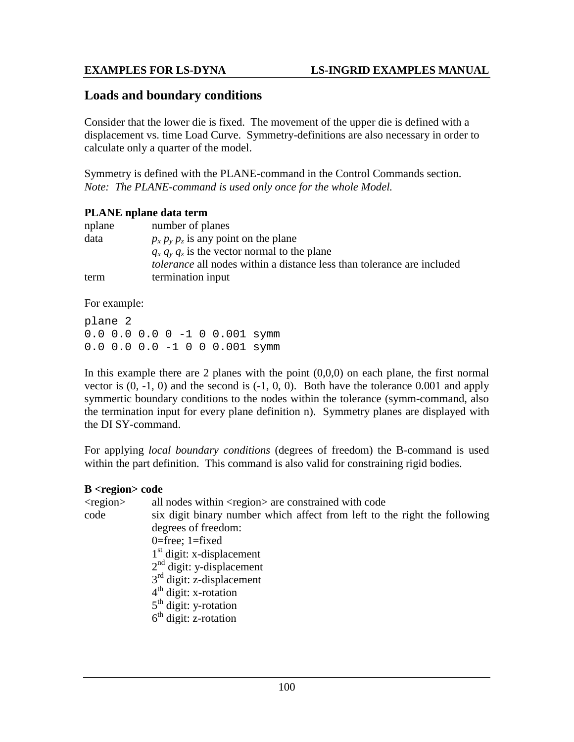## Loads and boundary conditions

Consider that the lower die is fixed. The movement of the upper die is defined with a displacement vs. time Load Curve. Symmetry-definitions are also necessary in order to calculate only a quarter of the model.

Symmetry is defined with the PLANE-command in the Control Commands section.
*Note: The PLANE-command is used only once for the whole Model.*

**PLANE nplane data term**

| | |
|---|---|
| nplane | number of planes |
| data | $p_x$ $p_y$ $p_z$ is any point on the plane |
| | $q_x$ $q_y$ $q_z$ is the vector normal to the plane |
| | *tolerance* all nodes within a distance less than tolerance are included |
| term | termination input |

For example:

```
plane 2
0.0 0.0 0.0 0 -1 0 0.001 symm
0.0 0.0 0.0 -1 0 0 0.001 symm
```

In this example there are 2 planes with the point (0,0,0) on each plane, the first normal vector is (0, -1, 0) and the second is (-1, 0, 0). Both have the tolerance 0.001 and apply symmertic boundary conditions to the nodes within the tolerance (symm-command, also the termination input for every plane definition n). Symmetry planes are displayed with the DI SY-command.

For applying *local boundary conditions* (degrees of freedom) the B-command is used within the part definition. This command is also valid for constraining rigid bodies.

**B <region> code**

| | |
|---|---|
| <region> | all nodes within <region> are constrained with code |
| code | six digit binary number which affect from left to the right the following degrees of freedom: |
| | 0=free; 1=fixed |
| | 1st digit: x-displacement |
| | 2nd digit: y-displacement |
| | 3rd digit: z-displacement |
| | 4th digit: x-rotation |
| | 5th digit: y-rotation |
| | 6th digit: z-rotation |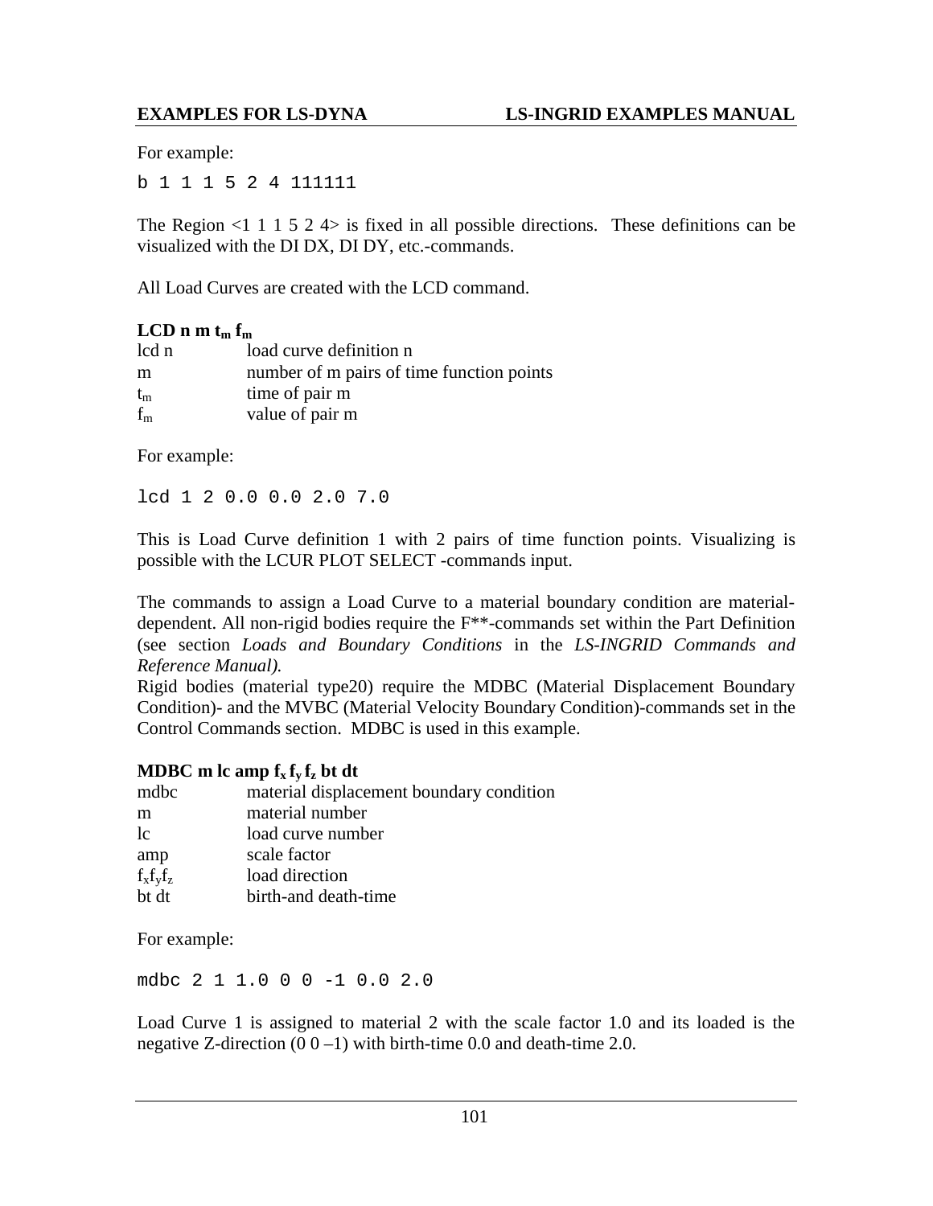For example:

```
b 1 1 1 5 2 4 111111
```

The Region <1 1 1 5 2 4> is fixed in all possible directions. These definitions can be visualized with the DI DX, DI DY, etc.-commands.

All Load Curves are created with the LCD command.

**LCD n m $t_m$ $f_m$**

| | |
|---|---|
| lcd n | load curve definition n |
| m | number of m pairs of time function points |
| $t_m$ | time of pair m |
| $f_m$ | value of pair m |

For example:

```
lcd 1 2 0.0 0.0 2.0 7.0
```

This is Load Curve definition 1 with 2 pairs of time function points. Visualizing is possible with the LCUR PLOT SELECT -commands input.

The commands to assign a Load Curve to a material boundary condition are material-dependent. All non-rigid bodies require the F**-commands set within the Part Definition (see section *Loads and Boundary Conditions* in the *LS-INGRID Commands and Reference Manual).*

Rigid bodies (material type20) require the MDBC (Material Displacement Boundary Condition)- and the MVBC (Material Velocity Boundary Condition)-commands set in the Control Commands section. MDBC is used in this example.

**MDBC m lc amp $f_x$ $f_y$ $f_z$ bt dt**

| | |
|---|---|
| mdbc | material displacement boundary condition |
| m | material number |
| lc | load curve number |
| amp | scale factor |
| $f_x f_y f_z$ | load direction |
| bt dt | birth-and death-time |

For example:

```
mdbc 2 1 1.0 0 0 -1 0.0 2.0
```

Load Curve 1 is assigned to material 2 with the scale factor 1.0 and its loaded is the negative Z-direction (0 0 –1) with birth-time 0.0 and death-time 2.0.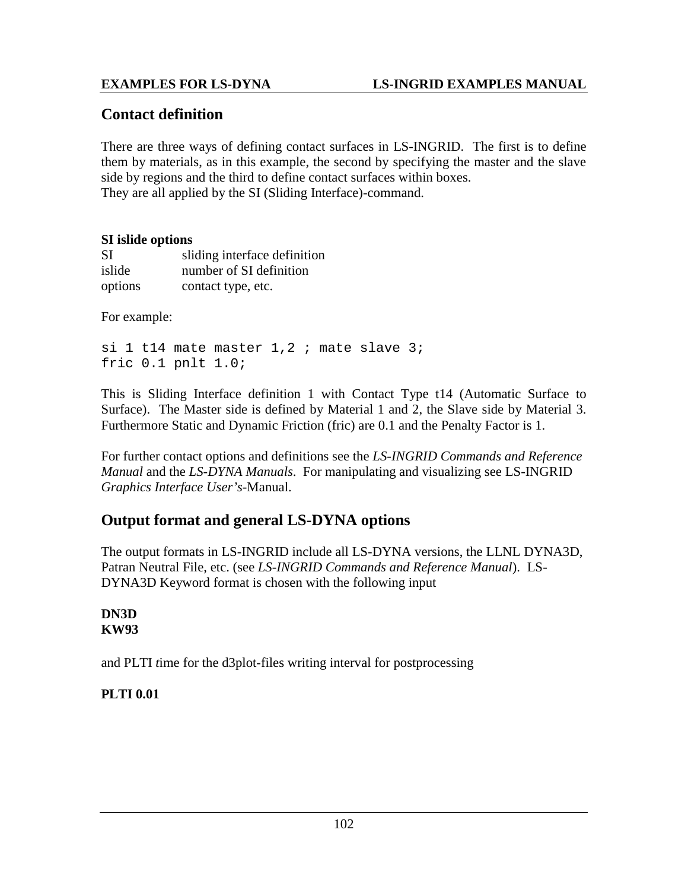## Contact definition

There are three ways of defining contact surfaces in LS-INGRID. The first is to define them by materials, as in this example, the second by specifying the master and the slave side by regions and the third to define contact surfaces within boxes.
They are all applied by the SI (Sliding Interface)-command.

**SI islide options**

| | |
|---|---|
| SI | sliding interface definition |
| islide | number of SI definition |
| options | contact type, etc. |

For example:

```
si 1 t14 mate master 1,2 ; mate slave 3;
fric 0.1 pnlt 1.0;
```

This is Sliding Interface definition 1 with Contact Type t14 (Automatic Surface to Surface). The Master side is defined by Material 1 and 2, the Slave side by Material 3. Furthermore Static and Dynamic Friction (fric) are 0.1 and the Penalty Factor is 1.

For further contact options and definitions see the *LS-INGRID Commands and Reference Manual* and the *LS-DYNA Manuals*. For manipulating and visualizing see LS-INGRID *Graphics Interface User's*-Manual.

## Output format and general LS-DYNA options

The output formats in LS-INGRID include all LS-DYNA versions, the LLNL DYNA3D, Patran Neutral File, etc. (see *LS-INGRID Commands and Reference Manual*). LS-DYNA3D Keyword format is chosen with the following input

**DN3D**
**KW93**

and PLTI *t*ime for the d3plot-files writing interval for postprocessing

**PLTI 0.01**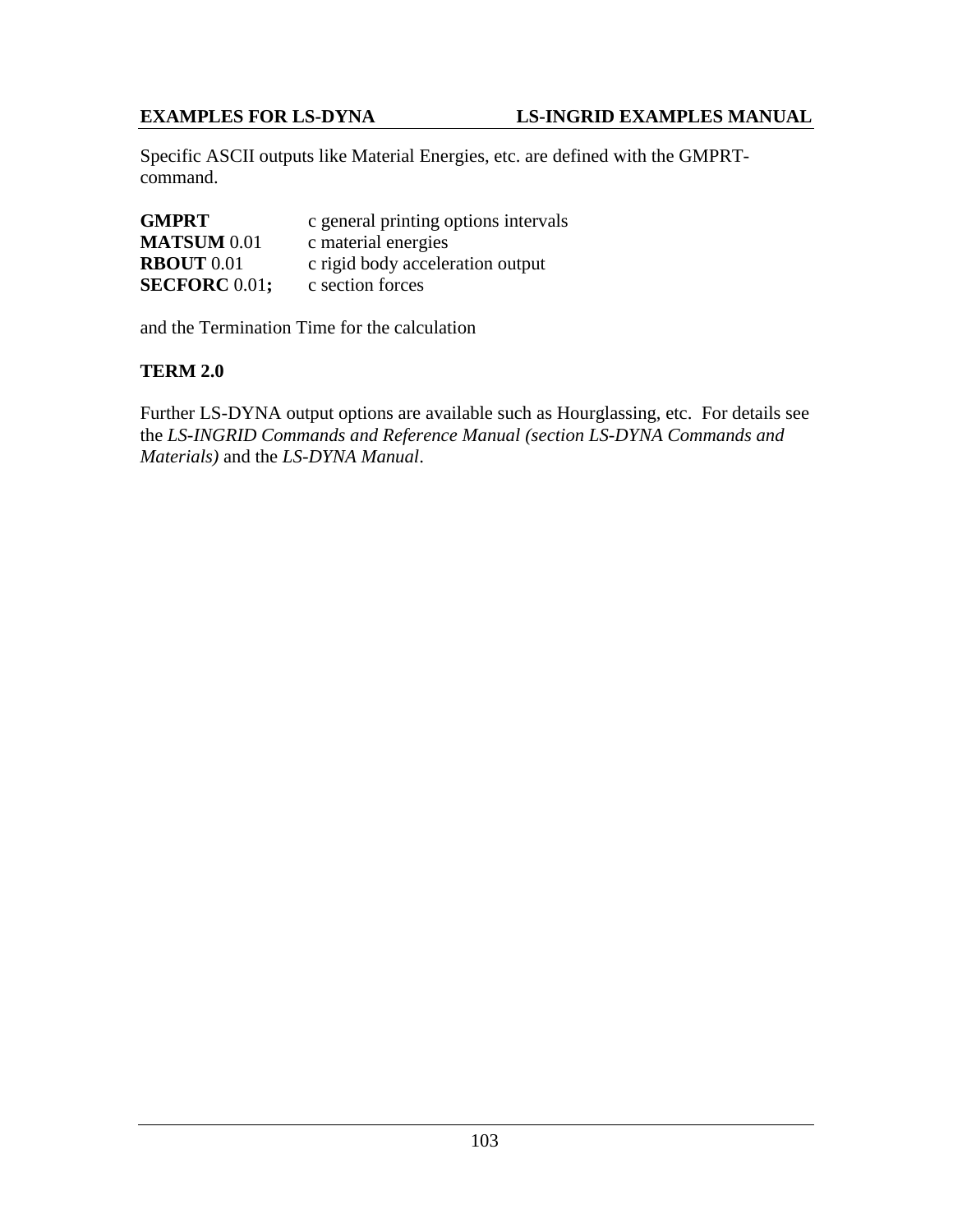Specific ASCII outputs like Material Energies, etc. are defined with the GMPRT-command.

| | |
|---|---|
| **GMPRT** | c general printing options intervals |
| **MATSUM** 0.01 | c material energies |
| **RBOUT** 0.01 | c rigid body acceleration output |
| **SECFORC** 0.01**;** | c section forces |

and the Termination Time for the calculation

**TERM 2.0**

Further LS-DYNA output options are available such as Hourglassing, etc. For details see the *LS-INGRID Commands and Reference Manual (section LS-DYNA Commands and Materials)* and the *LS-DYNA Manual*.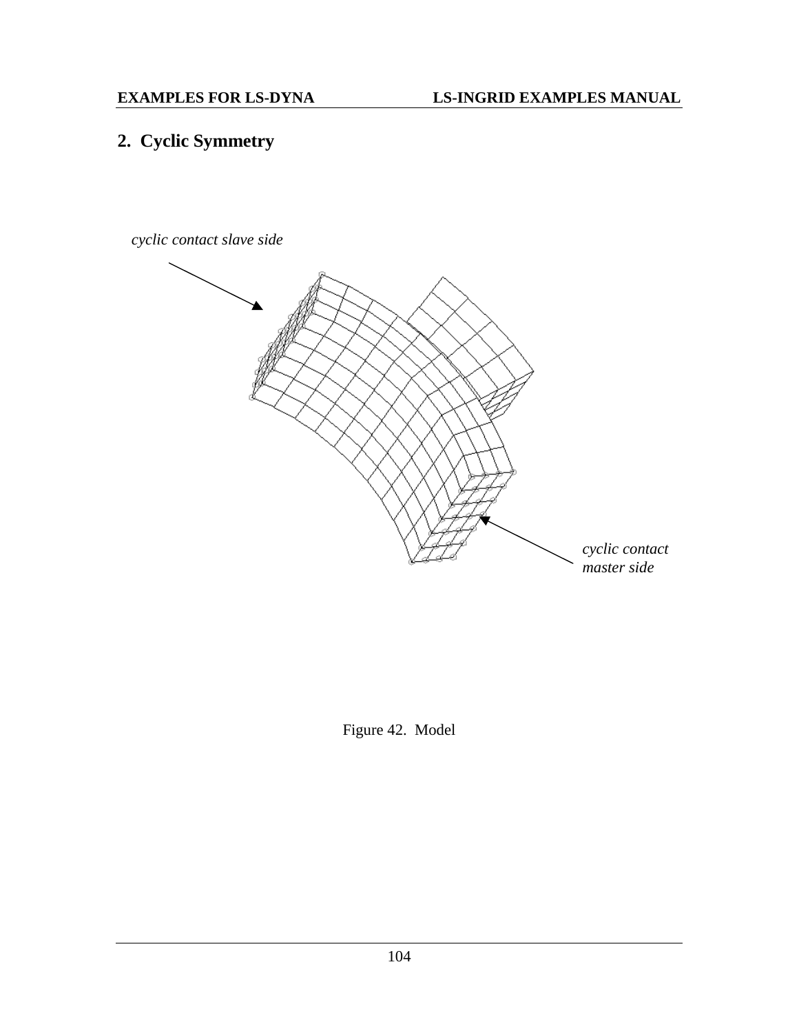## 2. Cyclic Symmetry

*cyclic contact slave side*

*cyclic contact master side*

Figure 42. Model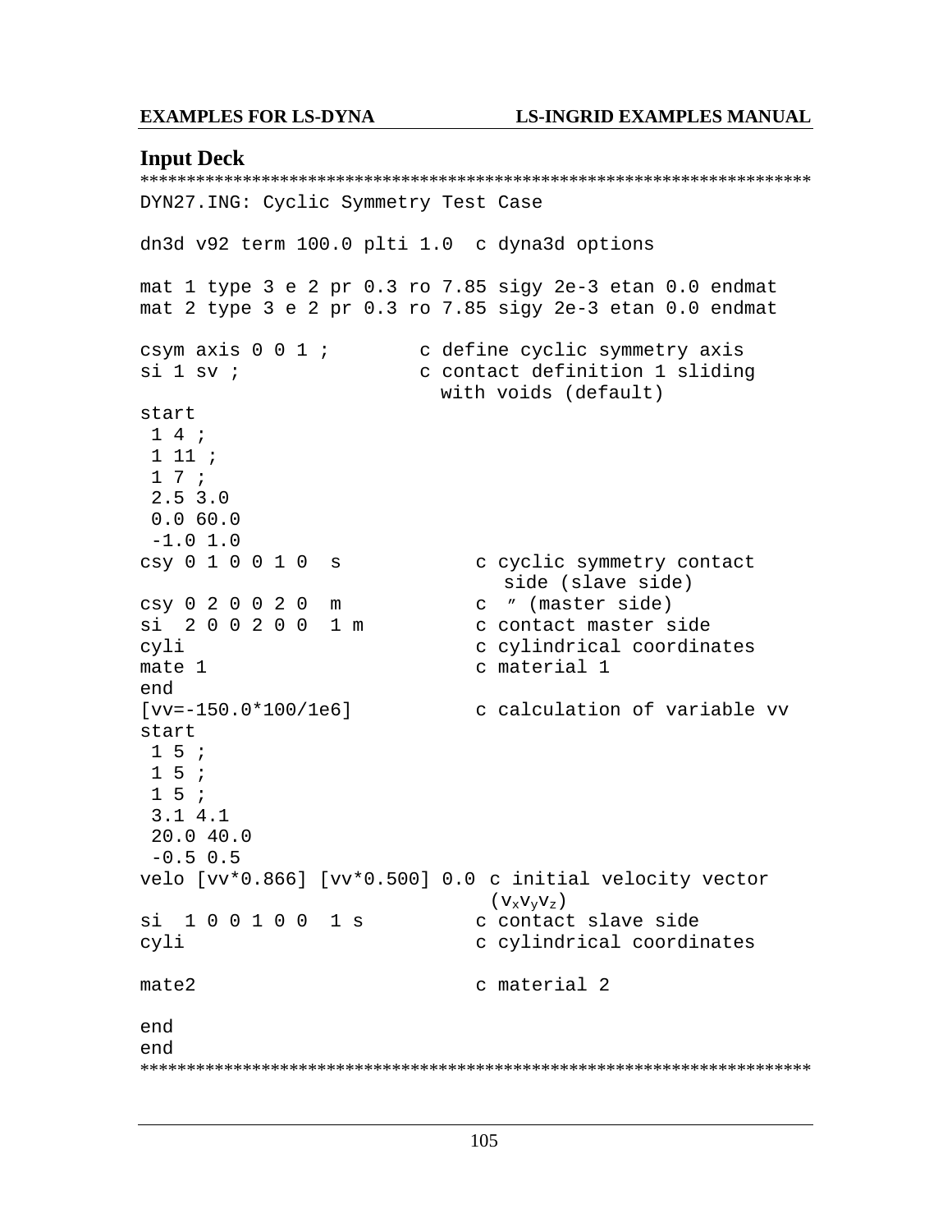## Input Deck

```
************************************************************************
DYN27.ING: Cyclic Symmetry Test Case

dn3d v92 term 100.0 plti 1.0  c dyna3d options

mat 1 type 3 e 2 pr 0.3 ro 7.85 sigy 2e-3 etan 0.0 endmat
mat 2 type 3 e 2 pr 0.3 ro 7.85 sigy 2e-3 etan 0.0 endmat

csym axis 0 0 1 ;        c define cyclic symmetry axis
si 1 sv ;                c contact definition 1 sliding
                           with voids (default)
start
 1 4 ;
 1 11 ;
 1 7 ;
 2.5 3.0
 0.0 60.0
 -1.0 1.0
csy 0 1 0 0 1 0  s            c cyclic symmetry contact
                                side (slave side)
csy 0 2 0 0 2 0  m            c  ″ (master side)
si  2 0 0 2 0 0  1 m          c contact master side
cyli                          c cylindrical coordinates
mate 1                        c material 1
end
[vv=-150.0*100/1e6]           c calculation of variable vv
start
 1 5 ;
 1 5 ;
 1 5 ;
 3.1 4.1
 20.0 40.0
 -0.5 0.5
velo [vv*0.866] [vv*0.500] 0.0 c initial velocity vector
                                 (vxvyvz)
si  1 0 0 1 0 0  1 s          c contact slave side
cyli                          c cylindrical coordinates

mate2                         c material 2

end
end
************************************************************************
```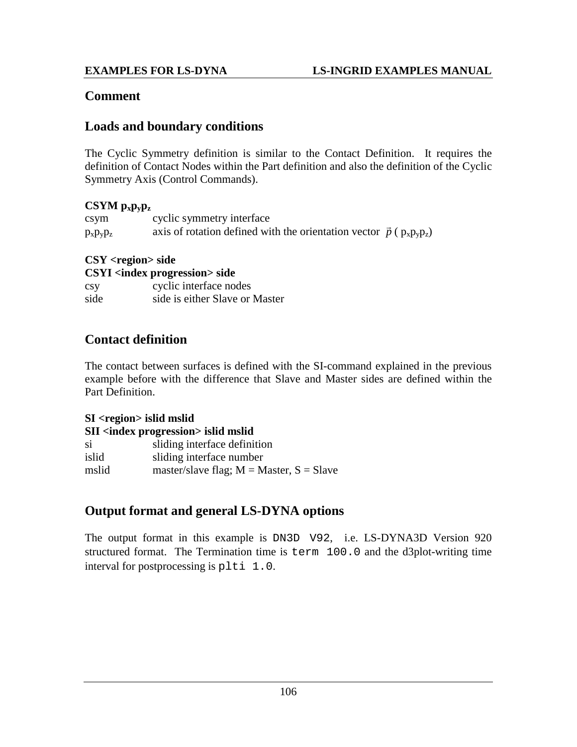## Comment

## Loads and boundary conditions

The Cyclic Symmetry definition is similar to the Contact Definition. It requires the definition of Contact Nodes within the Part definition and also the definition of the Cyclic Symmetry Axis (Control Commands).

**CSYM $p_x p_y p_z$**

csym cyclic symmetry interface

$p_x p_y p_z$ axis of rotation defined with the orientation vector $\vec{p}$ ( $p_x p_y p_z$)

**CSY <region> side**

**CSYI <index progression> side**

csy cyclic interface nodes

side side is either Slave or Master

## Contact definition

The contact between surfaces is defined with the SI-command explained in the previous example before with the difference that Slave and Master sides are defined within the Part Definition.

**SI <region> islid mslid**

**SII <index progression> islid mslid**

si sliding interface definition

islid sliding interface number

mslid master/slave flag; M = Master, S = Slave

## Output format and general LS-DYNA options

The output format in this example is `DN3D V92`, i.e. LS-DYNA3D Version 920 structured format. The Termination time is `term 100.0` and the d3plot-writing time interval for postprocessing is `plti 1.0`.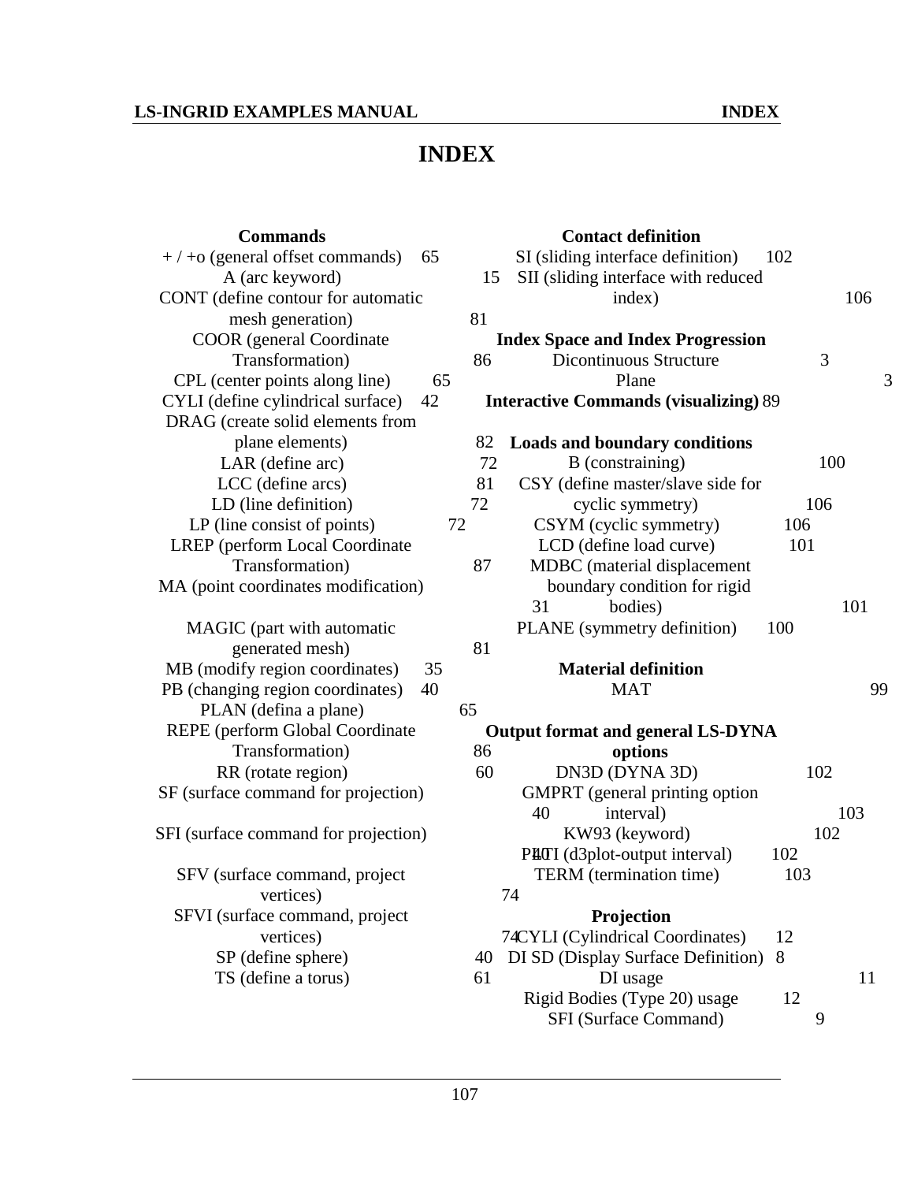# INDEX

**Commands**

+ / +o (general offset commands) 65
A (arc keyword) 15
CONT (define contour for automatic mesh generation) 81
COOR (general Coordinate Transformation) 86
CPL (center points along line) 65
CYLI (define cylindrical surface) 42
DRAG (create solid elements from plane elements) 82
LAR (define arc) 72
LCC (define arcs) 81
LD (line definition) 72
LP (line consist of points) 72
LREP (perform Local Coordinate Transformation) 87
MA (point coordinates modification) 31
MAGIC (part with automatic generated mesh) 81
MB (modify region coordinates) 35
PB (changing region coordinates) 40
PLAN (defina a plane) 65
REPE (perform Global Coordinate Transformation) 86
RR (rotate region) 60
SF (surface command for projection) 40
SFI (surface command for projection) 40
SFV (surface command, project vertices) 74
SFVI (surface command, project vertices) 74
SP (define sphere) 40
TS (define a torus) 61

**Contact definition**

SI (sliding interface definition) 102
SII (sliding interface with reduced index) 106

**Index Space and Index Progression**

Dicontinuous Structure 3
Plane 3

**Interactive Commands (visualizing)** 89

**Loads and boundary conditions**

B (constraining) 100
CSY (define master/slave side for cyclic symmetry) 106
CSYM (cyclic symmetry) 106
LCD (define load curve) 101
MDBC (material displacement boundary condition for rigid bodies) 101
PLANE (symmetry definition) 100

**Material definition**

MAT 99

**Output format and general LS-DYNA options**

DN3D (DYNA 3D) 102
GMPRT (general printing option interval) 103
KW93 (keyword) 102
PLTI (d3plot-output interval) 102
TERM (termination time) 103

**Projection**

CYLI (Cylindrical Coordinates) 12
DI SD (Display Surface Definition) 8
DI usage 11
Rigid Bodies (Type 20) usage 12
SFI (Surface Command) 9